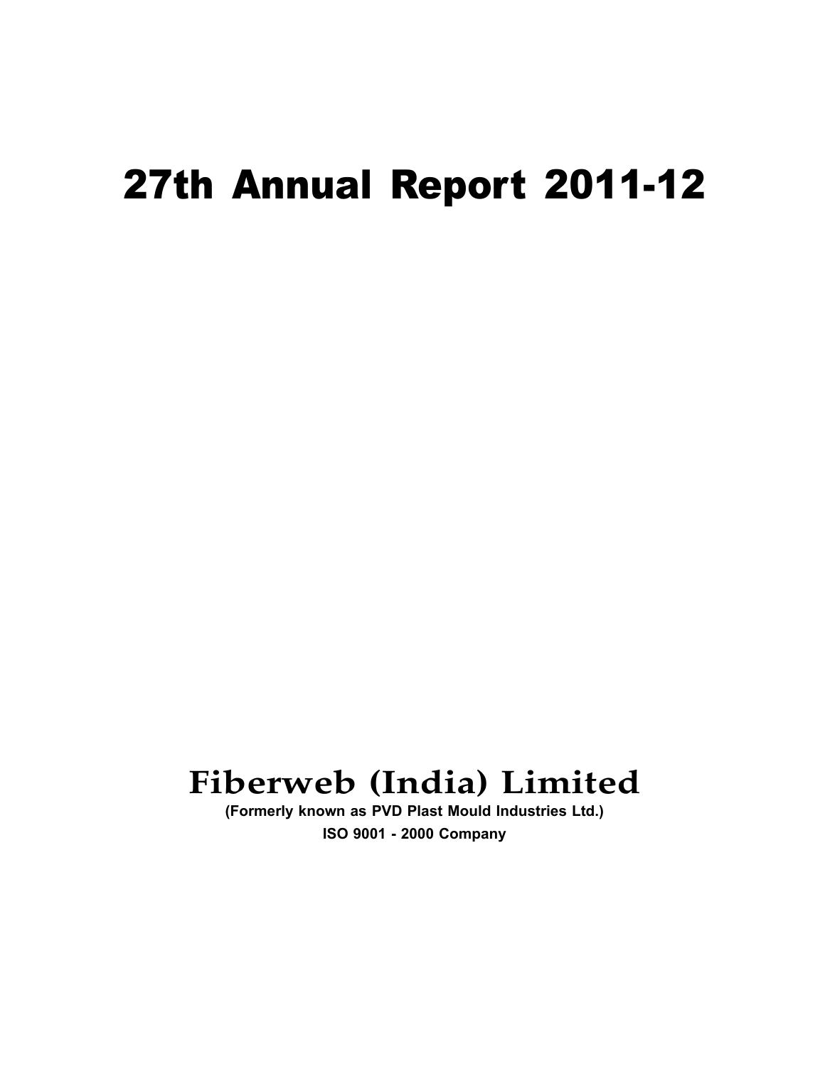# 27th Annual Report 2011-12

## Fiberweb (India) Limited

**(Formerly known as PVD Plast Mould Industries Ltd.)**

**ISO 9001 - 2000 Company**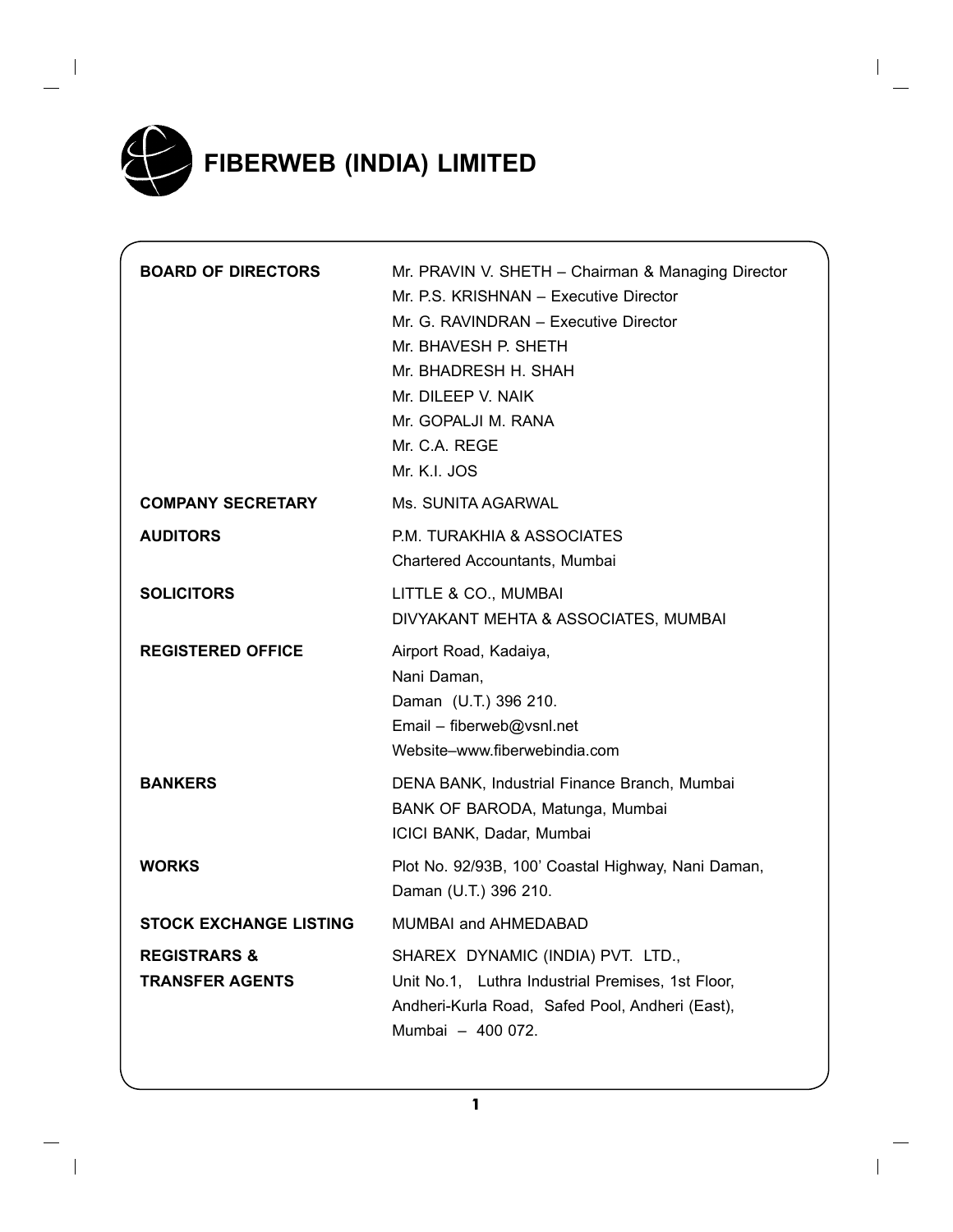# FIBERWEB (INDIA) LIMITED

| | |
|---|---|
| **BOARD OF DIRECTORS** | Mr. PRAVIN V. SHETH – Chairman & Managing Director<br>Mr. P.S. KRISHNAN – Executive Director<br>Mr. G. RAVINDRAN – Executive Director<br>Mr. BHAVESH P. SHETH<br>Mr. BHADRESH H. SHAH<br>Mr. DILEEP V. NAIK<br>Mr. GOPALJI M. RANA<br>Mr. C.A. REGE<br>Mr. K.I. JOS |
| **COMPANY SECRETARY** | Ms. SUNITA AGARWAL |
| **AUDITORS** | P.M. TURAKHIA & ASSOCIATES<br>Chartered Accountants, Mumbai |
| **SOLICITORS** | LITTLE & CO., MUMBAI<br>DIVYAKANT MEHTA & ASSOCIATES, MUMBAI |
| **REGISTERED OFFICE** | Airport Road, Kadaiya,<br>Nani Daman,<br>Daman (U.T.) 396 210.<br>Email – fiberweb@vsnl.net<br>Website–www.fiberwebindia.com |
| **BANKERS** | DENA BANK, Industrial Finance Branch, Mumbai<br>BANK OF BARODA, Matunga, Mumbai<br>ICICI BANK, Dadar, Mumbai |
| **WORKS** | Plot No. 92/93B, 100' Coastal Highway, Nani Daman,<br>Daman (U.T.) 396 210. |
| **STOCK EXCHANGE LISTING** | MUMBAI and AHMEDABAD |
| **REGISTRARS & TRANSFER AGENTS** | SHAREX DYNAMIC (INDIA) PVT. LTD.,<br>Unit No.1, Luthra Industrial Premises, 1st Floor,<br>Andheri-Kurla Road, Safed Pool, Andheri (East),<br>Mumbai – 400 072. |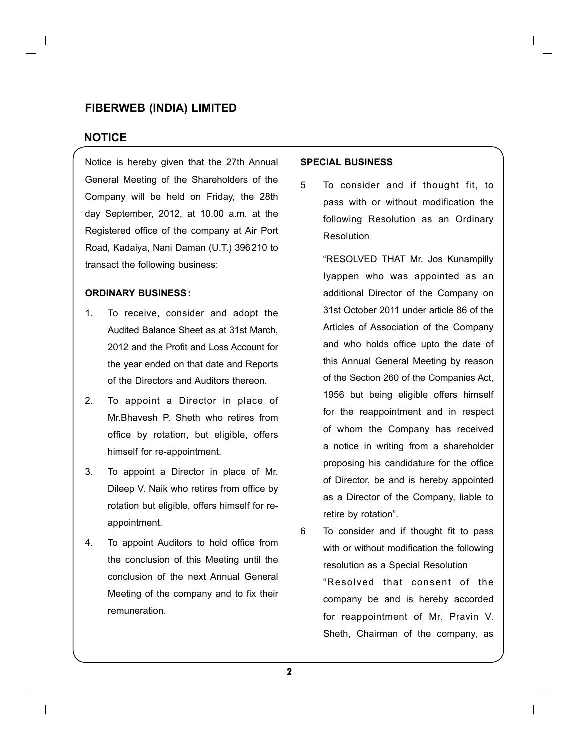## FIBERWEB (INDIA) LIMITED

## NOTICE

Notice is hereby given that the 27th Annual General Meeting of the Shareholders of the Company will be held on Friday, the 28th day September, 2012, at 10.00 a.m. at the Registered office of the company at Air Port Road, Kadaiya, Nani Daman (U.T.) 396210 to transact the following business:

**ORDINARY BUSINESS :**

1. To receive, consider and adopt the Audited Balance Sheet as at 31st March, 2012 and the Profit and Loss Account for the year ended on that date and Reports of the Directors and Auditors thereon.
2. To appoint a Director in place of Mr.Bhavesh P. Sheth who retires from office by rotation, but eligible, offers himself for re-appointment.
3. To appoint a Director in place of Mr. Dileep V. Naik who retires from office by rotation but eligible, offers himself for re-appointment.
4. To appoint Auditors to hold office from the conclusion of this Meeting until the conclusion of the next Annual General Meeting of the company and to fix their remuneration.

**SPECIAL BUSINESS**

5 To consider and if thought fit, to pass with or without modification the following Resolution as an Ordinary Resolution

"RESOLVED THAT Mr. Jos Kunampilly Iyappen who was appointed as an additional Director of the Company on 31st October 2011 under article 86 of the Articles of Association of the Company and who holds office upto the date of this Annual General Meeting by reason of the Section 260 of the Companies Act, 1956 but being eligible offers himself for the reappointment and in respect of whom the Company has received a notice in writing from a shareholder proposing his candidature for the office of Director, be and is hereby appointed as a Director of the Company, liable to retire by rotation".

6 To consider and if thought fit to pass with or without modification the following resolution as a Special Resolution

"Resolved that consent of the company be and is hereby accorded for reappointment of Mr. Pravin V. Sheth, Chairman of the company, as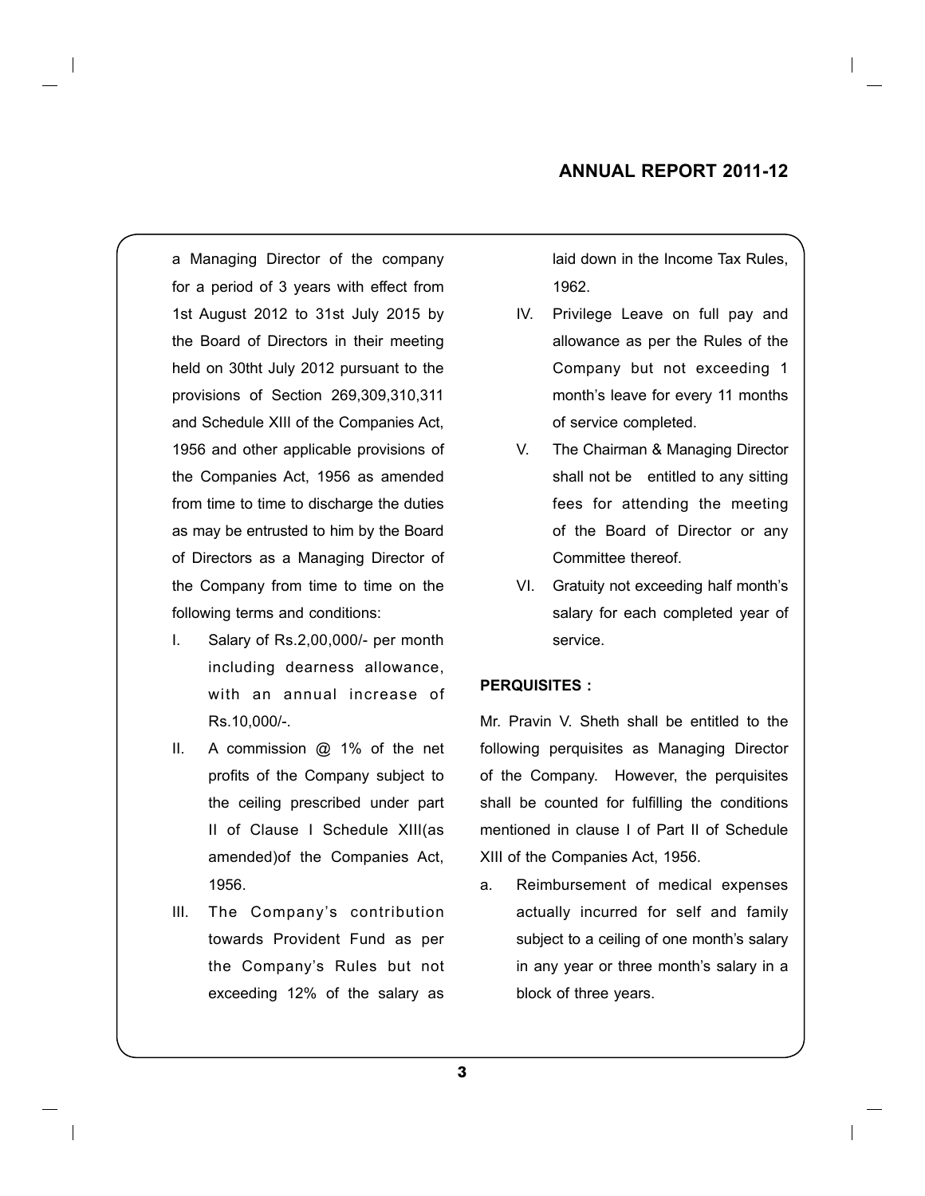a Managing Director of the company for a period of 3 years with effect from 1st August 2012 to 31st July 2015 by the Board of Directors in their meeting held on 30tht July 2012 pursuant to the provisions of Section 269,309,310,311 and Schedule XIII of the Companies Act, 1956 and other applicable provisions of the Companies Act, 1956 as amended from time to time to discharge the duties as may be entrusted to him by the Board of Directors as a Managing Director of the Company from time to time on the following terms and conditions:

I. Salary of Rs.2,00,000/- per month including dearness allowance, with an annual increase of Rs.10,000/-.

II. A commission @ 1% of the net profits of the Company subject to the ceiling prescribed under part II of Clause I Schedule XIII(as amended)of the Companies Act, 1956.

III. The Company's contribution towards Provident Fund as per the Company's Rules but not exceeding 12% of the salary as laid down in the Income Tax Rules, 1962.

IV. Privilege Leave on full pay and allowance as per the Rules of the Company but not exceeding 1 month's leave for every 11 months of service completed.

V. The Chairman & Managing Director shall not be entitled to any sitting fees for attending the meeting of the Board of Director or any Committee thereof.

VI. Gratuity not exceeding half month's salary for each completed year of service.

**PERQUISITES :**

Mr. Pravin V. Sheth shall be entitled to the following perquisites as Managing Director of the Company. However, the perquisites shall be counted for fulfilling the conditions mentioned in clause I of Part II of Schedule XIII of the Companies Act, 1956.

a. Reimbursement of medical expenses actually incurred for self and family subject to a ceiling of one month's salary in any year or three month's salary in a block of three years.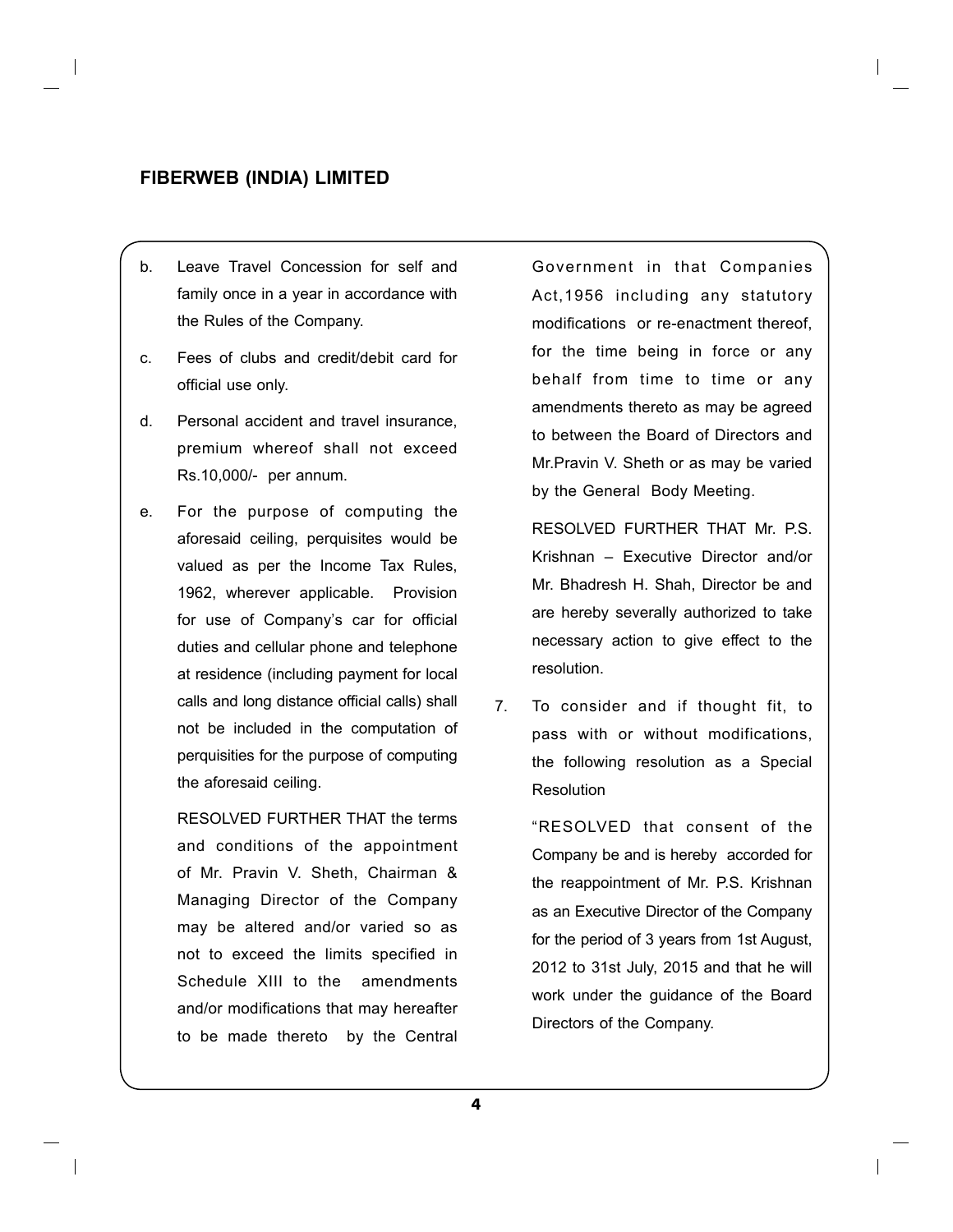b. Leave Travel Concession for self and family once in a year in accordance with the Rules of the Company.

c. Fees of clubs and credit/debit card for official use only.

d. Personal accident and travel insurance, premium whereof shall not exceed Rs.10,000/- per annum.

e. For the purpose of computing the aforesaid ceiling, perquisites would be valued as per the Income Tax Rules, 1962, wherever applicable. Provision for use of Company's car for official duties and cellular phone and telephone at residence (including payment for local calls and long distance official calls) shall not be included in the computation of perquisities for the purpose of computing the aforesaid ceiling.

RESOLVED FURTHER THAT the terms and conditions of the appointment of Mr. Pravin V. Sheth, Chairman & Managing Director of the Company may be altered and/or varied so as not to exceed the limits specified in Schedule XIII to the amendments and/or modifications that may hereafter to be made thereto by the Central Government in that Companies Act,1956 including any statutory modifications or re-enactment thereof, for the time being in force or any behalf from time to time or any amendments thereto as may be agreed to between the Board of Directors and Mr.Pravin V. Sheth or as may be varied by the General Body Meeting.

RESOLVED FURTHER THAT Mr. P.S. Krishnan – Executive Director and/or Mr. Bhadresh H. Shah, Director be and are hereby severally authorized to take necessary action to give effect to the resolution.

7. To consider and if thought fit, to pass with or without modifications, the following resolution as a Special Resolution

"RESOLVED that consent of the Company be and is hereby accorded for the reappointment of Mr. P.S. Krishnan as an Executive Director of the Company for the period of 3 years from 1st August, 2012 to 31st July, 2015 and that he will work under the guidance of the Board Directors of the Company.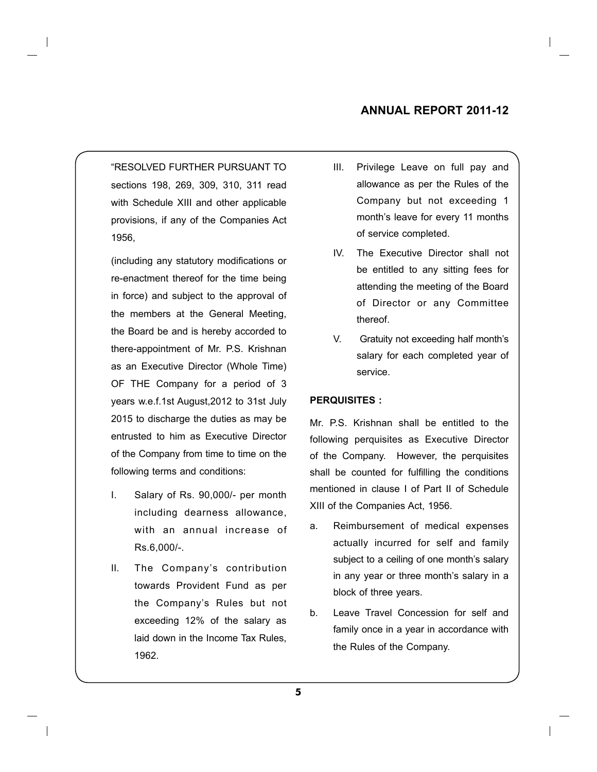"RESOLVED FURTHER PURSUANT TO sections 198, 269, 309, 310, 311 read with Schedule XIII and other applicable provisions, if any of the Companies Act 1956,

(including any statutory modifications or re-enactment thereof for the time being in force) and subject to the approval of the members at the General Meeting, the Board be and is hereby accorded to there-appointment of Mr. P.S. Krishnan as an Executive Director (Whole Time) OF THE Company for a period of 3 years w.e.f.1st August,2012 to 31st July 2015 to discharge the duties as may be entrusted to him as Executive Director of the Company from time to time on the following terms and conditions:

I. Salary of Rs. 90,000/- per month including dearness allowance, with an annual increase of Rs.6,000/-.

II. The Company's contribution towards Provident Fund as per the Company's Rules but not exceeding 12% of the salary as laid down in the Income Tax Rules, 1962.

III. Privilege Leave on full pay and allowance as per the Rules of the Company but not exceeding 1 month's leave for every 11 months of service completed.

IV. The Executive Director shall not be entitled to any sitting fees for attending the meeting of the Board of Director or any Committee thereof.

V. Gratuity not exceeding half month's salary for each completed year of service.

**PERQUISITES :**

Mr. P.S. Krishnan shall be entitled to the following perquisites as Executive Director of the Company. However, the perquisites shall be counted for fulfilling the conditions mentioned in clause I of Part II of Schedule XIII of the Companies Act, 1956.

a. Reimbursement of medical expenses actually incurred for self and family subject to a ceiling of one month's salary in any year or three month's salary in a block of three years.

b. Leave Travel Concession for self and family once in a year in accordance with the Rules of the Company.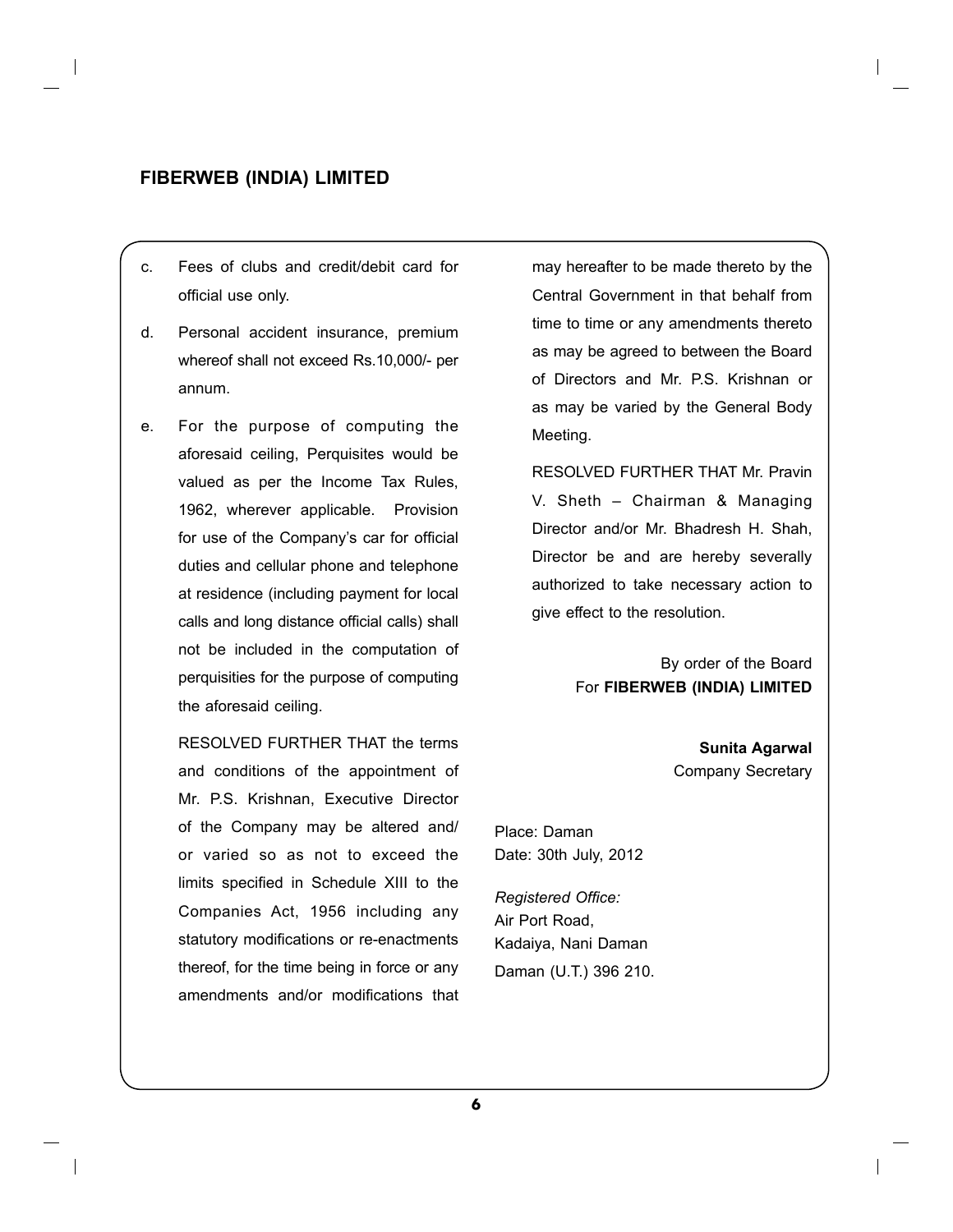c. Fees of clubs and credit/debit card for official use only.

d. Personal accident insurance, premium whereof shall not exceed Rs.10,000/- per annum.

e. For the purpose of computing the aforesaid ceiling, Perquisites would be valued as per the Income Tax Rules, 1962, wherever applicable. Provision for use of the Company's car for official duties and cellular phone and telephone at residence (including payment for local calls and long distance official calls) shall not be included in the computation of perquisities for the purpose of computing the aforesaid ceiling.

RESOLVED FURTHER THAT the terms and conditions of the appointment of Mr. P.S. Krishnan, Executive Director of the Company may be altered and/ or varied so as not to exceed the limits specified in Schedule XIII to the Companies Act, 1956 including any statutory modifications or re-enactments thereof, for the time being in force or any amendments and/or modifications that may hereafter to be made thereto by the Central Government in that behalf from time to time or any amendments thereto as may be agreed to between the Board of Directors and Mr. P.S. Krishnan or as may be varied by the General Body Meeting.

RESOLVED FURTHER THAT Mr. Pravin V. Sheth – Chairman & Managing Director and/or Mr. Bhadresh H. Shah, Director be and are hereby severally authorized to take necessary action to give effect to the resolution.

By order of the Board
For **FIBERWEB (INDIA) LIMITED**

**Sunita Agarwal**
Company Secretary

Place: Daman
Date: 30th July, 2012

*Registered Office:*
Air Port Road,
Kadaiya, Nani Daman
Daman (U.T.) 396 210.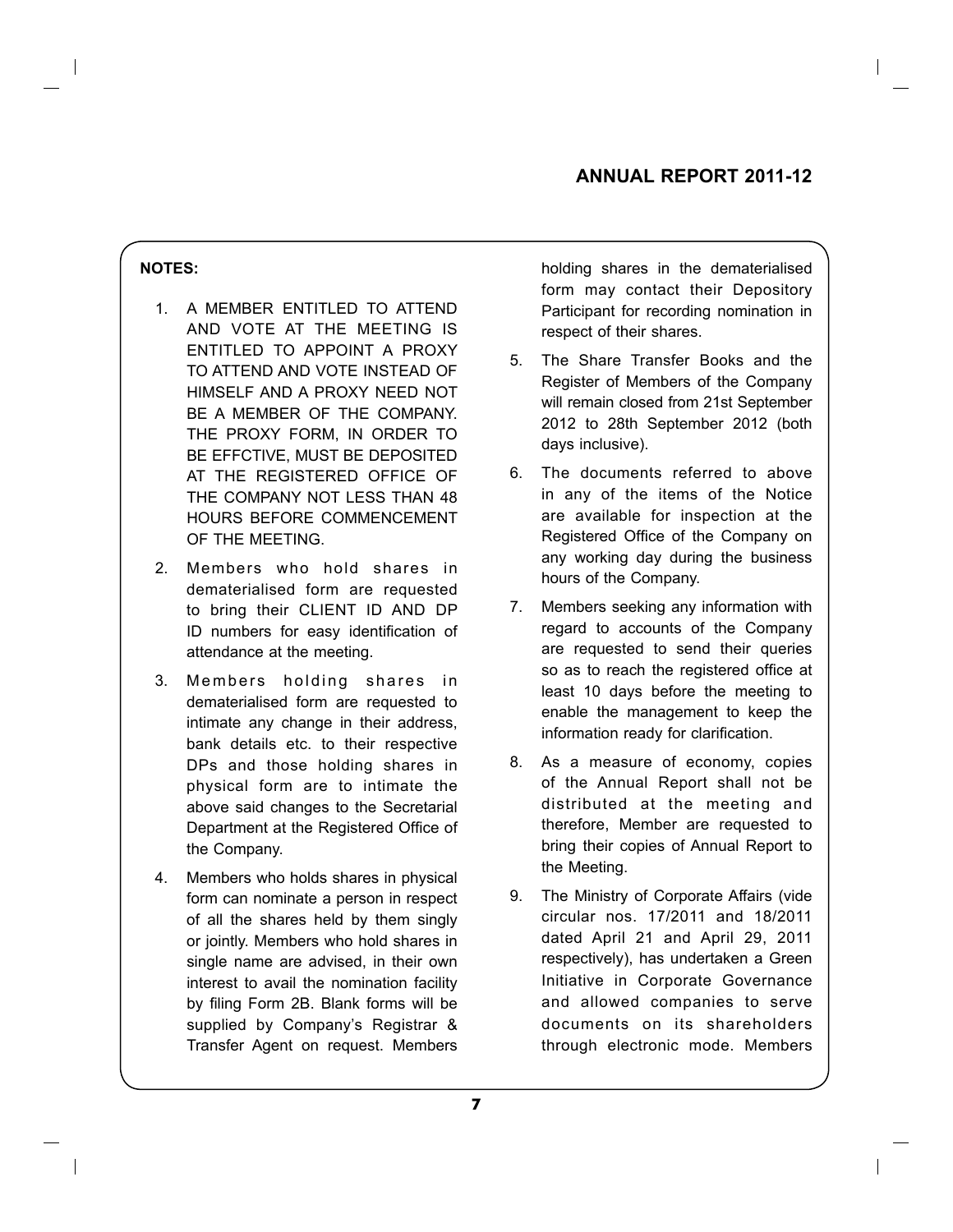**NOTES:**

1. A MEMBER ENTITLED TO ATTEND AND VOTE AT THE MEETING IS ENTITLED TO APPOINT A PROXY TO ATTEND AND VOTE INSTEAD OF HIMSELF AND A PROXY NEED NOT BE A MEMBER OF THE COMPANY. THE PROXY FORM, IN ORDER TO BE EFFCTIVE, MUST BE DEPOSITED AT THE REGISTERED OFFICE OF THE COMPANY NOT LESS THAN 48 HOURS BEFORE COMMENCEMENT OF THE MEETING.

2. Members who hold shares in dematerialised form are requested to bring their CLIENT ID AND DP ID numbers for easy identification of attendance at the meeting.

3. Members holding shares in dematerialised form are requested to intimate any change in their address, bank details etc. to their respective DPs and those holding shares in physical form are to intimate the above said changes to the Secretarial Department at the Registered Office of the Company.

4. Members who holds shares in physical form can nominate a person in respect of all the shares held by them singly or jointly. Members who hold shares in single name are advised, in their own interest to avail the nomination facility by filing Form 2B. Blank forms will be supplied by Company's Registrar & Transfer Agent on request. Members holding shares in the dematerialised form may contact their Depository Participant for recording nomination in respect of their shares.

5. The Share Transfer Books and the Register of Members of the Company will remain closed from 21st September 2012 to 28th September 2012 (both days inclusive).

6. The documents referred to above in any of the items of the Notice are available for inspection at the Registered Office of the Company on any working day during the business hours of the Company.

7. Members seeking any information with regard to accounts of the Company are requested to send their queries so as to reach the registered office at least 10 days before the meeting to enable the management to keep the information ready for clarification.

8. As a measure of economy, copies of the Annual Report shall not be distributed at the meeting and therefore, Member are requested to bring their copies of Annual Report to the Meeting.

9. The Ministry of Corporate Affairs (vide circular nos. 17/2011 and 18/2011 dated April 21 and April 29, 2011 respectively), has undertaken a Green Initiative in Corporate Governance and allowed companies to serve documents on its shareholders through electronic mode. Members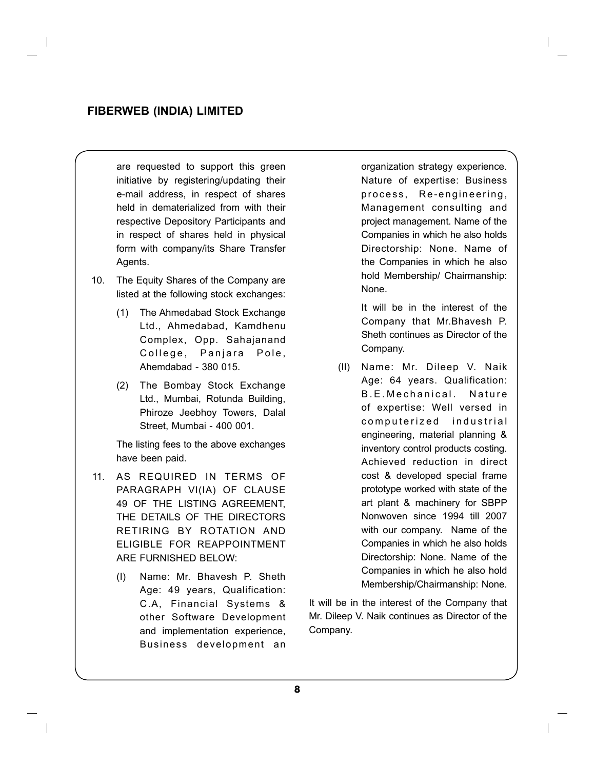are requested to support this green initiative by registering/updating their e-mail address, in respect of shares held in dematerialized from with their respective Depository Participants and in respect of shares held in physical form with company/its Share Transfer Agents.

10. The Equity Shares of the Company are listed at the following stock exchanges:

    (1) The Ahmedabad Stock Exchange Ltd., Ahmedabad, Kamdhenu Complex, Opp. Sahajanand College, Panjara Pole, Ahemdabad - 380 015.

    (2) The Bombay Stock Exchange Ltd., Mumbai, Rotunda Building, Phiroze Jeebhoy Towers, Dalal Street, Mumbai - 400 001.

    The listing fees to the above exchanges have been paid.

11. AS REQUIRED IN TERMS OF PARAGRAPH VI(IA) OF CLAUSE 49 OF THE LISTING AGREEMENT, THE DETAILS OF THE DIRECTORS RETIRING BY ROTATION AND ELIGIBLE FOR REAPPOINTMENT ARE FURNISHED BELOW:

    (I) Name: Mr. Bhavesh P. Sheth Age: 49 years, Qualification: C.A, Financial Systems & other Software Development and implementation experience, Business development an organization strategy experience. Nature of expertise: Business process, Re-engineering, Management consulting and project management. Name of the Companies in which he also holds Directorship: None. Name of the Companies in which he also hold Membership/ Chairmanship: None.

    It will be in the interest of the Company that Mr.Bhavesh P. Sheth continues as Director of the Company.

    (II) Name: Mr. Dileep V. Naik Age: 64 years. Qualification: B.E.Mechanical. Nature of expertise: Well versed in computerized industrial engineering, material planning & inventory control products costing. Achieved reduction in direct cost & developed special frame prototype worked with state of the art plant & machinery for SBPP Nonwoven since 1994 till 2007 with our company. Name of the Companies in which he also holds Directorship: None. Name of the Companies in which he also hold Membership/Chairmanship: None.

It will be in the interest of the Company that Mr. Dileep V. Naik continues as Director of the Company.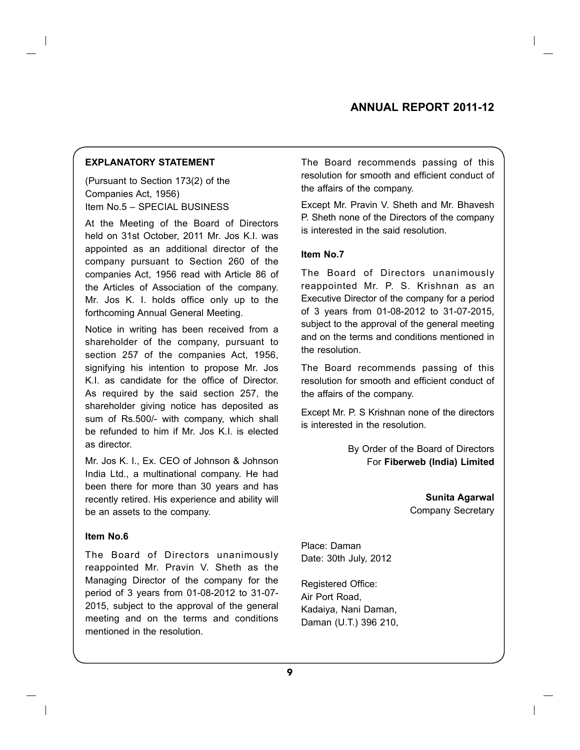## EXPLANATORY STATEMENT

(Pursuant to Section 173(2) of the Companies Act, 1956)
Item No.5 – SPECIAL BUSINESS

At the Meeting of the Board of Directors held on 31st October, 2011 Mr. Jos K.I. was appointed as an additional director of the company pursuant to Section 260 of the companies Act, 1956 read with Article 86 of the Articles of Association of the company. Mr. Jos K. I. holds office only up to the forthcoming Annual General Meeting.

Notice in writing has been received from a shareholder of the company, pursuant to section 257 of the companies Act, 1956, signifying his intention to propose Mr. Jos K.I. as candidate for the office of Director. As required by the said section 257, the shareholder giving notice has deposited as sum of Rs.500/- with company, which shall be refunded to him if Mr. Jos K.I. is elected as director.

Mr. Jos K. I., Ex. CEO of Johnson & Johnson India Ltd., a multinational company. He had been there for more than 30 years and has recently retired. His experience and ability will be an assets to the company.

### Item No.6

The Board of Directors unanimously reappointed Mr. Pravin V. Sheth as the Managing Director of the company for the period of 3 years from 01-08-2012 to 31-07-2015, subject to the approval of the general meeting and on the terms and conditions mentioned in the resolution.

The Board recommends passing of this resolution for smooth and efficient conduct of the affairs of the company.

Except Mr. Pravin V. Sheth and Mr. Bhavesh P. Sheth none of the Directors of the company is interested in the said resolution.

### Item No.7

The Board of Directors unanimously reappointed Mr. P. S. Krishnan as an Executive Director of the company for a period of 3 years from 01-08-2012 to 31-07-2015, subject to the approval of the general meeting and on the terms and conditions mentioned in the resolution.

The Board recommends passing of this resolution for smooth and efficient conduct of the affairs of the company.

Except Mr. P. S Krishnan none of the directors is interested in the resolution.

By Order of the Board of Directors
For **Fiberweb (India) Limited**

**Sunita Agarwal**
Company Secretary

Place: Daman
Date: 30th July, 2012

Registered Office:
Air Port Road,
Kadaiya, Nani Daman,
Daman (U.T.) 396 210,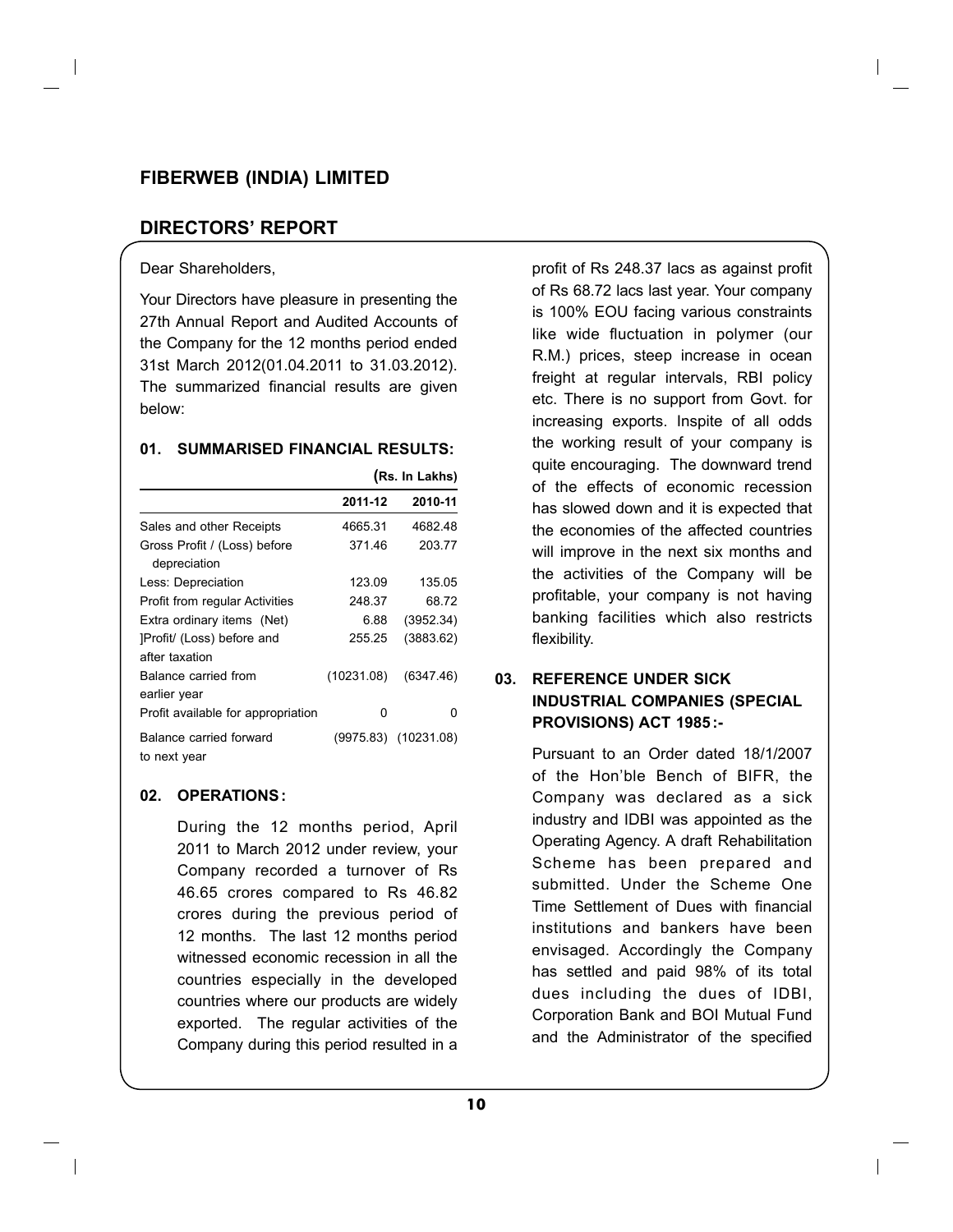# FIBERWEB (INDIA) LIMITED

## DIRECTORS' REPORT

Dear Shareholders,

Your Directors have pleasure in presenting the 27th Annual Report and Audited Accounts of the Company for the 12 months period ended 31st March 2012(01.04.2011 to 31.03.2012). The summarized financial results are given below:

### 01. SUMMARISED FINANCIAL RESULTS:

(Rs. In Lakhs)

| | 2011-12 | 2010-11 |
|---|---|---|
| Sales and other Receipts | 4665.31 | 4682.48 |
| Gross Profit / (Loss) before depreciation | 371.46 | 203.77 |
| Less: Depreciation | 123.09 | 135.05 |
| Profit from regular Activities | 248.37 | 68.72 |
| Extra ordinary items (Net) | 6.88 | (3952.34) |
| ]Profit/ (Loss) before and after taxation | 255.25 | (3883.62) |
| Balance carried from earlier year | (10231.08) | (6347.46) |
| Profit available for appropriation | 0 | 0 |
| Balance carried forward to next year | (9975.83) | (10231.08) |

### 02. OPERATIONS :

During the 12 months period, April 2011 to March 2012 under review, your Company recorded a turnover of Rs 46.65 crores compared to Rs 46.82 crores during the previous period of 12 months. The last 12 months period witnessed economic recession in all the countries especially in the developed countries where our products are widely exported. The regular activities of the Company during this period resulted in a profit of Rs 248.37 lacs as against profit of Rs 68.72 lacs last year. Your company is 100% EOU facing various constraints like wide fluctuation in polymer (our R.M.) prices, steep increase in ocean freight at regular intervals, RBI policy etc. There is no support from Govt. for increasing exports. Inspite of all odds the working result of your company is quite encouraging. The downward trend of the effects of economic recession has slowed down and it is expected that the economies of the affected countries will improve in the next six months and the activities of the Company will be profitable, your company is not having banking facilities which also restricts flexibility.

### 03. REFERENCE UNDER SICK INDUSTRIAL COMPANIES (SPECIAL PROVISIONS) ACT 1985 :-

Pursuant to an Order dated 18/1/2007 of the Hon'ble Bench of BIFR, the Company was declared as a sick industry and IDBI was appointed as the Operating Agency. A draft Rehabilitation Scheme has been prepared and submitted. Under the Scheme One Time Settlement of Dues with financial institutions and bankers have been envisaged. Accordingly the Company has settled and paid 98% of its total dues including the dues of IDBI, Corporation Bank and BOI Mutual Fund and the Administrator of the specified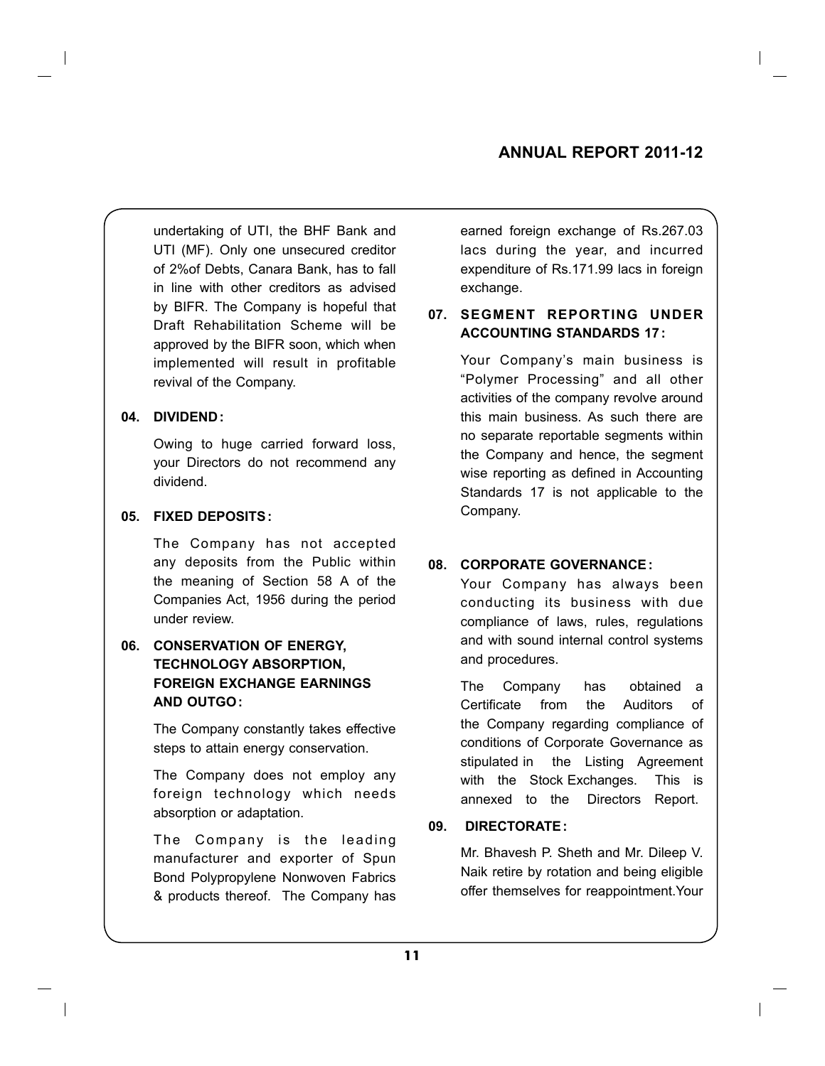undertaking of UTI, the BHF Bank and UTI (MF). Only one unsecured creditor of 2%of Debts, Canara Bank, has to fall in line with other creditors as advised by BIFR. The Company is hopeful that Draft Rehabilitation Scheme will be approved by the BIFR soon, which when implemented will result in profitable revival of the Company.

**04. DIVIDEND :**

Owing to huge carried forward loss, your Directors do not recommend any dividend.

**05. FIXED DEPOSITS :**

The Company has not accepted any deposits from the Public within the meaning of Section 58 A of the Companies Act, 1956 during the period under review.

**06. CONSERVATION OF ENERGY, TECHNOLOGY ABSORPTION, FOREIGN EXCHANGE EARNINGS AND OUTGO :**

The Company constantly takes effective steps to attain energy conservation.

The Company does not employ any foreign technology which needs absorption or adaptation.

The Company is the leading manufacturer and exporter of Spun Bond Polypropylene Nonwoven Fabrics & products thereof. The Company has earned foreign exchange of Rs.267.03 lacs during the year, and incurred expenditure of Rs.171.99 lacs in foreign exchange.

**07. SEGMENT REPORTING UNDER ACCOUNTING STANDARDS 17 :**

Your Company's main business is "Polymer Processing" and all other activities of the company revolve around this main business. As such there are no separate reportable segments within the Company and hence, the segment wise reporting as defined in Accounting Standards 17 is not applicable to the Company.

**08. CORPORATE GOVERNANCE :**

Your Company has always been conducting its business with due compliance of laws, rules, regulations and with sound internal control systems and procedures.

The Company has obtained a Certificate from the Auditors of the Company regarding compliance of conditions of Corporate Governance as stipulated in the Listing Agreement with the Stock Exchanges. This is annexed to the Directors Report.

**09. DIRECTORATE :**

Mr. Bhavesh P. Sheth and Mr. Dileep V. Naik retire by rotation and being eligible offer themselves for reappointment.Your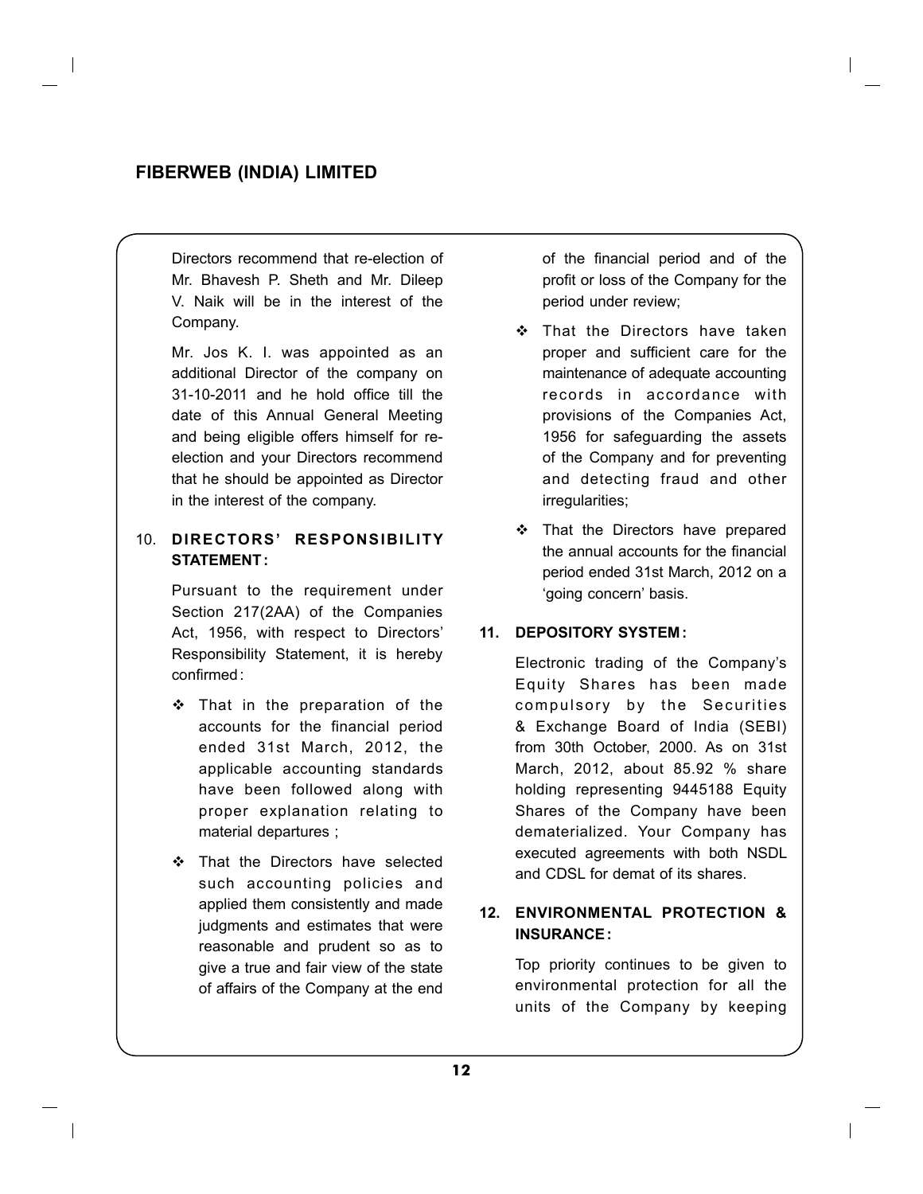Directors recommend that re-election of Mr. Bhavesh P. Sheth and Mr. Dileep V. Naik will be in the interest of the Company.

Mr. Jos K. I. was appointed as an additional Director of the company on 31-10-2011 and he hold office till the date of this Annual General Meeting and being eligible offers himself for re-election and your Directors recommend that he should be appointed as Director in the interest of the company.

## 10. DIRECTORS' RESPONSIBILITY STATEMENT :

Pursuant to the requirement under Section 217(2AA) of the Companies Act, 1956, with respect to Directors' Responsibility Statement, it is hereby confirmed :

- That in the preparation of the accounts for the financial period ended 31st March, 2012, the applicable accounting standards have been followed along with proper explanation relating to material departures ;
- That the Directors have selected such accounting policies and applied them consistently and made judgments and estimates that were reasonable and prudent so as to give a true and fair view of the state of affairs of the Company at the end of the financial period and of the profit or loss of the Company for the period under review;
- That the Directors have taken proper and sufficient care for the maintenance of adequate accounting records in accordance with provisions of the Companies Act, 1956 for safeguarding the assets of the Company and for preventing and detecting fraud and other irregularities;
- That the Directors have prepared the annual accounts for the financial period ended 31st March, 2012 on a 'going concern' basis.

## 11. DEPOSITORY SYSTEM :

Electronic trading of the Company's Equity Shares has been made compulsory by the Securities & Exchange Board of India (SEBI) from 30th October, 2000. As on 31st March, 2012, about 85.92 % share holding representing 9445188 Equity Shares of the Company have been dematerialized. Your Company has executed agreements with both NSDL and CDSL for demat of its shares.

## 12. ENVIRONMENTAL PROTECTION & INSURANCE :

Top priority continues to be given to environmental protection for all the units of the Company by keeping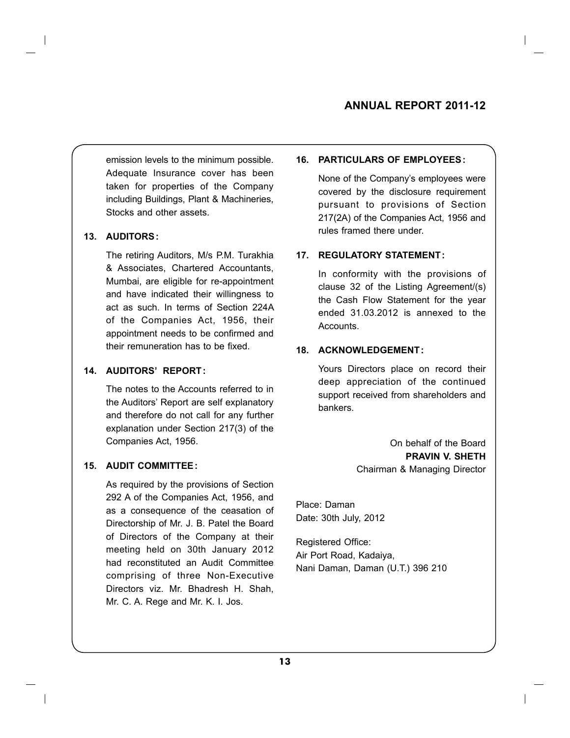emission levels to the minimum possible. Adequate Insurance cover has been taken for properties of the Company including Buildings, Plant & Machineries, Stocks and other assets.

**13. AUDITORS :**

The retiring Auditors, M/s P.M. Turakhia & Associates, Chartered Accountants, Mumbai, are eligible for re-appointment and have indicated their willingness to act as such. In terms of Section 224A of the Companies Act, 1956, their appointment needs to be confirmed and their remuneration has to be fixed.

**14. AUDITORS' REPORT :**

The notes to the Accounts referred to in the Auditors' Report are self explanatory and therefore do not call for any further explanation under Section 217(3) of the Companies Act, 1956.

**15. AUDIT COMMITTEE :**

As required by the provisions of Section 292 A of the Companies Act, 1956, and as a consequence of the ceasation of Directorship of Mr. J. B. Patel the Board of Directors of the Company at their meeting held on 30th January 2012 had reconstituted an Audit Committee comprising of three Non-Executive Directors viz. Mr. Bhadresh H. Shah, Mr. C. A. Rege and Mr. K. I. Jos.

**16. PARTICULARS OF EMPLOYEES :**

None of the Company's employees were covered by the disclosure requirement pursuant to provisions of Section 217(2A) of the Companies Act, 1956 and rules framed there under.

**17. REGULATORY STATEMENT :**

In conformity with the provisions of clause 32 of the Listing Agreement/(s) the Cash Flow Statement for the year ended 31.03.2012 is annexed to the Accounts.

**18. ACKNOWLEDGEMENT :**

Yours Directors place on record their deep appreciation of the continued support received from shareholders and bankers.

On behalf of the Board
**PRAVIN V. SHETH**
Chairman & Managing Director

Place: Daman
Date: 30th July, 2012

Registered Office:
Air Port Road, Kadaiya,
Nani Daman, Daman (U.T.) 396 210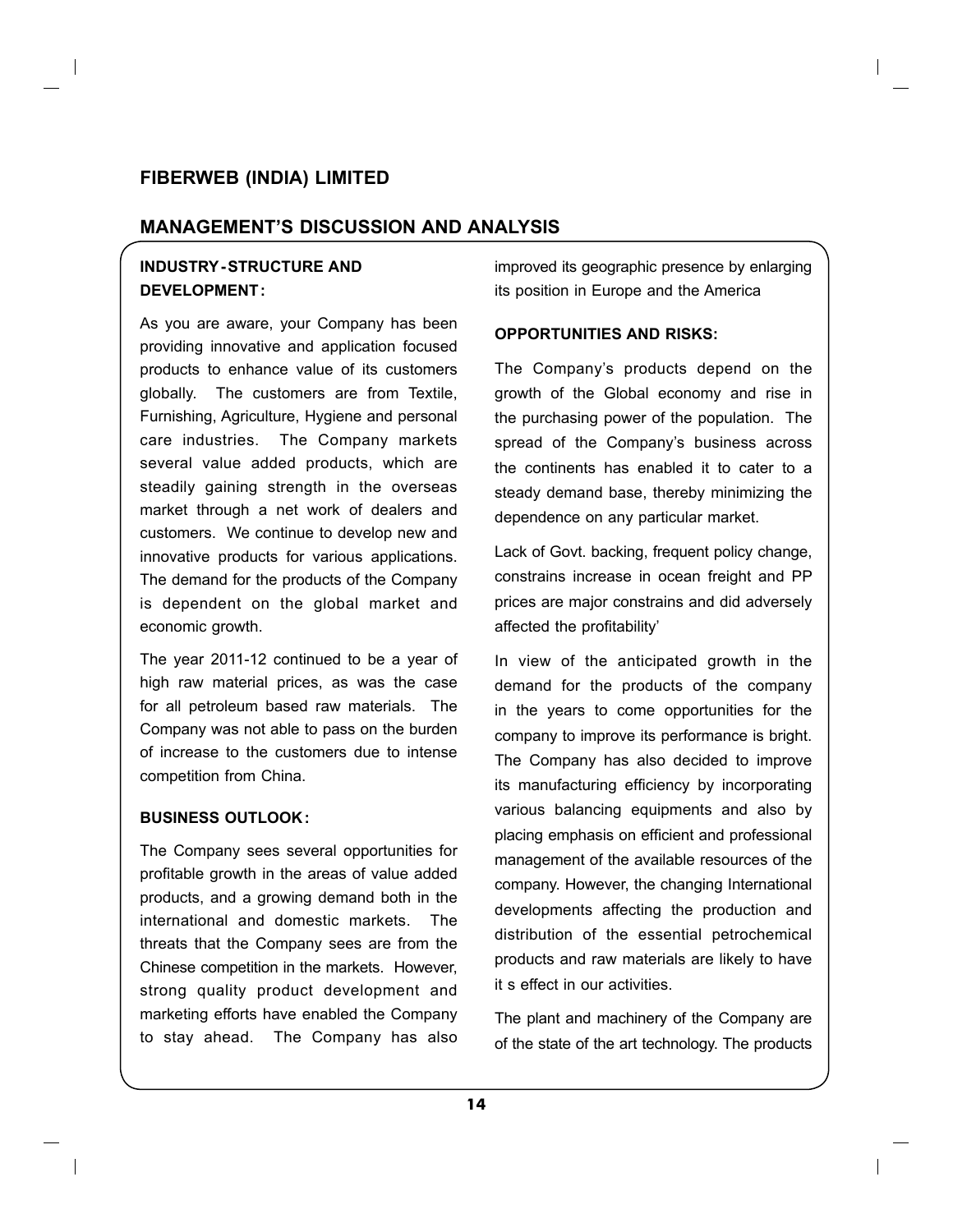# FIBERWEB (INDIA) LIMITED

## MANAGEMENT'S DISCUSSION AND ANALYSIS

### INDUSTRY-STRUCTURE AND DEVELOPMENT:

As you are aware, your Company has been providing innovative and application focused products to enhance value of its customers globally. The customers are from Textile, Furnishing, Agriculture, Hygiene and personal care industries. The Company markets several value added products, which are steadily gaining strength in the overseas market through a net work of dealers and customers. We continue to develop new and innovative products for various applications. The demand for the products of the Company is dependent on the global market and economic growth.

The year 2011-12 continued to be a year of high raw material prices, as was the case for all petroleum based raw materials. The Company was not able to pass on the burden of increase to the customers due to intense competition from China.

### BUSINESS OUTLOOK:

The Company sees several opportunities for profitable growth in the areas of value added products, and a growing demand both in the international and domestic markets. The threats that the Company sees are from the Chinese competition in the markets. However, strong quality product development and marketing efforts have enabled the Company to stay ahead. The Company has also improved its geographic presence by enlarging its position in Europe and the America

### OPPORTUNITIES AND RISKS:

The Company's products depend on the growth of the Global economy and rise in the purchasing power of the population. The spread of the Company's business across the continents has enabled it to cater to a steady demand base, thereby minimizing the dependence on any particular market.

Lack of Govt. backing, frequent policy change, constrains increase in ocean freight and PP prices are major constrains and did adversely affected the profitability'

In view of the anticipated growth in the demand for the products of the company in the years to come opportunities for the company to improve its performance is bright. The Company has also decided to improve its manufacturing efficiency by incorporating various balancing equipments and also by placing emphasis on efficient and professional management of the available resources of the company. However, the changing International developments affecting the production and distribution of the essential petrochemical products and raw materials are likely to have it s effect in our activities.

The plant and machinery of the Company are of the state of the art technology. The products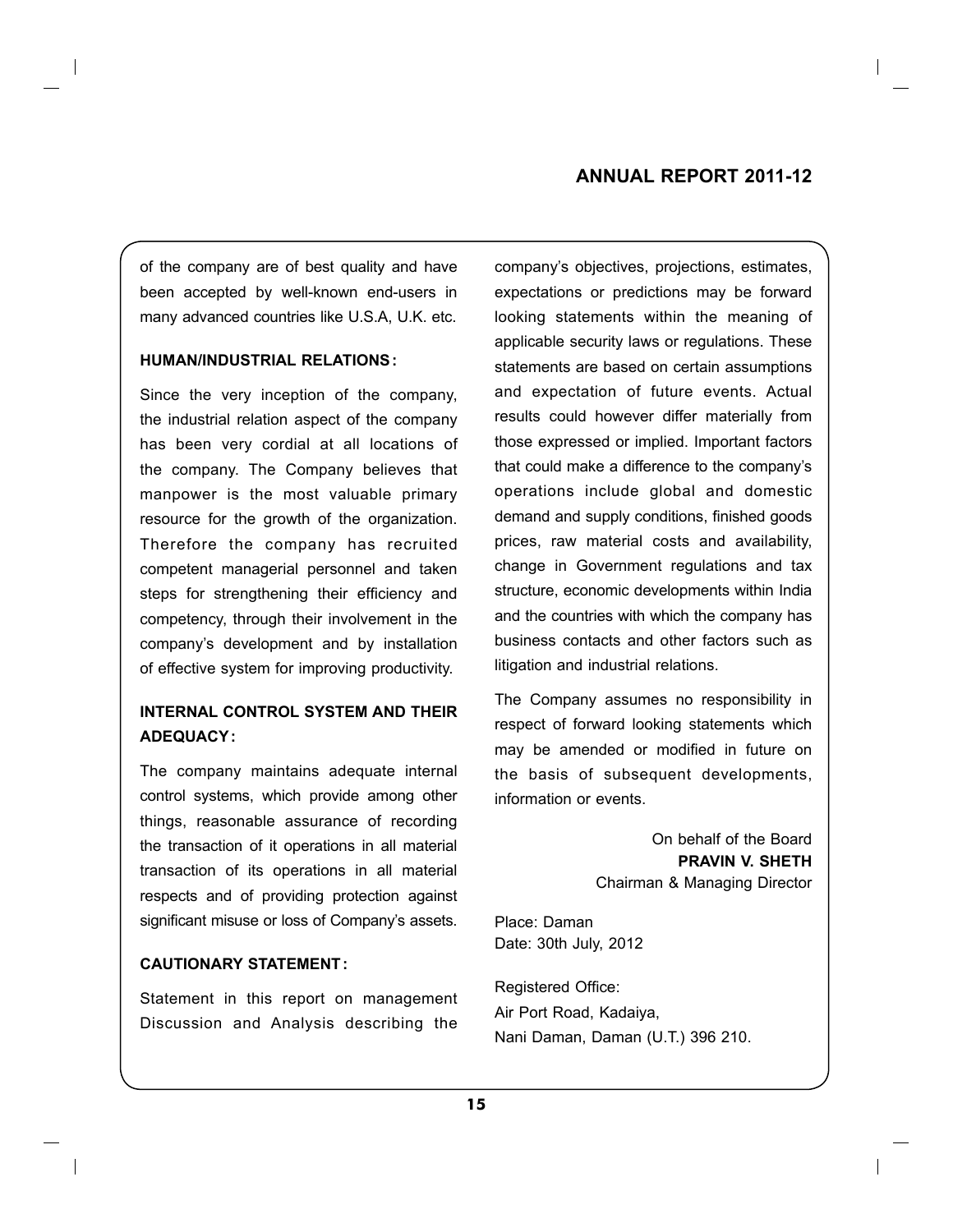of the company are of best quality and have been accepted by well-known end-users in many advanced countries like U.S.A, U.K. etc.

**HUMAN/INDUSTRIAL RELATIONS :**

Since the very inception of the company, the industrial relation aspect of the company has been very cordial at all locations of the company. The Company believes that manpower is the most valuable primary resource for the growth of the organization. Therefore the company has recruited competent managerial personnel and taken steps for strengthening their efficiency and competency, through their involvement in the company's development and by installation of effective system for improving productivity.

**INTERNAL CONTROL SYSTEM AND THEIR ADEQUACY :**

The company maintains adequate internal control systems, which provide among other things, reasonable assurance of recording the transaction of it operations in all material transaction of its operations in all material respects and of providing protection against significant misuse or loss of Company's assets.

**CAUTIONARY STATEMENT :**

Statement in this report on management Discussion and Analysis describing the company's objectives, projections, estimates, expectations or predictions may be forward looking statements within the meaning of applicable security laws or regulations. These statements are based on certain assumptions and expectation of future events. Actual results could however differ materially from those expressed or implied. Important factors that could make a difference to the company's operations include global and domestic demand and supply conditions, finished goods prices, raw material costs and availability, change in Government regulations and tax structure, economic developments within India and the countries with which the company has business contacts and other factors such as litigation and industrial relations.

The Company assumes no responsibility in respect of forward looking statements which may be amended or modified in future on the basis of subsequent developments, information or events.

On behalf of the Board
**PRAVIN V. SHETH**
Chairman & Managing Director

Place: Daman
Date: 30th July, 2012

Registered Office:
Air Port Road, Kadaiya,
Nani Daman, Daman (U.T.) 396 210.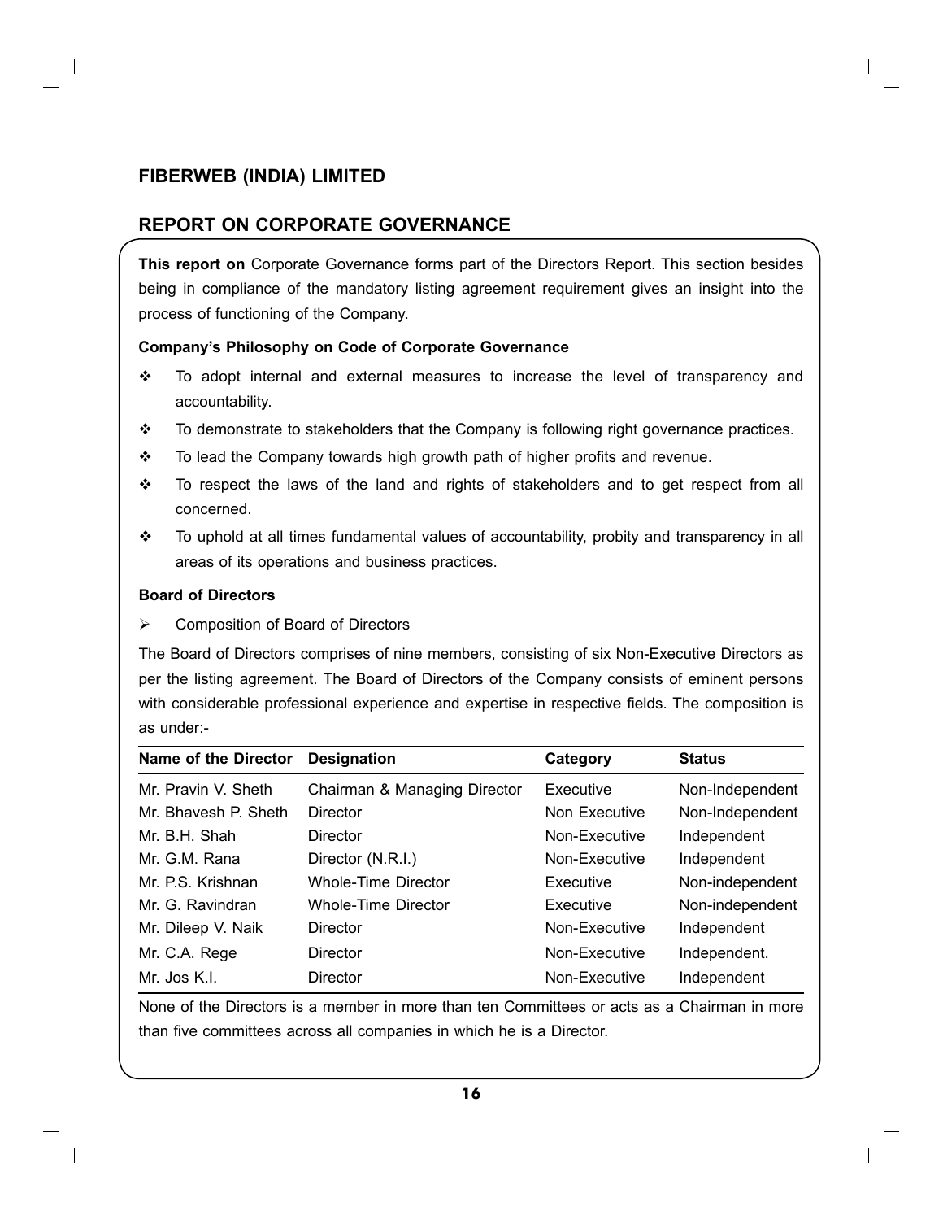# FIBERWEB (INDIA) LIMITED

## REPORT ON CORPORATE GOVERNANCE

**This report on** Corporate Governance forms part of the Directors Report. This section besides being in compliance of the mandatory listing agreement requirement gives an insight into the process of functioning of the Company.

**Company's Philosophy on Code of Corporate Governance**

- To adopt internal and external measures to increase the level of transparency and accountability.
- To demonstrate to stakeholders that the Company is following right governance practices.
- To lead the Company towards high growth path of higher profits and revenue.
- To respect the laws of the land and rights of stakeholders and to get respect from all concerned.
- To uphold at all times fundamental values of accountability, probity and transparency in all areas of its operations and business practices.

**Board of Directors**

- Composition of Board of Directors

The Board of Directors comprises of nine members, consisting of six Non-Executive Directors as per the listing agreement. The Board of Directors of the Company consists of eminent persons with considerable professional experience and expertise in respective fields. The composition is as under:-

| Name of the Director | Designation | Category | Status |
|---|---|---|---|
| Mr. Pravin V. Sheth | Chairman & Managing Director | Executive | Non-Independent |
| Mr. Bhavesh P. Sheth | Director | Non Executive | Non-Independent |
| Mr. B.H. Shah | Director | Non-Executive | Independent |
| Mr. G.M. Rana | Director (N.R.I.) | Non-Executive | Independent |
| Mr. P.S. Krishnan | Whole-Time Director | Executive | Non-independent |
| Mr. G. Ravindran | Whole-Time Director | Executive | Non-independent |
| Mr. Dileep V. Naik | Director | Non-Executive | Independent |
| Mr. C.A. Rege | Director | Non-Executive | Independent. |
| Mr. Jos K.I. | Director | Non-Executive | Independent |

None of the Directors is a member in more than ten Committees or acts as a Chairman in more than five committees across all companies in which he is a Director.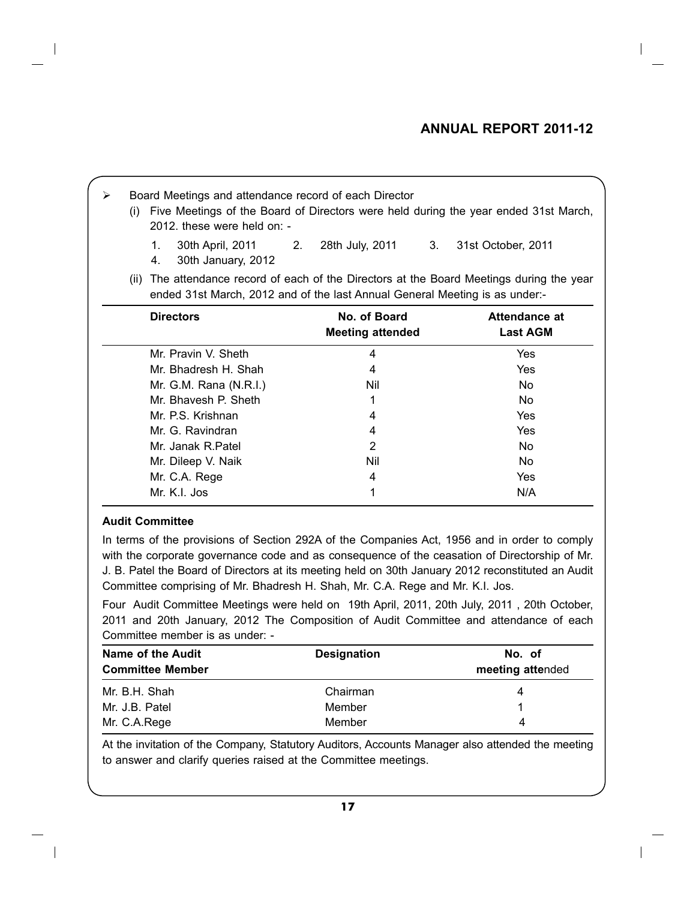- Board Meetings and attendance record of each Director
  - (i) Five Meetings of the Board of Directors were held during the year ended 31st March, 2012. these were held on: -
    1. 30th April, 2011
    2. 28th July, 2011
    3. 31st October, 2011
    4. 30th January, 2012
  - (ii) The attendance record of each of the Directors at the Board Meetings during the year ended 31st March, 2012 and of the last Annual General Meeting is as under:-

| Directors | No. of Board Meeting attended | Attendance at Last AGM |
|---|---|---|
| Mr. Pravin V. Sheth | 4 | Yes |
| Mr. Bhadresh H. Shah | 4 | Yes |
| Mr. G.M. Rana (N.R.I.) | Nil | No |
| Mr. Bhavesh P. Sheth | 1 | No |
| Mr. P.S. Krishnan | 4 | Yes |
| Mr. G. Ravindran | 4 | Yes |
| Mr. Janak R.Patel | 2 | No |
| Mr. Dileep V. Naik | Nil | No |
| Mr. C.A. Rege | 4 | Yes |
| Mr. K.I. Jos | 1 | N/A |

**Audit Committee**

In terms of the provisions of Section 292A of the Companies Act, 1956 and in order to comply with the corporate governance code and as consequence of the ceasation of Directorship of Mr. J. B. Patel the Board of Directors at its meeting held on 30th January 2012 reconstituted an Audit Committee comprising of Mr. Bhadresh H. Shah, Mr. C.A. Rege and Mr. K.I. Jos.

Four Audit Committee Meetings were held on 19th April, 2011, 20th July, 2011 , 20th October, 2011 and 20th January, 2012 The Composition of Audit Committee and attendance of each Committee member is as under: -

| Name of the Audit Committee Member | Designation | No. of meeting attended |
|---|---|---|
| Mr. B.H. Shah | Chairman | 4 |
| Mr. J.B. Patel | Member | 1 |
| Mr. C.A.Rege | Member | 4 |

At the invitation of the Company, Statutory Auditors, Accounts Manager also attended the meeting to answer and clarify queries raised at the Committee meetings.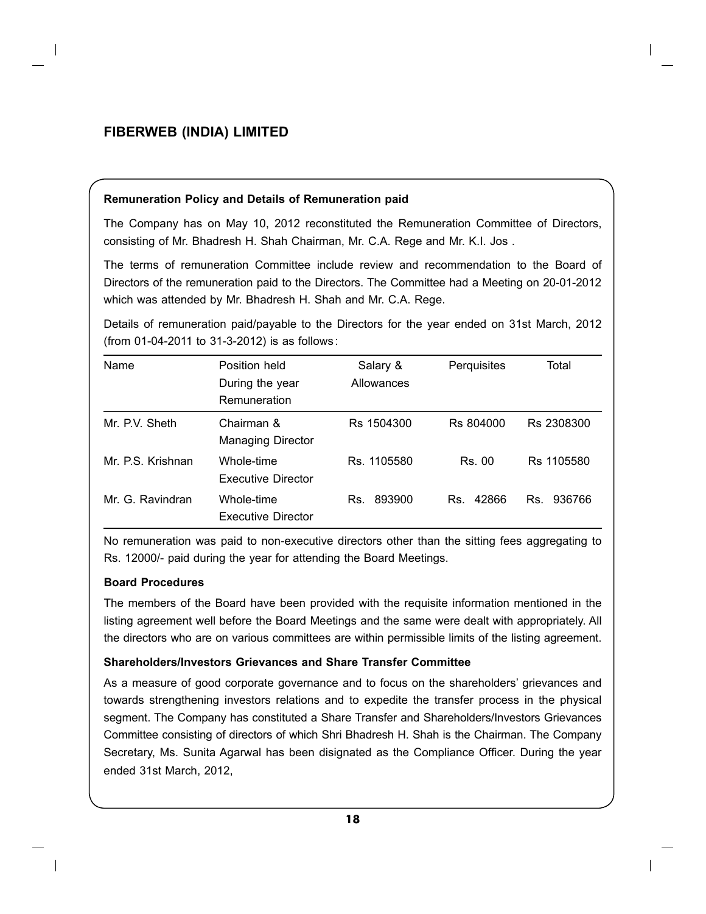## Remuneration Policy and Details of Remuneration paid

The Company has on May 10, 2012 reconstituted the Remuneration Committee of Directors, consisting of Mr. Bhadresh H. Shah Chairman, Mr. C.A. Rege and Mr. K.I. Jos .

The terms of remuneration Committee include review and recommendation to the Board of Directors of the remuneration paid to the Directors. The Committee had a Meeting on 20-01-2012 which was attended by Mr. Bhadresh H. Shah and Mr. C.A. Rege.

Details of remuneration paid/payable to the Directors for the year ended on 31st March, 2012 (from 01-04-2011 to 31-3-2012) is as follows:

| Name | Position held During the year Remuneration | Salary & Allowances | Perquisites | Total |
|---|---|---|---|---|
| Mr. P.V. Sheth | Chairman & Managing Director | Rs 1504300 | Rs 804000 | Rs 2308300 |
| Mr. P.S. Krishnan | Whole-time Executive Director | Rs. 1105580 | Rs. 00 | Rs 1105580 |
| Mr. G. Ravindran | Whole-time Executive Director | Rs. 893900 | Rs. 42866 | Rs. 936766 |

No remuneration was paid to non-executive directors other than the sitting fees aggregating to Rs. 12000/- paid during the year for attending the Board Meetings.

## Board Procedures

The members of the Board have been provided with the requisite information mentioned in the listing agreement well before the Board Meetings and the same were dealt with appropriately. All the directors who are on various committees are within permissible limits of the listing agreement.

## Shareholders/Investors Grievances and Share Transfer Committee

As a measure of good corporate governance and to focus on the shareholders' grievances and towards strengthening investors relations and to expedite the transfer process in the physical segment. The Company has constituted a Share Transfer and Shareholders/Investors Grievances Committee consisting of directors of which Shri Bhadresh H. Shah is the Chairman. The Company Secretary, Ms. Sunita Agarwal has been disignated as the Compliance Officer. During the year ended 31st March, 2012,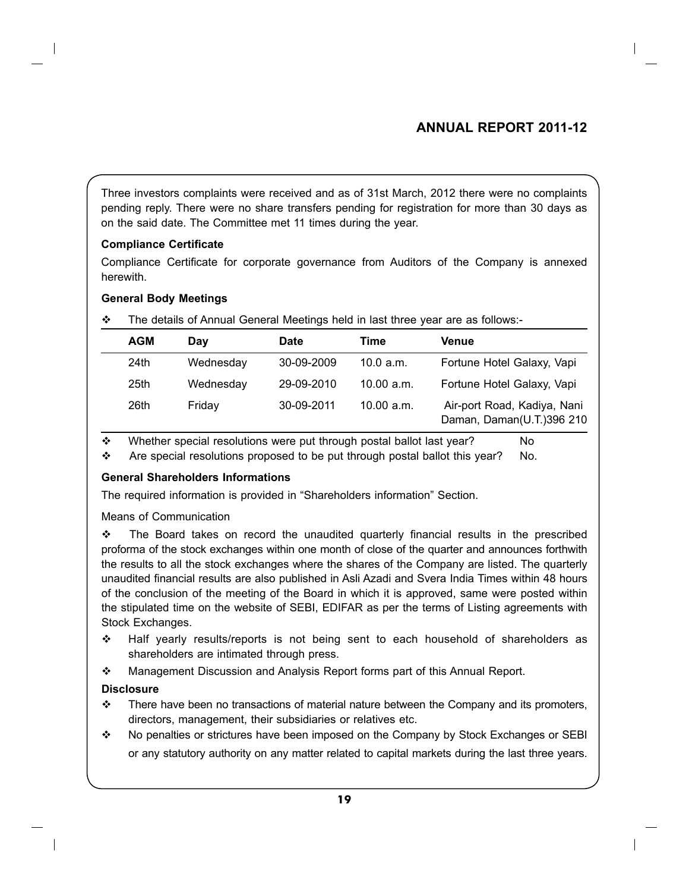Three investors complaints were received and as of 31st March, 2012 there were no complaints pending reply. There were no share transfers pending for registration for more than 30 days as on the said date. The Committee met 11 times during the year.

**Compliance Certificate**

Compliance Certificate for corporate governance from Auditors of the Company is annexed herewith.

**General Body Meetings**

❖ The details of Annual General Meetings held in last three year are as follows:-

| AGM | Day | Date | Time | Venue |
|---|---|---|---|---|
| 24th | Wednesday | 30-09-2009 | 10.0 a.m. | Fortune Hotel Galaxy, Vapi |
| 25th | Wednesday | 29-09-2010 | 10.00 a.m. | Fortune Hotel Galaxy, Vapi |
| 26th | Friday | 30-09-2011 | 10.00 a.m. | Air-port Road, Kadiya, Nani Daman, Daman(U.T.)396 210 |

❖ Whether special resolutions were put through postal ballot last year? No

❖ Are special resolutions proposed to be put through postal ballot this year? No.

**General Shareholders Informations**

The required information is provided in "Shareholders information" Section.

Means of Communication

❖ The Board takes on record the unaudited quarterly financial results in the prescribed proforma of the stock exchanges within one month of close of the quarter and announces forthwith the results to all the stock exchanges where the shares of the Company are listed. The quarterly unaudited financial results are also published in Asli Azadi and Svera India Times within 48 hours of the conclusion of the meeting of the Board in which it is approved, same were posted within the stipulated time on the website of SEBI, EDIFAR as per the terms of Listing agreements with Stock Exchanges.

❖ Half yearly results/reports is not being sent to each household of shareholders as shareholders are intimated through press.

❖ Management Discussion and Analysis Report forms part of this Annual Report.

**Disclosure**

❖ There have been no transactions of material nature between the Company and its promoters, directors, management, their subsidiaries or relatives etc.

❖ No penalties or strictures have been imposed on the Company by Stock Exchanges or SEBI or any statutory authority on any matter related to capital markets during the last three years.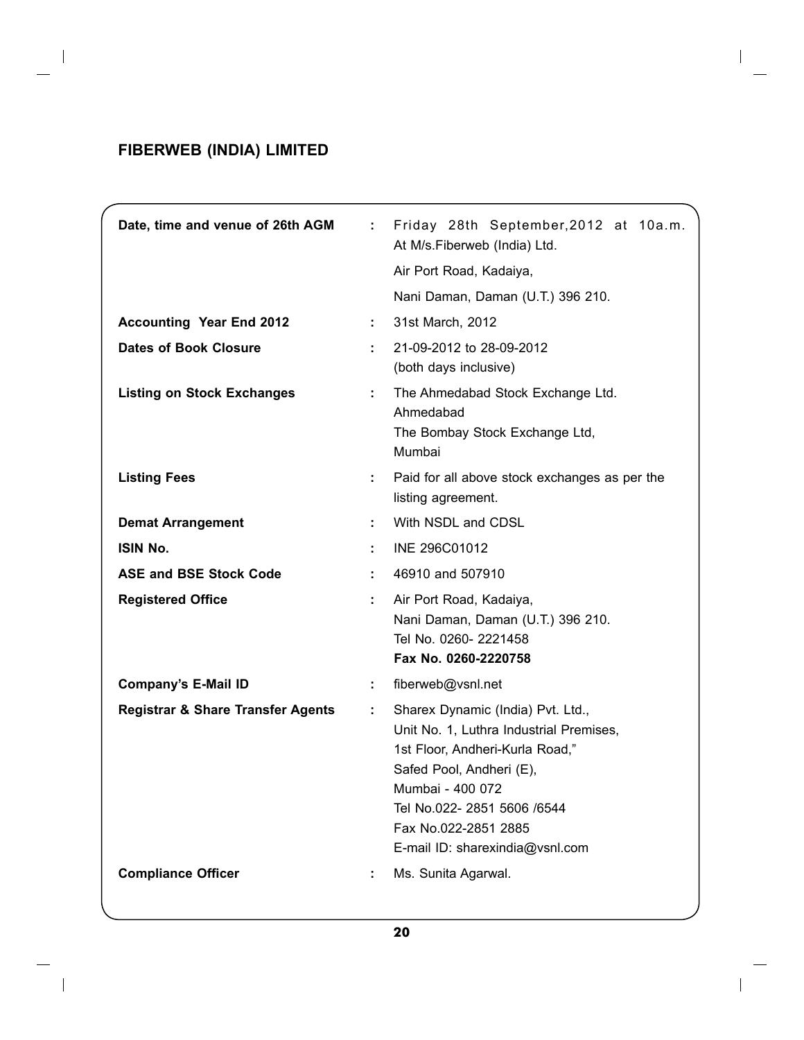## FIBERWEB (INDIA) LIMITED

| | | |
|---|---|---|
| **Date, time and venue of 26th AGM** | : | Friday 28th September,2012 at 10a.m.<br>At M/s.Fiberweb (India) Ltd.<br>Air Port Road, Kadaiya,<br>Nani Daman, Daman (U.T.) 396 210. |
| **Accounting Year End 2012** | : | 31st March, 2012 |
| **Dates of Book Closure** | : | 21-09-2012 to 28-09-2012<br>(both days inclusive) |
| **Listing on Stock Exchanges** | : | The Ahmedabad Stock Exchange Ltd.<br>Ahmedabad<br>The Bombay Stock Exchange Ltd,<br>Mumbai |
| **Listing Fees** | : | Paid for all above stock exchanges as per the listing agreement. |
| **Demat Arrangement** | : | With NSDL and CDSL |
| **ISIN No.** | : | INE 296C01012 |
| **ASE and BSE Stock Code** | : | 46910 and 507910 |
| **Registered Office** | : | Air Port Road, Kadaiya,<br>Nani Daman, Daman (U.T.) 396 210.<br>Tel No. 0260- 2221458<br>**Fax No. 0260-2220758** |
| **Company's E-Mail ID** | : | fiberweb@vsnl.net |
| **Registrar & Share Transfer Agents** | : | Sharex Dynamic (India) Pvt. Ltd.,<br>Unit No. 1, Luthra Industrial Premises,<br>1st Floor, Andheri-Kurla Road,"<br>Safed Pool, Andheri (E),<br>Mumbai - 400 072<br>Tel No.022- 2851 5606 /6544<br>Fax No.022-2851 2885<br>E-mail ID: sharexindia@vsnl.com |
| **Compliance Officer** | : | Ms. Sunita Agarwal. |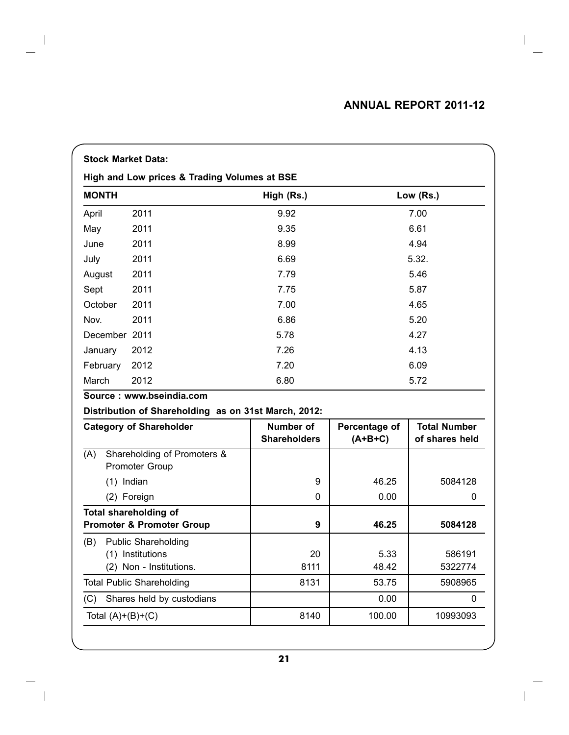**Stock Market Data:**

**High and Low prices & Trading Volumes at BSE**

| MONTH | | High (Rs.) | Low (Rs.) |
|---|---|---|---|
| April | 2011 | 9.92 | 7.00 |
| May | 2011 | 9.35 | 6.61 |
| June | 2011 | 8.99 | 4.94 |
| July | 2011 | 6.69 | 5.32. |
| August | 2011 | 7.79 | 5.46 |
| Sept | 2011 | 7.75 | 5.87 |
| October | 2011 | 7.00 | 4.65 |
| Nov. | 2011 | 6.86 | 5.20 |
| December | 2011 | 5.78 | 4.27 |
| January | 2012 | 7.26 | 4.13 |
| February | 2012 | 7.20 | 6.09 |
| March | 2012 | 6.80 | 5.72 |

**Source : www.bseindia.com**

**Distribution of Shareholding as on 31st March, 2012:**

| Category of Shareholder | Number of Shareholders | Percentage of (A+B+C) | Total Number of shares held |
|---|---|---|---|
| (A) Shareholding of Promoters & Promoter Group | | | |
| (1) Indian | 9 | 46.25 | 5084128 |
| (2) Foreign | 0 | 0.00 | 0 |
| **Total shareholding of Promoter & Promoter Group** | **9** | **46.25** | **5084128** |
| (B) Public Shareholding | | | |
| (1) Institutions | 20 | 5.33 | 586191 |
| (2) Non - Institutions. | 8111 | 48.42 | 5322774 |
| Total Public Shareholding | 8131 | 53.75 | 5908965 |
| (C) Shares held by custodians | | 0.00 | 0 |
| Total (A)+(B)+(C) | 8140 | 100.00 | 10993093 |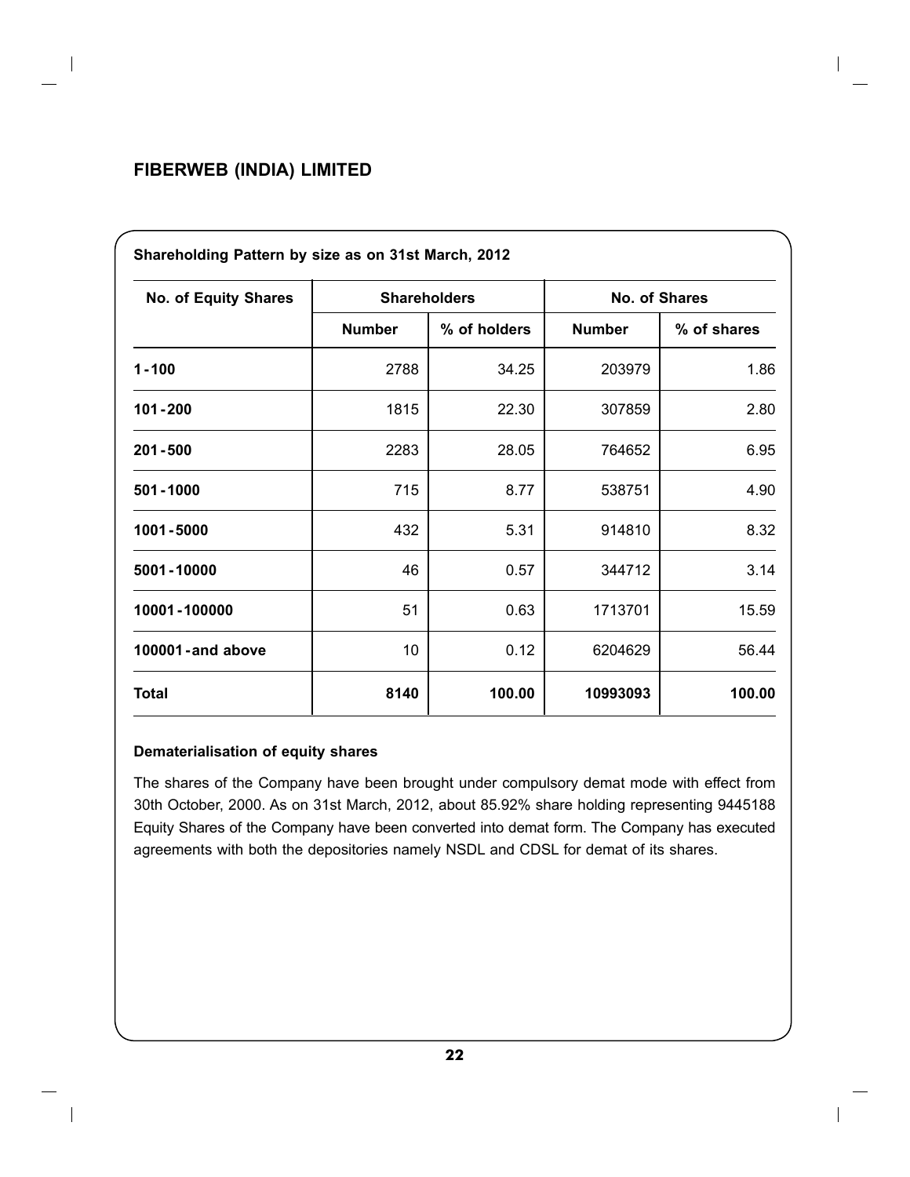**Shareholding Pattern by size as on 31st March, 2012**

| No. of Equity Shares | Shareholders | | No. of Shares | |
|---|---|---|---|---|
| | Number | % of holders | Number | % of shares |
| 1 - 100 | 2788 | 34.25 | 203979 | 1.86 |
| 101 - 200 | 1815 | 22.30 | 307859 | 2.80 |
| 201 - 500 | 2283 | 28.05 | 764652 | 6.95 |
| 501 - 1000 | 715 | 8.77 | 538751 | 4.90 |
| 1001 - 5000 | 432 | 5.31 | 914810 | 8.32 |
| 5001 - 10000 | 46 | 0.57 | 344712 | 3.14 |
| 10001 - 100000 | 51 | 0.63 | 1713701 | 15.59 |
| 100001 - and above | 10 | 0.12 | 6204629 | 56.44 |
| **Total** | **8140** | **100.00** | **10993093** | **100.00** |

**Dematerialisation of equity shares**

The shares of the Company have been brought under compulsory demat mode with effect from 30th October, 2000. As on 31st March, 2012, about 85.92% share holding representing 9445188 Equity Shares of the Company have been converted into demat form. The Company has executed agreements with both the depositories namely NSDL and CDSL for demat of its shares.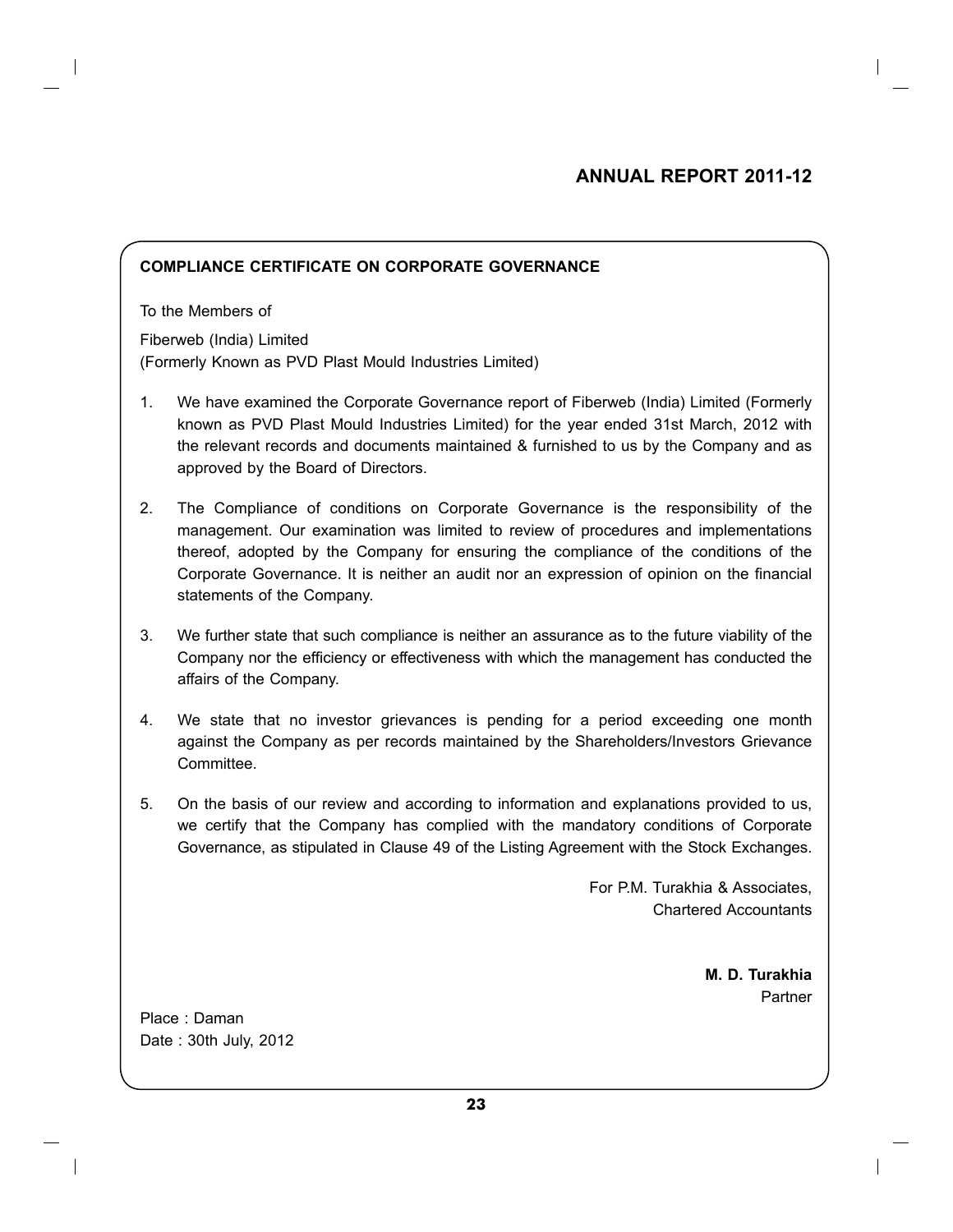## COMPLIANCE CERTIFICATE ON CORPORATE GOVERNANCE

To the Members of

Fiberweb (India) Limited
(Formerly Known as PVD Plast Mould Industries Limited)

1. We have examined the Corporate Governance report of Fiberweb (India) Limited (Formerly known as PVD Plast Mould Industries Limited) for the year ended 31st March, 2012 with the relevant records and documents maintained & furnished to us by the Company and as approved by the Board of Directors.

2. The Compliance of conditions on Corporate Governance is the responsibility of the management. Our examination was limited to review of procedures and implementations thereof, adopted by the Company for ensuring the compliance of the conditions of the Corporate Governance. It is neither an audit nor an expression of opinion on the financial statements of the Company.

3. We further state that such compliance is neither an assurance as to the future viability of the Company nor the efficiency or effectiveness with which the management has conducted the affairs of the Company.

4. We state that no investor grievances is pending for a period exceeding one month against the Company as per records maintained by the Shareholders/Investors Grievance Committee.

5. On the basis of our review and according to information and explanations provided to us, we certify that the Company has complied with the mandatory conditions of Corporate Governance, as stipulated in Clause 49 of the Listing Agreement with the Stock Exchanges.

For P.M. Turakhia & Associates,
Chartered Accountants

**M. D. Turakhia**
Partner

Place : Daman
Date : 30th July, 2012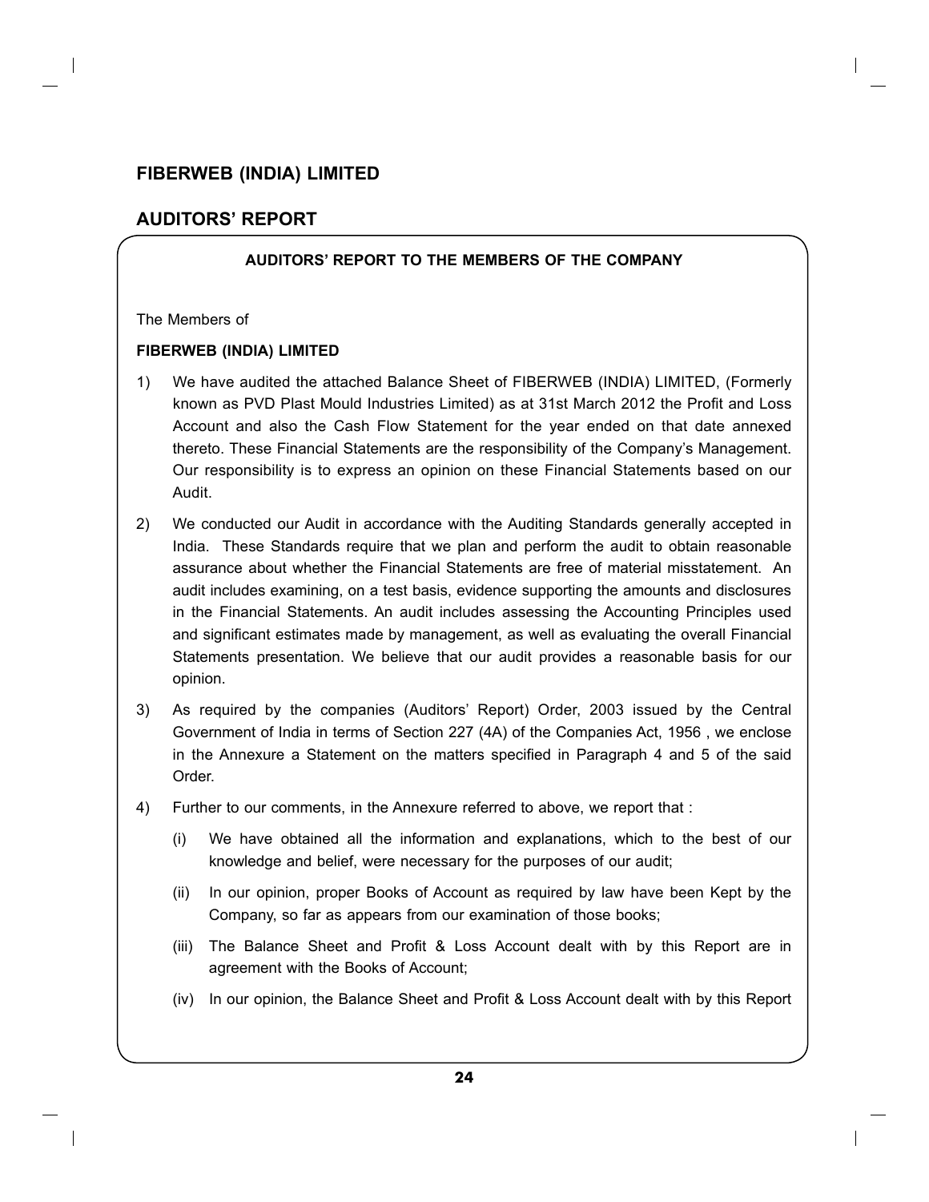# FIBERWEB (INDIA) LIMITED

## AUDITORS' REPORT

**AUDITORS' REPORT TO THE MEMBERS OF THE COMPANY**

The Members of

**FIBERWEB (INDIA) LIMITED**

1) We have audited the attached Balance Sheet of FIBERWEB (INDIA) LIMITED, (Formerly known as PVD Plast Mould Industries Limited) as at 31st March 2012 the Profit and Loss Account and also the Cash Flow Statement for the year ended on that date annexed thereto. These Financial Statements are the responsibility of the Company's Management. Our responsibility is to express an opinion on these Financial Statements based on our Audit.

2) We conducted our Audit in accordance with the Auditing Standards generally accepted in India. These Standards require that we plan and perform the audit to obtain reasonable assurance about whether the Financial Statements are free of material misstatement. An audit includes examining, on a test basis, evidence supporting the amounts and disclosures in the Financial Statements. An audit includes assessing the Accounting Principles used and significant estimates made by management, as well as evaluating the overall Financial Statements presentation. We believe that our audit provides a reasonable basis for our opinion.

3) As required by the companies (Auditors' Report) Order, 2003 issued by the Central Government of India in terms of Section 227 (4A) of the Companies Act, 1956 , we enclose in the Annexure a Statement on the matters specified in Paragraph 4 and 5 of the said Order.

4) Further to our comments, in the Annexure referred to above, we report that :

   (i) We have obtained all the information and explanations, which to the best of our knowledge and belief, were necessary for the purposes of our audit;

   (ii) In our opinion, proper Books of Account as required by law have been Kept by the Company, so far as appears from our examination of those books;

   (iii) The Balance Sheet and Profit & Loss Account dealt with by this Report are in agreement with the Books of Account;

   (iv) In our opinion, the Balance Sheet and Profit & Loss Account dealt with by this Report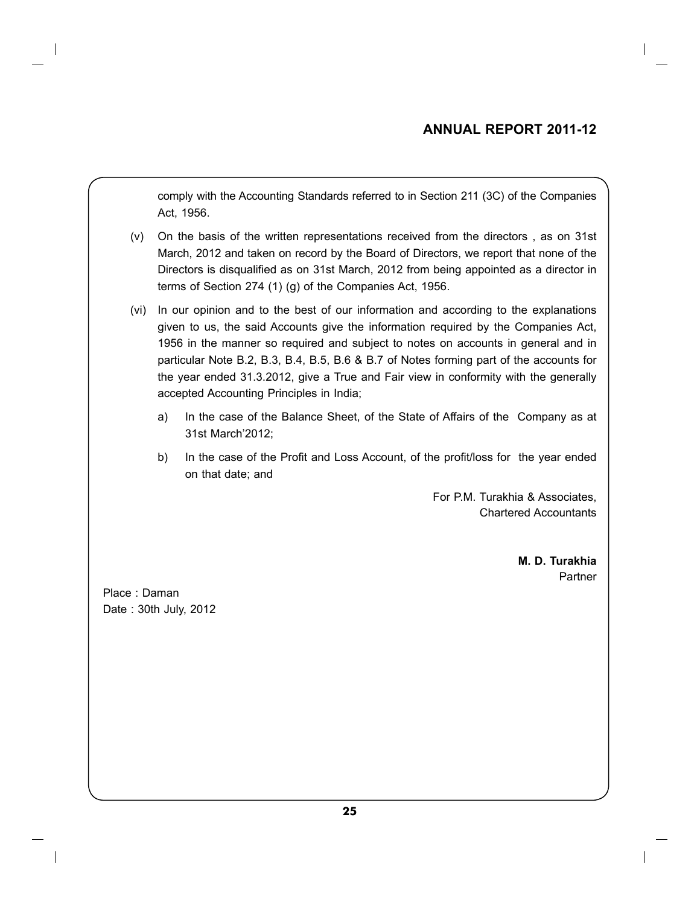comply with the Accounting Standards referred to in Section 211 (3C) of the Companies Act, 1956.

(v) On the basis of the written representations received from the directors , as on 31st March, 2012 and taken on record by the Board of Directors, we report that none of the Directors is disqualified as on 31st March, 2012 from being appointed as a director in terms of Section 274 (1) (g) of the Companies Act, 1956.

(vi) In our opinion and to the best of our information and according to the explanations given to us, the said Accounts give the information required by the Companies Act, 1956 in the manner so required and subject to notes on accounts in general and in particular Note B.2, B.3, B.4, B.5, B.6 & B.7 of Notes forming part of the accounts for the year ended 31.3.2012, give a True and Fair view in conformity with the generally accepted Accounting Principles in India;

   a) In the case of the Balance Sheet, of the State of Affairs of the Company as at 31st March'2012;

   b) In the case of the Profit and Loss Account, of the profit/loss for the year ended on that date; and

For P.M. Turakhia & Associates,
Chartered Accountants

**M. D. Turakhia**
Partner

Place : Daman
Date : 30th July, 2012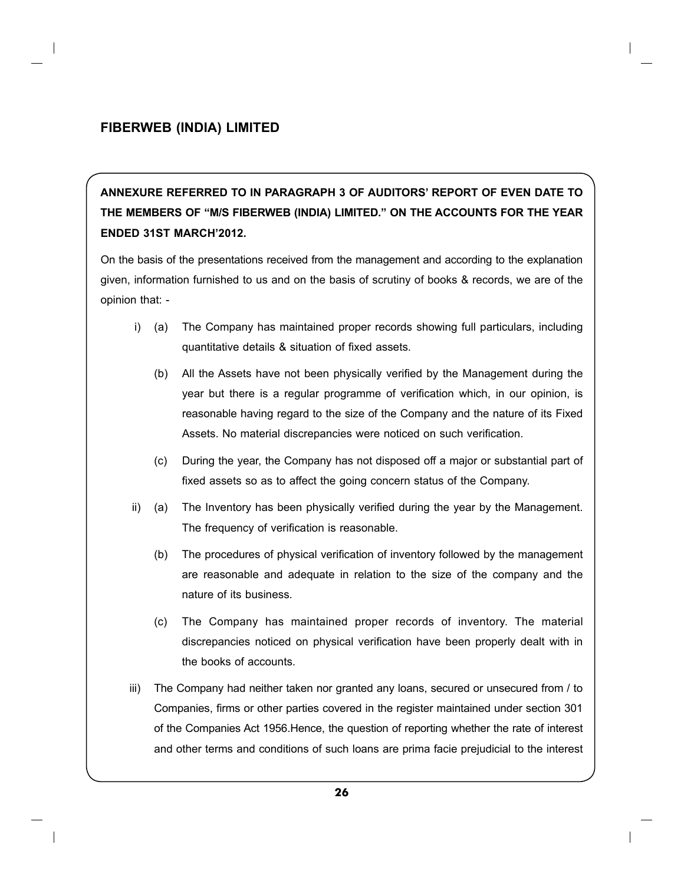**ANNEXURE REFERRED TO IN PARAGRAPH 3 OF AUDITORS' REPORT OF EVEN DATE TO THE MEMBERS OF "M/S FIBERWEB (INDIA) LIMITED." ON THE ACCOUNTS FOR THE YEAR ENDED 31ST MARCH'2012.**

On the basis of the presentations received from the management and according to the explanation given, information furnished to us and on the basis of scrutiny of books & records, we are of the opinion that: -

i) (a) The Company has maintained proper records showing full particulars, including quantitative details & situation of fixed assets.

   (b) All the Assets have not been physically verified by the Management during the year but there is a regular programme of verification which, in our opinion, is reasonable having regard to the size of the Company and the nature of its Fixed Assets. No material discrepancies were noticed on such verification.

   (c) During the year, the Company has not disposed off a major or substantial part of fixed assets so as to affect the going concern status of the Company.

ii) (a) The Inventory has been physically verified during the year by the Management. The frequency of verification is reasonable.

   (b) The procedures of physical verification of inventory followed by the management are reasonable and adequate in relation to the size of the company and the nature of its business.

   (c) The Company has maintained proper records of inventory. The material discrepancies noticed on physical verification have been properly dealt with in the books of accounts.

iii) The Company had neither taken nor granted any loans, secured or unsecured from / to Companies, firms or other parties covered in the register maintained under section 301 of the Companies Act 1956.Hence, the question of reporting whether the rate of interest and other terms and conditions of such loans are prima facie prejudicial to the interest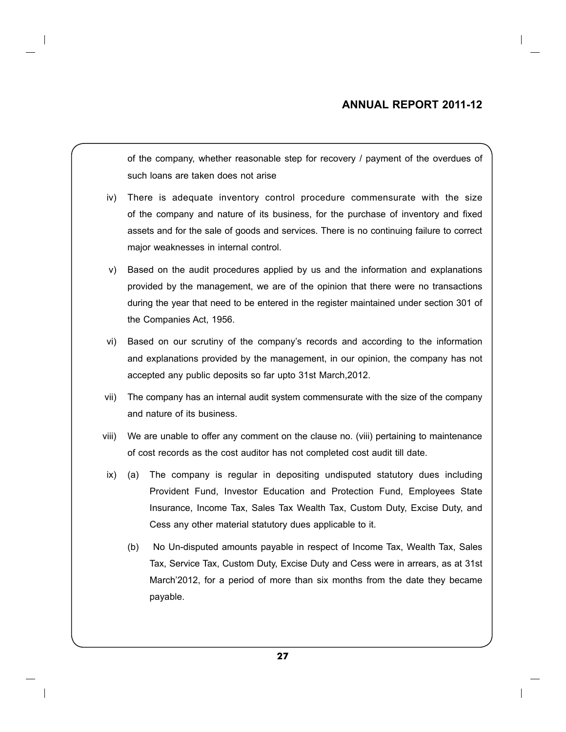of the company, whether reasonable step for recovery / payment of the overdues of such loans are taken does not arise

iv) There is adequate inventory control procedure commensurate with the size of the company and nature of its business, for the purchase of inventory and fixed assets and for the sale of goods and services. There is no continuing failure to correct major weaknesses in internal control.

v) Based on the audit procedures applied by us and the information and explanations provided by the management, we are of the opinion that there were no transactions during the year that need to be entered in the register maintained under section 301 of the Companies Act, 1956.

vi) Based on our scrutiny of the company's records and according to the information and explanations provided by the management, in our opinion, the company has not accepted any public deposits so far upto 31st March,2012.

vii) The company has an internal audit system commensurate with the size of the company and nature of its business.

viii) We are unable to offer any comment on the clause no. (viii) pertaining to maintenance of cost records as the cost auditor has not completed cost audit till date.

ix) (a) The company is regular in depositing undisputed statutory dues including Provident Fund, Investor Education and Protection Fund, Employees State Insurance, Income Tax, Sales Tax Wealth Tax, Custom Duty, Excise Duty, and Cess any other material statutory dues applicable to it.

(b) No Un-disputed amounts payable in respect of Income Tax, Wealth Tax, Sales Tax, Service Tax, Custom Duty, Excise Duty and Cess were in arrears, as at 31st March'2012, for a period of more than six months from the date they became payable.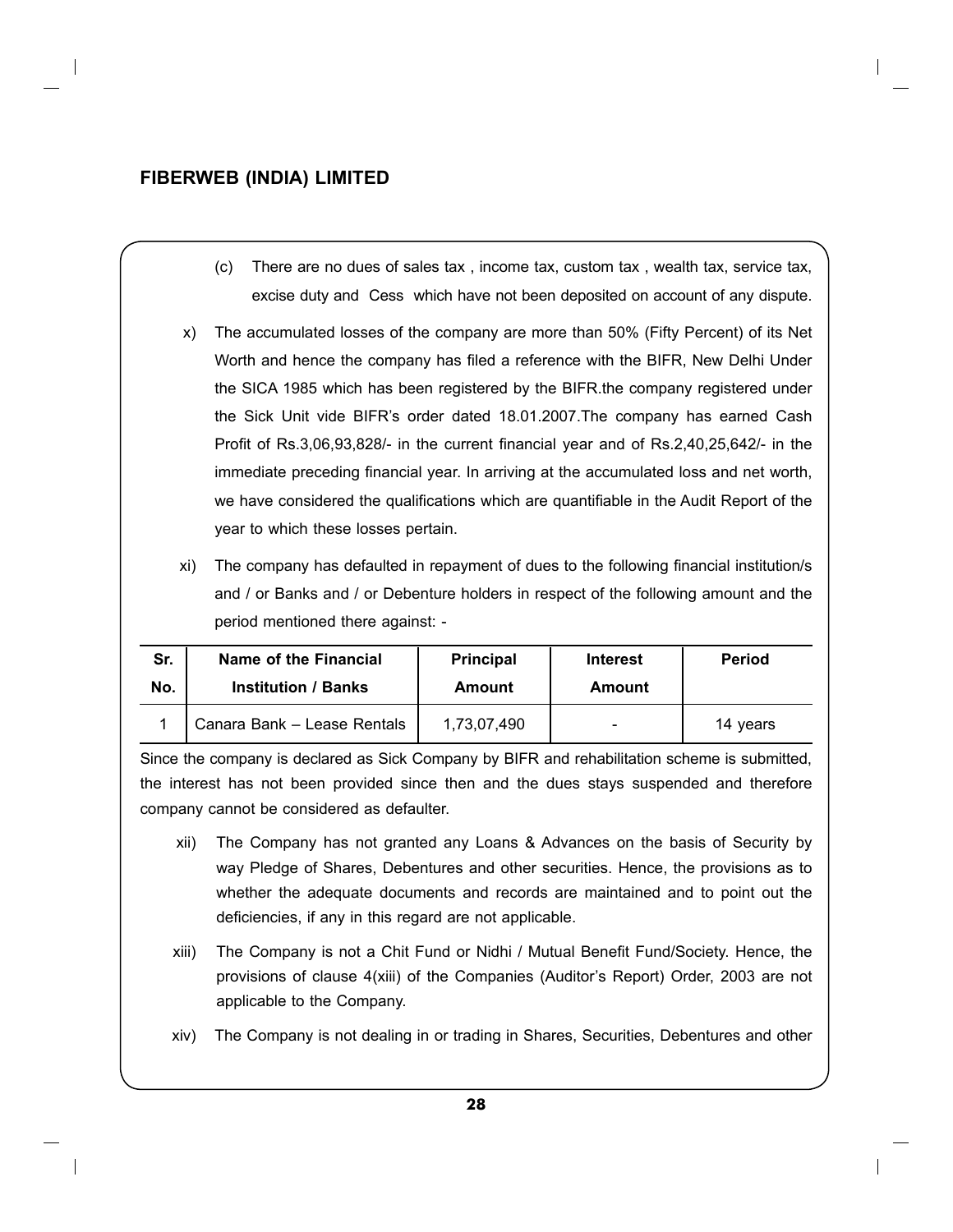(c) There are no dues of sales tax , income tax, custom tax , wealth tax, service tax, excise duty and Cess which have not been deposited on account of any dispute.

x) The accumulated losses of the company are more than 50% (Fifty Percent) of its Net Worth and hence the company has filed a reference with the BIFR, New Delhi Under the SICA 1985 which has been registered by the BIFR.the company registered under the Sick Unit vide BIFR's order dated 18.01.2007.The company has earned Cash Profit of Rs.3,06,93,828/- in the current financial year and of Rs.2,40,25,642/- in the immediate preceding financial year. In arriving at the accumulated loss and net worth, we have considered the qualifications which are quantifiable in the Audit Report of the year to which these losses pertain.

xi) The company has defaulted in repayment of dues to the following financial institution/s and / or Banks and / or Debenture holders in respect of the following amount and the period mentioned there against: -

| Sr. No. | Name of the Financial Institution / Banks | Principal Amount | Interest Amount | Period |
|---|---|---|---|---|
| 1 | Canara Bank – Lease Rentals | 1,73,07,490 | - | 14 years |

Since the company is declared as Sick Company by BIFR and rehabilitation scheme is submitted, the interest has not been provided since then and the dues stays suspended and therefore company cannot be considered as defaulter.

xii) The Company has not granted any Loans & Advances on the basis of Security by way Pledge of Shares, Debentures and other securities. Hence, the provisions as to whether the adequate documents and records are maintained and to point out the deficiencies, if any in this regard are not applicable.

xiii) The Company is not a Chit Fund or Nidhi / Mutual Benefit Fund/Society. Hence, the provisions of clause 4(xiii) of the Companies (Auditor's Report) Order, 2003 are not applicable to the Company.

xiv) The Company is not dealing in or trading in Shares, Securities, Debentures and other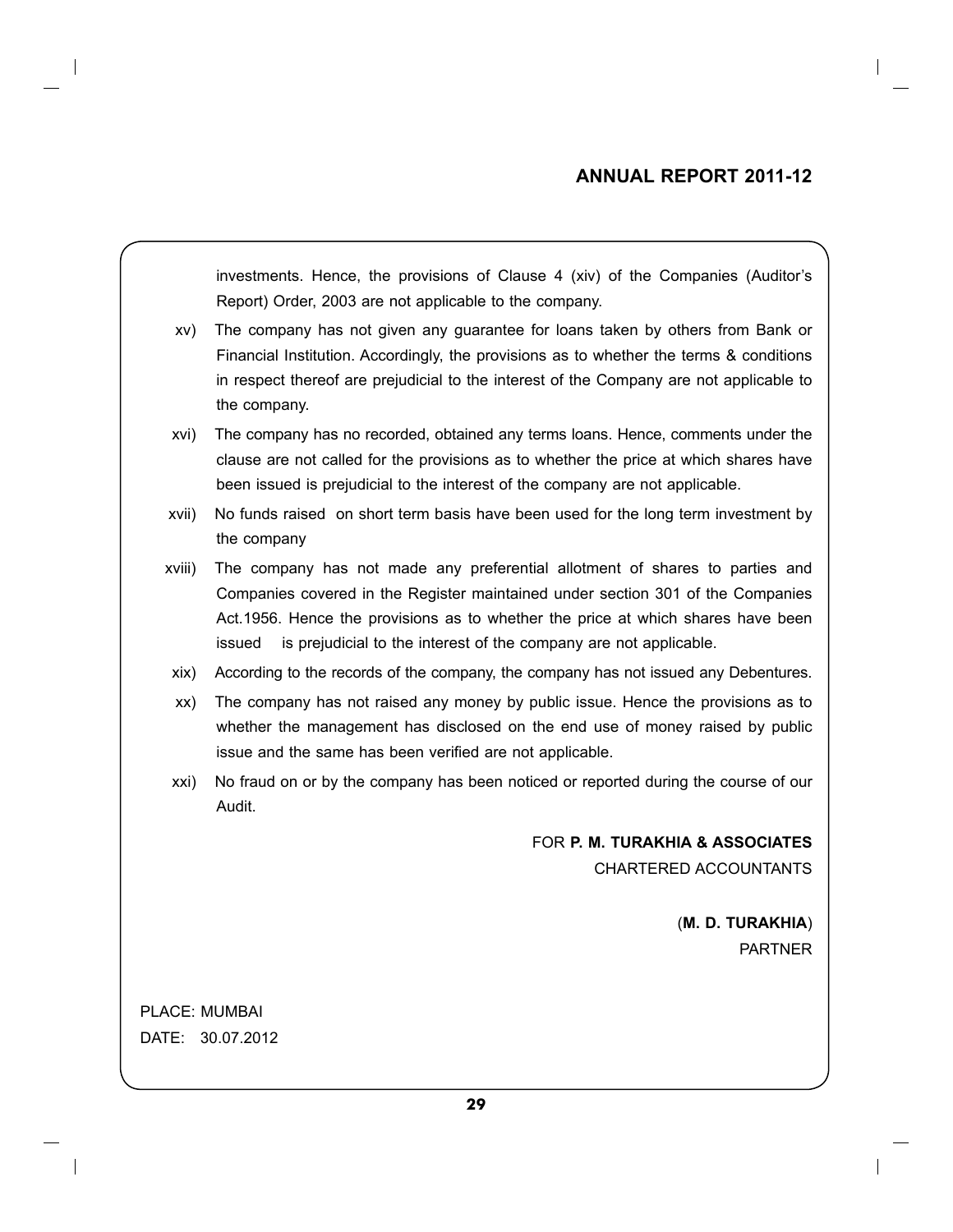investments. Hence, the provisions of Clause 4 (xiv) of the Companies (Auditor's Report) Order, 2003 are not applicable to the company.

xv) The company has not given any guarantee for loans taken by others from Bank or Financial Institution. Accordingly, the provisions as to whether the terms & conditions in respect thereof are prejudicial to the interest of the Company are not applicable to the company.

xvi) The company has no recorded, obtained any terms loans. Hence, comments under the clause are not called for the provisions as to whether the price at which shares have been issued is prejudicial to the interest of the company are not applicable.

xvii) No funds raised on short term basis have been used for the long term investment by the company

xviii) The company has not made any preferential allotment of shares to parties and Companies covered in the Register maintained under section 301 of the Companies Act.1956. Hence the provisions as to whether the price at which shares have been issued is prejudicial to the interest of the company are not applicable.

xix) According to the records of the company, the company has not issued any Debentures.

xx) The company has not raised any money by public issue. Hence the provisions as to whether the management has disclosed on the end use of money raised by public issue and the same has been verified are not applicable.

xxi) No fraud on or by the company has been noticed or reported during the course of our Audit.

FOR **P. M. TURAKHIA & ASSOCIATES**
CHARTERED ACCOUNTANTS

(**M. D. TURAKHIA**)
PARTNER

PLACE: MUMBAI
DATE: 30.07.2012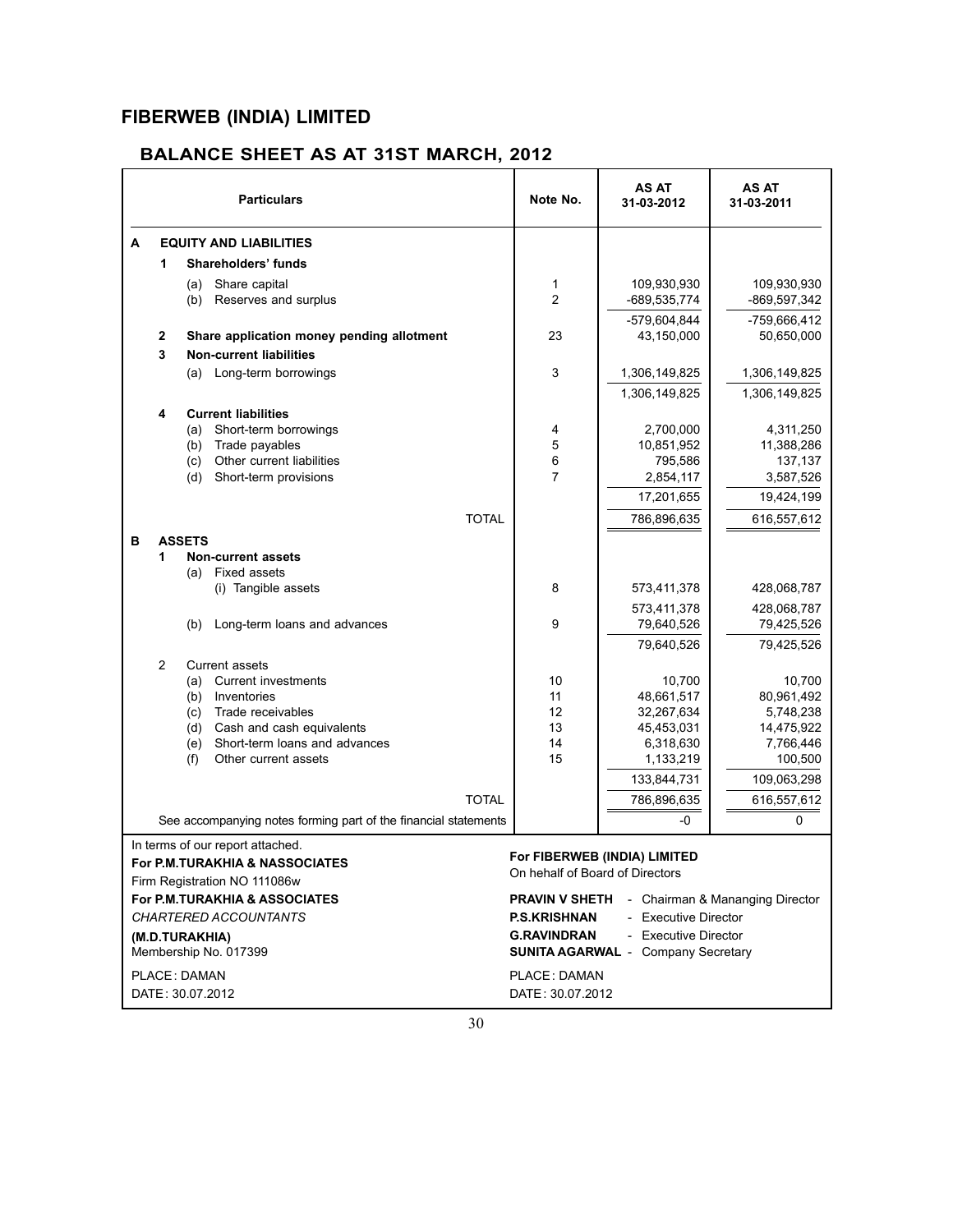# FIBERWEB (INDIA) LIMITED

## BALANCE SHEET AS AT 31ST MARCH, 2012

| | | | Particulars | Note No. | AS AT 31-03-2012 | AS AT 31-03-2011 |
|---|---|---|---|---|---|---|
| **A** | | | **EQUITY AND LIABILITIES** | | | |
| | **1** | | **Shareholders' funds** | | | |
| | | (a) | Share capital | 1 | 109,930,930 | 109,930,930 |
| | | (b) | Reserves and surplus | 2 | -689,535,774 | -869,597,342 |
| | | | | | -579,604,844 | -759,666,412 |
| | **2** | | **Share application money pending allotment** | 23 | 43,150,000 | 50,650,000 |
| | **3** | | **Non-current liabilities** | | | |
| | | (a) | Long-term borrowings | 3 | 1,306,149,825 | 1,306,149,825 |
| | | | | | 1,306,149,825 | 1,306,149,825 |
| | **4** | | **Current liabilities** | | | |
| | | (a) | Short-term borrowings | 4 | 2,700,000 | 4,311,250 |
| | | (b) | Trade payables | 5 | 10,851,952 | 11,388,286 |
| | | (c) | Other current liabilities | 6 | 795,586 | 137,137 |
| | | (d) | Short-term provisions | 7 | 2,854,117 | 3,587,526 |
| | | | | | 17,201,655 | 19,424,199 |
| | | | TOTAL | | 786,896,635 | 616,557,612 |
| **B** | | | **ASSETS** | | | |
| | **1** | | **Non-current assets** | | | |
| | | (a) | Fixed assets | | | |
| | | | (i) Tangible assets | 8 | 573,411,378 | 428,068,787 |
| | | | | | 573,411,378 | 428,068,787 |
| | | (b) | Long-term loans and advances | 9 | 79,640,526 | 79,425,526 |
| | | | | | 79,640,526 | 79,425,526 |
| | 2 | | Current assets | | | |
| | | (a) | Current investments | 10 | 10,700 | 10,700 |
| | | (b) | Inventories | 11 | 48,661,517 | 80,961,492 |
| | | (c) | Trade receivables | 12 | 32,267,634 | 5,748,238 |
| | | (d) | Cash and cash equivalents | 13 | 45,453,031 | 14,475,922 |
| | | (e) | Short-term loans and advances | 14 | 6,318,630 | 7,766,446 |
| | | (f) | Other current assets | 15 | 1,133,219 | 100,500 |
| | | | | | 133,844,731 | 109,063,298 |
| | | | TOTAL | | 786,896,635 | 616,557,612 |
| | | | See accompanying notes forming part of the financial statements | | -0 | 0 |

In terms of our report attached.
**For P.M.TURAKHIA & NASSOCIATES**
Firm Registration NO 111086w
**For P.M.TURAKHIA & ASSOCIATES**
*CHARTERED ACCOUNTANTS*
**(M.D.TURAKHIA)**
Membership No. 017399

PLACE : DAMAN
DATE : 30.07.2012

**For FIBERWEB (INDIA) LIMITED**
On hehalf of Board of Directors

**PRAVIN V SHETH** - Chairman & Mananging Director
**P.S.KRISHNAN** - Executive Director
**G.RAVINDRAN** - Executive Director
**SUNITA AGARWAL** - Company Secretary

PLACE : DAMAN
DATE : 30.07.2012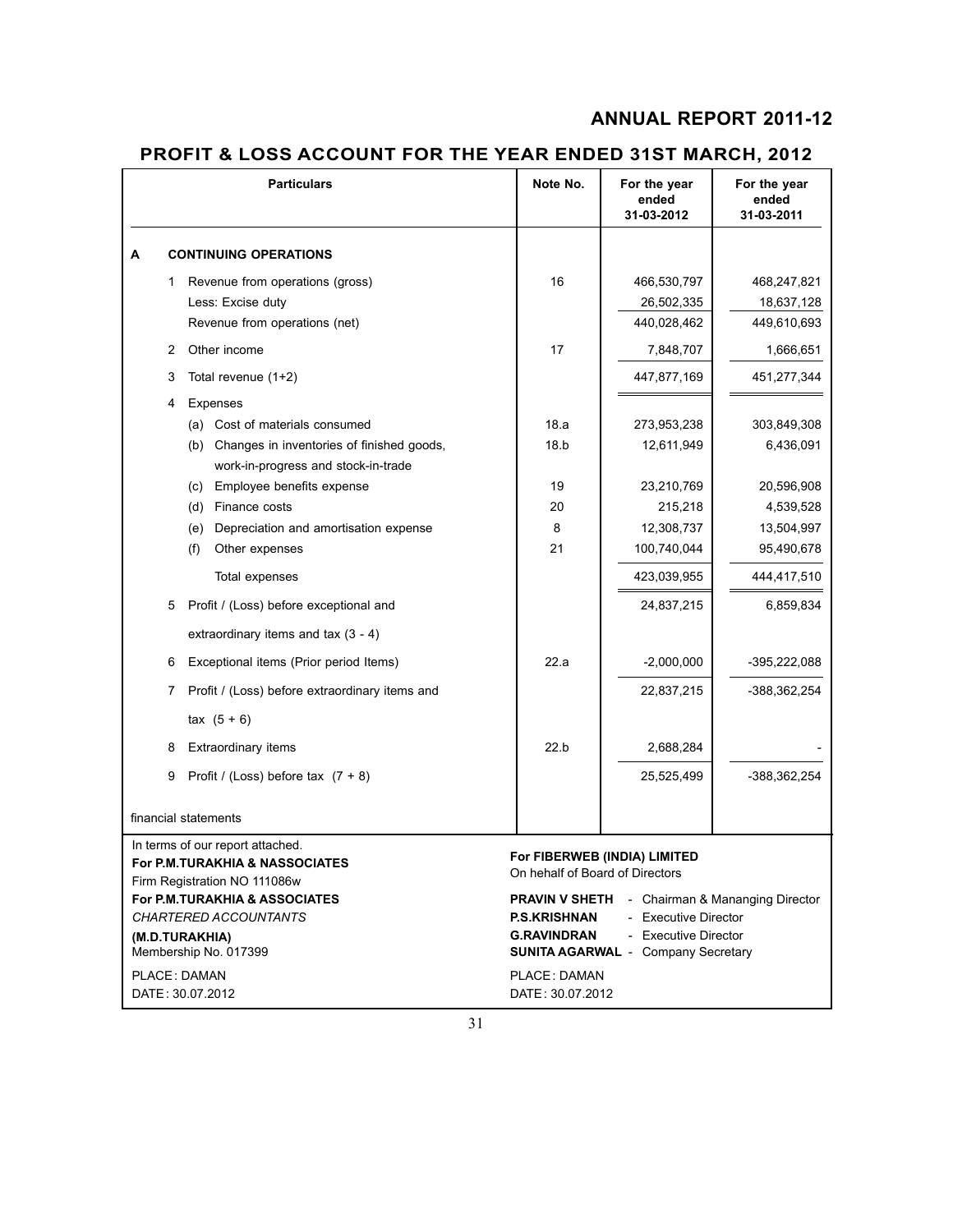# PROFIT & LOSS ACCOUNT FOR THE YEAR ENDED 31ST MARCH, 2012

| Particulars | Note No. | For the year ended 31-03-2012 | For the year ended 31-03-2011 |
|---|---|---|---|
| **A CONTINUING OPERATIONS** | | | |
| 1 Revenue from operations (gross) | 16 | 466,530,797 | 468,247,821 |
| Less: Excise duty | | 26,502,335 | 18,637,128 |
| Revenue from operations (net) | | 440,028,462 | 449,610,693 |
| 2 Other income | 17 | 7,848,707 | 1,666,651 |
| 3 Total revenue (1+2) | | 447,877,169 | 451,277,344 |
| 4 Expenses | | | |
| (a) Cost of materials consumed | 18.a | 273,953,238 | 303,849,308 |
| (b) Changes in inventories of finished goods, work-in-progress and stock-in-trade | 18.b | 12,611,949 | 6,436,091 |
| (c) Employee benefits expense | 19 | 23,210,769 | 20,596,908 |
| (d) Finance costs | 20 | 215,218 | 4,539,528 |
| (e) Depreciation and amortisation expense | 8 | 12,308,737 | 13,504,997 |
| (f) Other expenses | 21 | 100,740,044 | 95,490,678 |
| Total expenses | | 423,039,955 | 444,417,510 |
| 5 Profit / (Loss) before exceptional and extraordinary items and tax (3 - 4) | | 24,837,215 | 6,859,834 |
| 6 Exceptional items (Prior period Items) | 22.a | -2,000,000 | -395,222,088 |
| 7 Profit / (Loss) before extraordinary items and tax (5 + 6) | | 22,837,215 | -388,362,254 |
| 8 Extraordinary items | 22.b | 2,688,284 | - |
| 9 Profit / (Loss) before tax (7 + 8) | | 25,525,499 | -388,362,254 |
| financial statements | | | |

In terms of our report attached.
**For P.M.TURAKHIA & NASSOCIATES**
Firm Registration NO 111086w
**For P.M.TURAKHIA & ASSOCIATES**
*CHARTERED ACCOUNTANTS*
**(M.D.TURAKHIA)**
Membership No. 017399

PLACE : DAMAN
DATE : 30.07.2012

**For FIBERWEB (INDIA) LIMITED**
On hehalf of Board of Directors

**PRAVIN V SHETH** - Chairman & Mananging Director
**P.S.KRISHNAN** - Executive Director
**G.RAVINDRAN** - Executive Director
**SUNITA AGARWAL** - Company Secretary

PLACE : DAMAN
DATE : 30.07.2012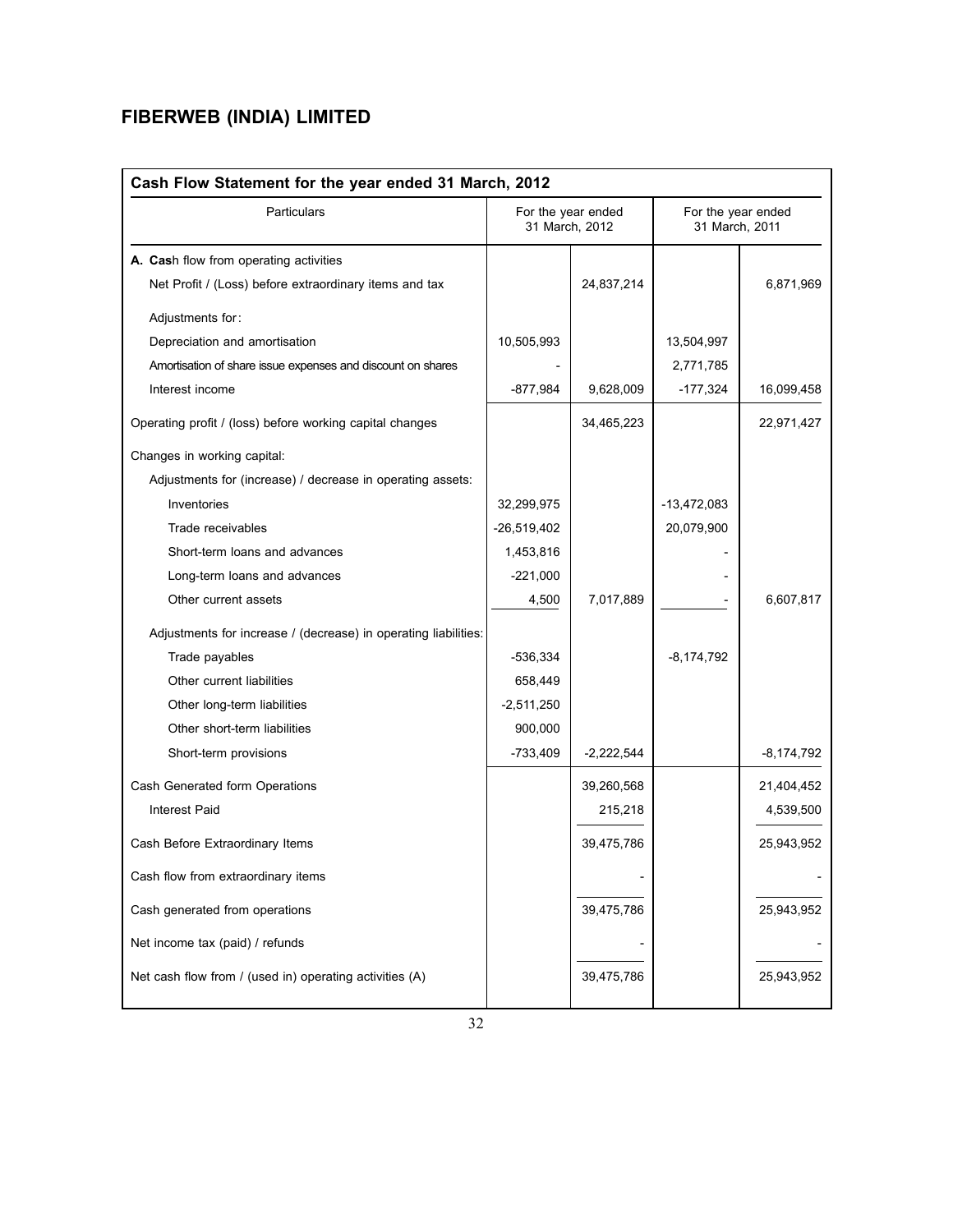# FIBERWEB (INDIA) LIMITED

## Cash Flow Statement for the year ended 31 March, 2012

| Particulars | For the year ended 31 March, 2012 | | For the year ended 31 March, 2011 | |
|---|---|---|---|---|
| **A. Cash** flow from operating activities | | | | |
| Net Profit / (Loss) before extraordinary items and tax | | 24,837,214 | | 6,871,969 |
| Adjustments for: | | | | |
| Depreciation and amortisation | 10,505,993 | | 13,504,997 | |
| Amortisation of share issue expenses and discount on shares | - | | 2,771,785 | |
| Interest income | -877,984 | 9,628,009 | -177,324 | 16,099,458 |
| Operating profit / (loss) before working capital changes | | 34,465,223 | | 22,971,427 |
| Changes in working capital: | | | | |
| Adjustments for (increase) / decrease in operating assets: | | | | |
| Inventories | 32,299,975 | | -13,472,083 | |
| Trade receivables | -26,519,402 | | 20,079,900 | |
| Short-term loans and advances | 1,453,816 | | - | |
| Long-term loans and advances | -221,000 | | - | |
| Other current assets | 4,500 | 7,017,889 | - | 6,607,817 |
| Adjustments for increase / (decrease) in operating liabilities: | | | | |
| Trade payables | -536,334 | | -8,174,792 | |
| Other current liabilities | 658,449 | | | |
| Other long-term liabilities | -2,511,250 | | | |
| Other short-term liabilities | 900,000 | | | |
| Short-term provisions | -733,409 | -2,222,544 | | -8,174,792 |
| Cash Generated form Operations | | 39,260,568 | | 21,404,452 |
| Interest Paid | | 215,218 | | 4,539,500 |
| Cash Before Extraordinary Items | | 39,475,786 | | 25,943,952 |
| Cash flow from extraordinary items | | - | | - |
| Cash generated from operations | | 39,475,786 | | 25,943,952 |
| Net income tax (paid) / refunds | | - | | - |
| Net cash flow from / (used in) operating activities (A) | | 39,475,786 | | 25,943,952 |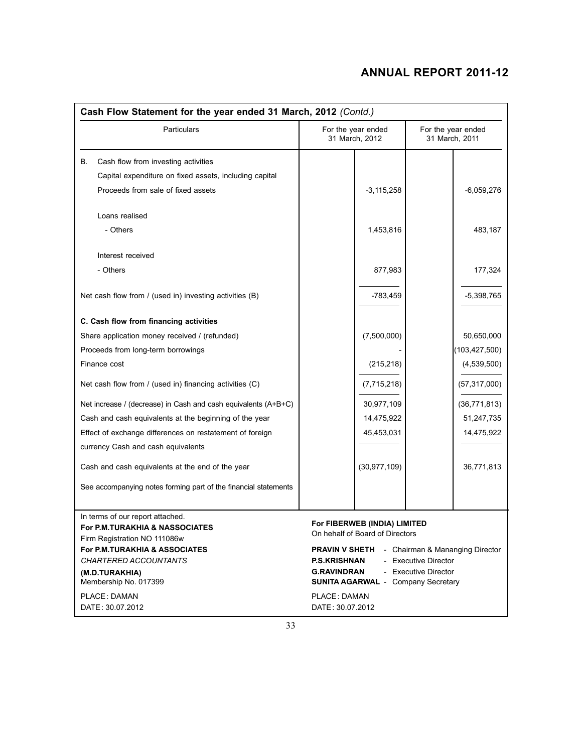## Cash Flow Statement for the year ended 31 March, 2012 *(Contd.)*

| Particulars | For the year ended 31 March, 2012 | | For the year ended 31 March, 2011 | |
|---|---|---|---|---|
| B. Cash flow from investing activities | | | | |
| Capital expenditure on fixed assets, including capital | | | | |
| Proceeds from sale of fixed assets | | -3,115,258 | | -6,059,276 |
| Loans realised | | | | |
| - Others | | 1,453,816 | | 483,187 |
| Interest received | | | | |
| - Others | | 877,983 | | 177,324 |
| Net cash flow from / (used in) investing activities (B) | | -783,459 | | -5,398,765 |
| **C. Cash flow from financing activities** | | | | |
| Share application money received / (refunded) | | (7,500,000) | | 50,650,000 |
| Proceeds from long-term borrowings | | - | | (103,427,500) |
| Finance cost | | (215,218) | | (4,539,500) |
| Net cash flow from / (used in) financing activities (C) | | (7,715,218) | | (57,317,000) |
| Net increase / (decrease) in Cash and cash equivalents (A+B+C) | | 30,977,109 | | (36,771,813) |
| Cash and cash equivalents at the beginning of the year | | 14,475,922 | | 51,247,735 |
| Effect of exchange differences on restatement of foreign currency Cash and cash equivalents | | 45,453,031 | | 14,475,922 |
| Cash and cash equivalents at the end of the year | | (30,977,109) | | 36,771,813 |
| See accompanying notes forming part of the financial statements | | | | |

In terms of our report attached.
**For P.M.TURAKHIA & NASSOCIATES**
Firm Registration NO 111086w
**For P.M.TURAKHIA & ASSOCIATES**
*CHARTERED ACCOUNTANTS*
**(M.D.TURAKHIA)**
Membership No. 017399

PLACE : DAMAN
DATE : 30.07.2012

**For FIBERWEB (INDIA) LIMITED**
On hehalf of Board of Directors

**PRAVIN V SHETH** - Chairman & Mananging Director
**P.S.KRISHNAN** - Executive Director
**G.RAVINDRAN** - Executive Director
**SUNITA AGARWAL** - Company Secretary

PLACE : DAMAN
DATE : 30.07.2012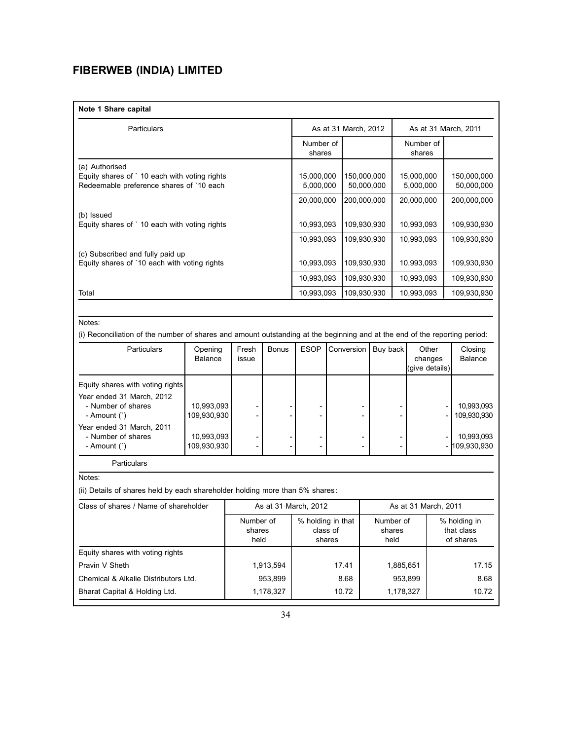# FIBERWEB (INDIA) LIMITED

**Note 1 Share capital**

| Particulars | As at 31 March, 2012 | | As at 31 March, 2011 | |
|---|---|---|---|---|
| | Number of shares | | Number of shares | |
| (a) Authorised | | | | |
| Equity shares of ` 10 each with voting rights | 15,000,000 | 150,000,000 | 15,000,000 | 150,000,000 |
| Redeemable preference shares of `10 each | 5,000,000 | 50,000,000 | 5,000,000 | 50,000,000 |
| | 20,000,000 | 200,000,000 | 20,000,000 | 200,000,000 |
| (b) Issued | | | | |
| Equity shares of ` 10 each with voting rights | 10,993,093 | 109,930,930 | 10,993,093 | 109,930,930 |
| | 10,993,093 | 109,930,930 | 10,993,093 | 109,930,930 |
| (c) Subscribed and fully paid up | | | | |
| Equity shares of `10 each with voting rights | 10,993,093 | 109,930,930 | 10,993,093 | 109,930,930 |
| | 10,993,093 | 109,930,930 | 10,993,093 | 109,930,930 |
| Total | 10,993,093 | 109,930,930 | 10,993,093 | 109,930,930 |

Notes:

(i) Reconciliation of the number of shares and amount outstanding at the beginning and at the end of the reporting period:

| Particulars | Opening Balance | Fresh issue | Bonus | ESOP | Conversion | Buy back | Other changes (give details) | Closing Balance |
|---|---|---|---|---|---|---|---|---|
| Equity shares with voting rights | | | | | | | | |
| Year ended 31 March, 2012 | | | | | | | | |
| - Number of shares | 10,993,093 | - | - | - | - | - | - | 10,993,093 |
| - Amount (`) | 109,930,930 | - | - | - | - | - | - | 109,930,930 |
| Year ended 31 March, 2011 | | | | | | | | |
| - Number of shares | 10,993,093 | - | - | - | - | - | - | 10,993,093 |
| - Amount (`) | 109,930,930 | - | - | - | - | - | - | 109,930,930 |

Particulars

Notes:

(ii) Details of shares held by each shareholder holding more than 5% shares:

| Class of shares / Name of shareholder | As at 31 March, 2012 | | As at 31 March, 2011 | |
|---|---|---|---|---|
| | Number of shares held | % holding in that class of shares | Number of shares held | % holding in that class of shares |
| Equity shares with voting rights | | | | |
| Pravin V Sheth | 1,913,594 | 17.41 | 1,885,651 | 17.15 |
| Chemical & Alkalie Distributors Ltd. | 953,899 | 8.68 | 953,899 | 8.68 |
| Bharat Capital & Holding Ltd. | 1,178,327 | 10.72 | 1,178,327 | 10.72 |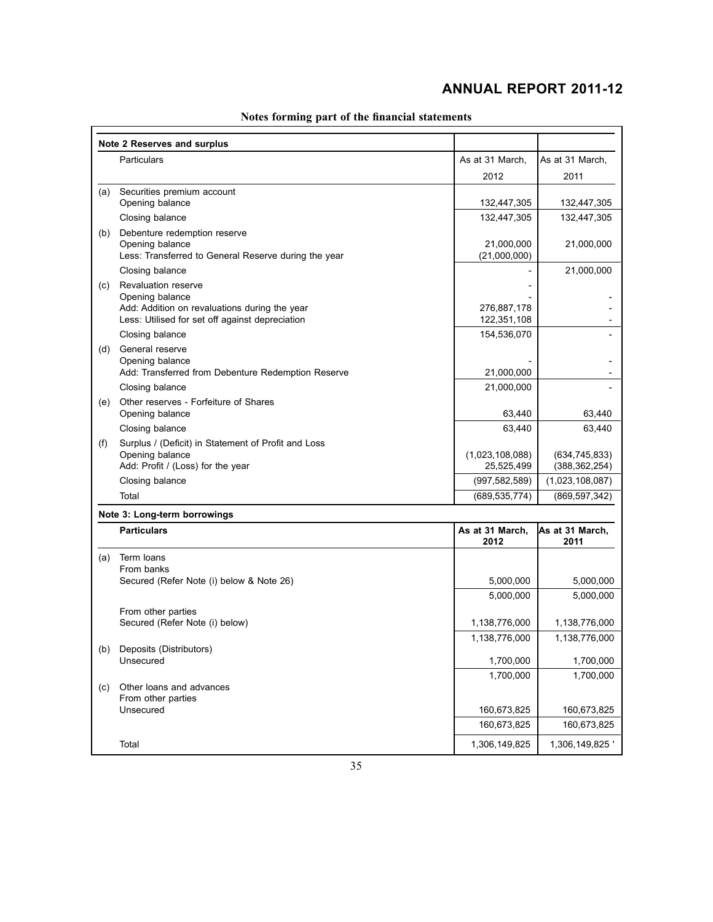## Notes forming part of the financial statements

**Note 2 Reserves and surplus**

| | Particulars | As at 31 March, 2012 | As at 31 March, 2011 |
|---|---|---|---|
| (a) | Securities premium account | | |
| | Opening balance | 132,447,305 | 132,447,305 |
| | Closing balance | 132,447,305 | 132,447,305 |
| (b) | Debenture redemption reserve | | |
| | Opening balance | 21,000,000 | 21,000,000 |
| | Less: Transferred to General Reserve during the year | (21,000,000) | |
| | Closing balance | - | 21,000,000 |
| (c) | Revaluation reserve | - | |
| | Opening balance | - | - |
| | Add: Addition on revaluations during the year | 276,887,178 | - |
| | Less: Utilised for set off against depreciation | 122,351,108 | - |
| | Closing balance | 154,536,070 | - |
| (d) | General reserve | | |
| | Opening balance | - | - |
| | Add: Transferred from Debenture Redemption Reserve | 21,000,000 | - |
| | Closing balance | 21,000,000 | - |
| (e) | Other reserves - Forfeiture of Shares | | |
| | Opening balance | 63,440 | 63,440 |
| | Closing balance | 63,440 | 63,440 |
| (f) | Surplus / (Deficit) in Statement of Profit and Loss | | |
| | Opening balance | (1,023,108,088) | (634,745,833) |
| | Add: Profit / (Loss) for the year | 25,525,499 | (388,362,254) |
| | Closing balance | (997,582,589) | (1,023,108,087) |
| | Total | (689,535,774) | (869,597,342) |

**Note 3: Long-term borrowings**

| | **Particulars** | **As at 31 March, 2012** | **As at 31 March, 2011** |
|---|---|---|---|
| (a) | Term loans | | |
| | From banks | | |
| | Secured (Refer Note (i) below & Note 26) | 5,000,000 | 5,000,000 |
| | | 5,000,000 | 5,000,000 |
| | From other parties | | |
| | Secured (Refer Note (i) below) | 1,138,776,000 | 1,138,776,000 |
| | | 1,138,776,000 | 1,138,776,000 |
| (b) | Deposits (Distributors) | | |
| | Unsecured | 1,700,000 | 1,700,000 |
| | | 1,700,000 | 1,700,000 |
| (c) | Other loans and advances | | |
| | From other parties | | |
| | Unsecured | 160,673,825 | 160,673,825 |
| | | 160,673,825 | 160,673,825 |
| | Total | 1,306,149,825 | 1,306,149,825 ' |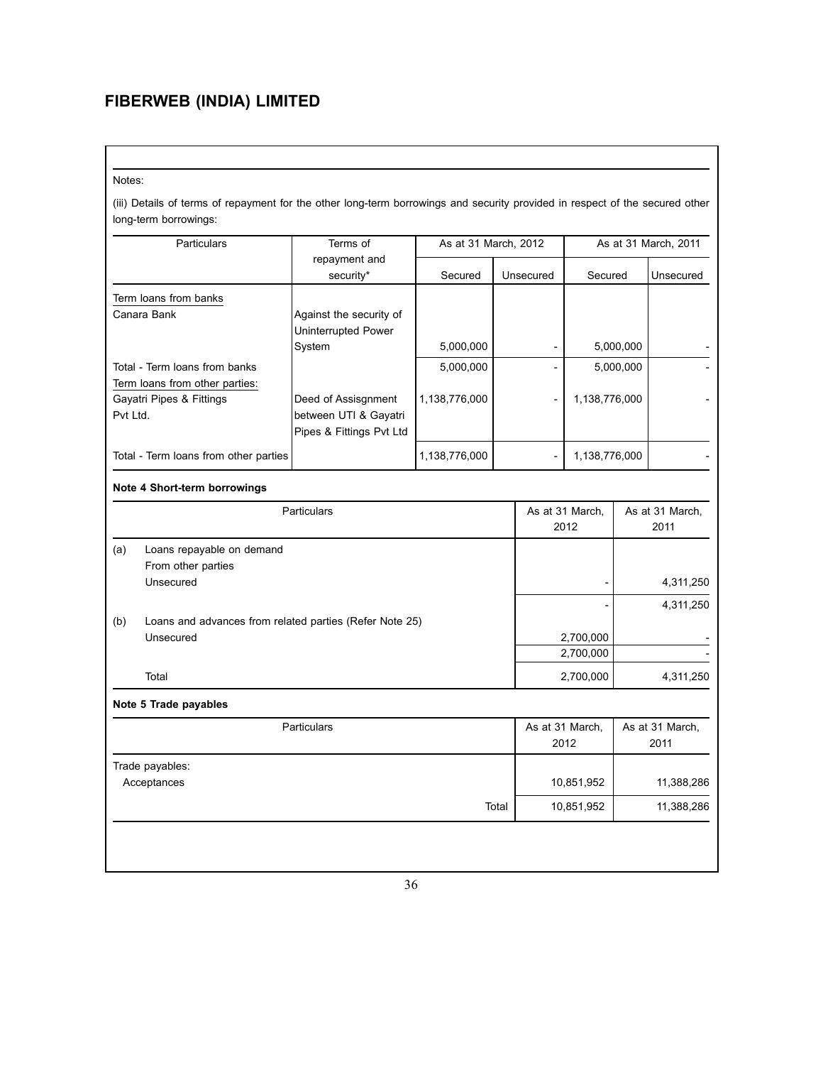# FIBERWEB (INDIA) LIMITED

Notes:

(iii) Details of terms of repayment for the other long-term borrowings and security provided in respect of the secured other long-term borrowings:

| Particulars | Terms of repayment and security* | As at 31 March, 2012 | | As at 31 March, 2011 | |
|---|---|---|---|---|---|
| | | Secured | Unsecured | Secured | Unsecured |
| Term loans from banks | | | | | |
| Canara Bank | Against the security of Uninterrupted Power System | 5,000,000 | - | 5,000,000 | - |
| Total - Term loans from banks | | 5,000,000 | - | 5,000,000 | - |
| Term loans from other parties: | | | | | |
| Gayatri Pipes & Fittings Pvt Ltd. | Deed of Assisgnment between UTI & Gayatri Pipes & Fittings Pvt Ltd | 1,138,776,000 | - | 1,138,776,000 | - |
| Total - Term loans from other parties | | 1,138,776,000 | - | 1,138,776,000 | - |

**Note 4 Short-term borrowings**

| | Particulars | As at 31 March, 2012 | As at 31 March, 2011 |
|---|---|---|---|
| (a) | Loans repayable on demand<br>From other parties<br>Unsecured | - | 4,311,250 |
| | | - | 4,311,250 |
| (b) | Loans and advances from related parties (Refer Note 25)<br>Unsecured | 2,700,000 | - |
| | | 2,700,000 | - |
| | Total | 2,700,000 | 4,311,250 |

**Note 5 Trade payables**

| Particulars | As at 31 March, 2012 | As at 31 March, 2011 |
|---|---|---|
| Trade payables:<br>Acceptances | 10,851,952 | 11,388,286 |
| Total | 10,851,952 | 11,388,286 |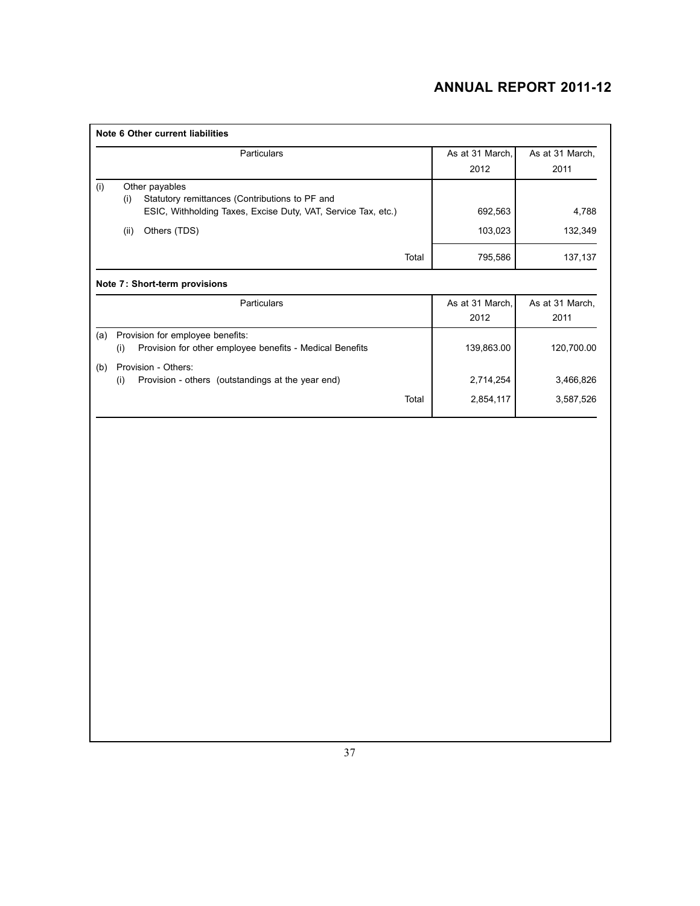**Note 6 Other current liabilities**

| | Particulars | As at 31 March, 2012 | As at 31 March, 2011 |
|---|---|---|---|
| (i) | Other payables | | |
| | (i) Statutory remittances (Contributions to PF and ESIC, Withholding Taxes, Excise Duty, VAT, Service Tax, etc.) | 692,563 | 4,788 |
| | (ii) Others (TDS) | 103,023 | 132,349 |
| | Total | 795,586 | 137,137 |

**Note 7 : Short-term provisions**

| | Particulars | As at 31 March, 2012 | As at 31 March, 2011 |
|---|---|---|---|
| (a) | Provision for employee benefits: | | |
| | (i) Provision for other employee benefits - Medical Benefits | 139,863.00 | 120,700.00 |
| (b) | Provision - Others: | | |
| | (i) Provision - others (outstandings at the year end) | 2,714,254 | 3,466,826 |
| | Total | 2,854,117 | 3,587,526 |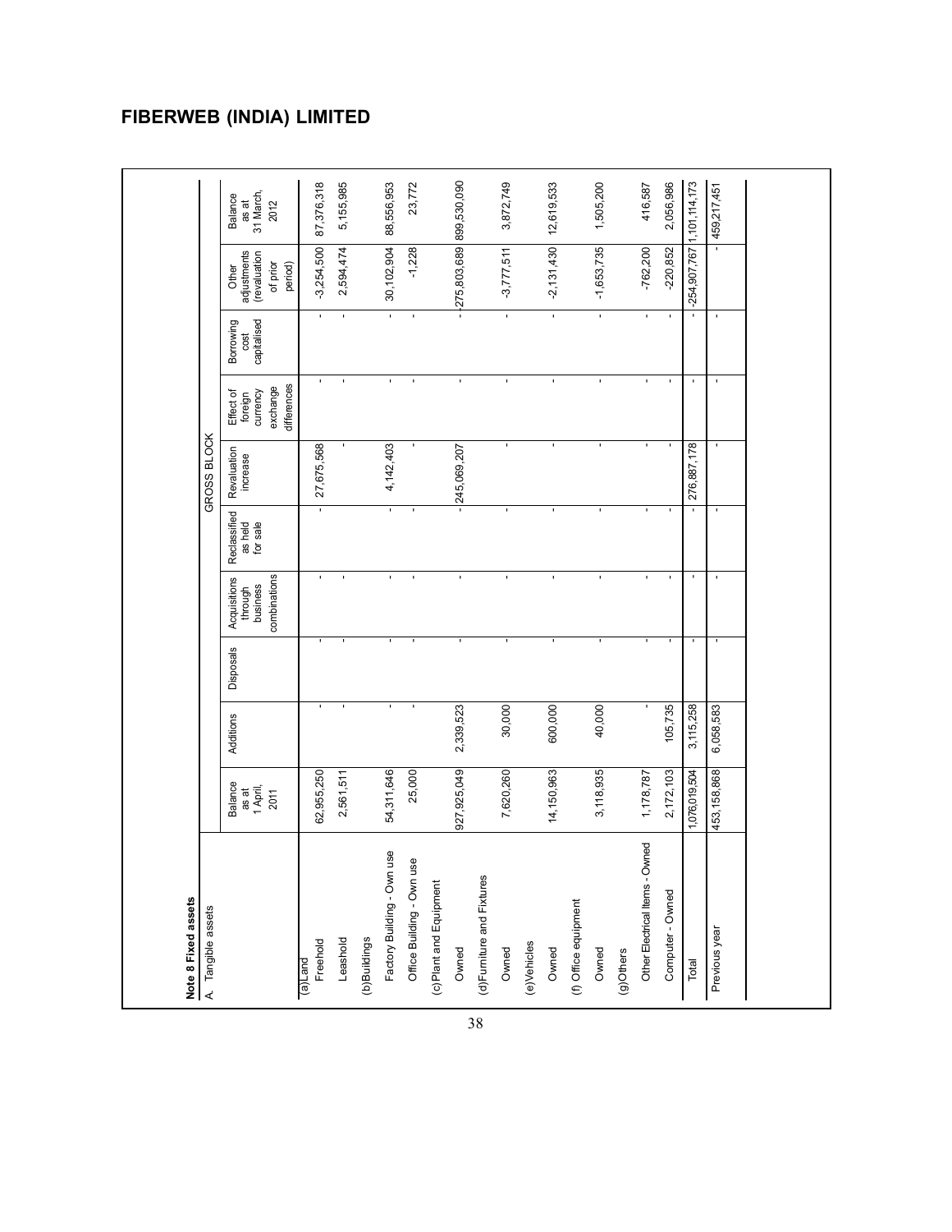# FIBERWEB (INDIA) LIMITED

**Note 8 Fixed assets**

A. Tangible assets

| | GROSS BLOCK | | | | | | | | | |
|---|---|---|---|---|---|---|---|---|---|---|
| | Balance as at 1 April, 2011 | Additions | Disposals | Acquisitions through business combinations | Reclassified as held for sale | Revaluation increase | Effect of foreign currency exchange differences | Borrowing cost capitalised | Other adjustments (revaluation of prior period) | Balance as at 31 March, 2012 |
| (a)Land | | | | | | | | | | |
| Freehold | 62,955,250 | - | - | - | - | 27,675,568 | - | - | -3,254,500 | 87,376,318 |
| Leashold | 2,561,511 | - | - | - | - | - | - | - | 2,594,474 | 5,155,985 |
| (b)Buildings | | | | | | | | | | |
| Factory Building - Own use | 54,311,646 | - | - | - | - | 4,142,403 | - | - | 30,102,904 | 88,556,953 |
| Office Building - Own use | 25,000 | - | - | - | - | - | - | - | -1,228 | 23,772 |
| (c)Plant and Equipment | | | | | | | | | | |
| Owned | 927,925,049 | 2,339,523 | - | - | - | 245,069,207 | - | - | -275,803,689 | 899,530,090 |
| (d)Furniture and Fixtures | | | | | | | | | | |
| Owned | 7,620,260 | 30,000 | - | - | - | - | - | - | -3,777,511 | 3,872,749 |
| (e)Vehicles | | | | | | | | | | |
| Owned | 14,150,963 | 600,000 | - | - | - | - | - | - | -2,131,430 | 12,619,533 |
| (f) Office equipment | | | | | | | | | | |
| Owned | 3,118,935 | 40,000 | - | - | - | - | - | - | -1,653,735 | 1,505,200 |
| (g)Others | | | | | | | | | | |
| Other Electrical Items - Owned | 1,178,787 | - | - | - | - | - | - | - | -762,200 | 416,587 |
| Computer - Owned | 2,172,103 | 105,735 | - | - | - | - | - | - | -220,852 | 2,056,986 |
| Total | 1,076,019,504 | 3,115,258 | - | - | - | 276,887,178 | - | - | -254,907,767 | 1,101,114,173 |
| Previous year | 453,158,868 | 6,058,583 | - | - | - | - | - | - | - | 459,217,451 |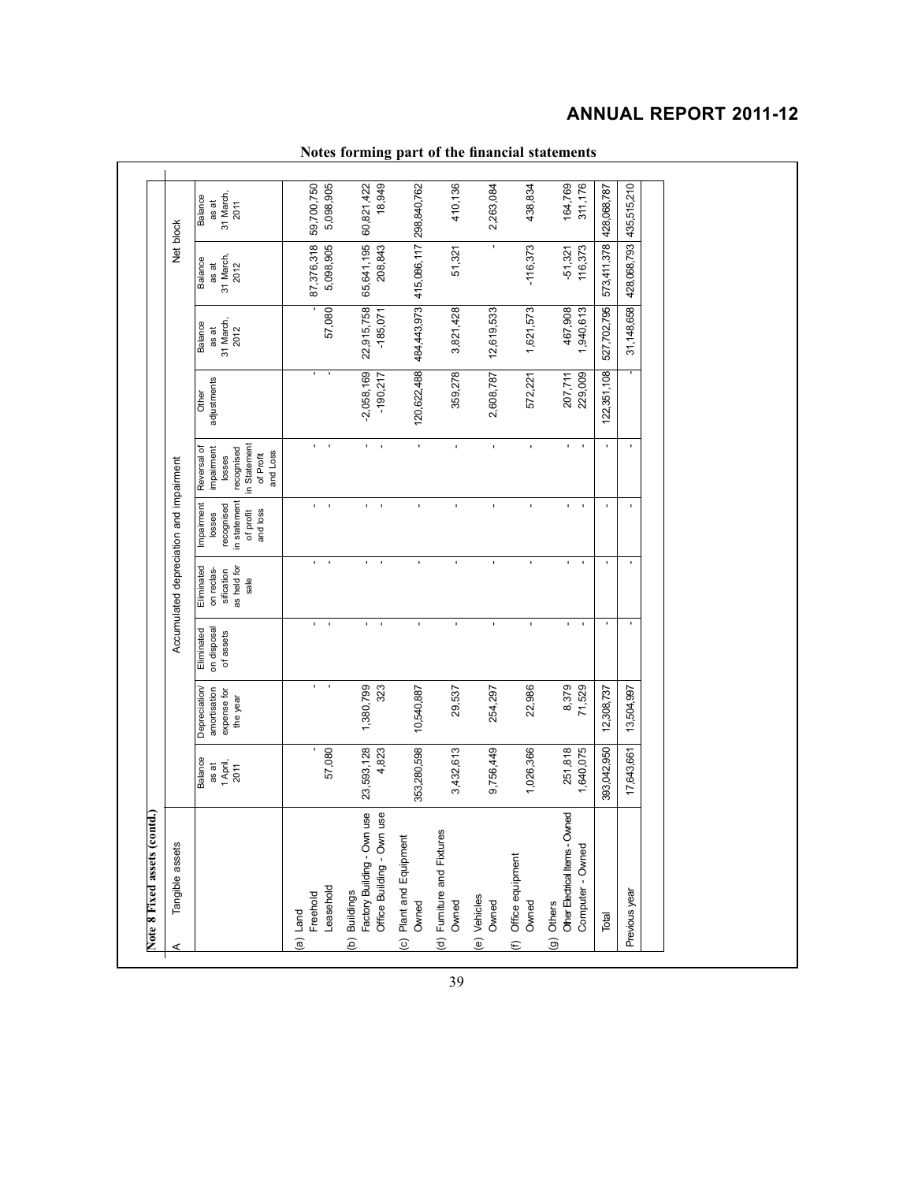Notes forming part of the financial statements

**Note 8 Fixed assets (contd.)**

| A Tangible assets | Accumulated depreciation and impairment | | | | | | | | Net block | |
|---|---|---|---|---|---|---|---|---|---|---|
| | Balance as at 1 April, 2011 | Depreciation/ amortisation expense for the year | Eliminated on disposal of assets | Eliminated on reclassification as held for sale | Impairment losses recognised in statement of profit and loss | Reversal of impairment losses recognised in Statement of Profit and Loss | Other adjustments | Balance as at 31 March, 2012 | Balance as at 31 March, 2012 | Balance as at 31 March, 2011 |
| (a) Land | | | | | | | | | | |
| Freehold | - | - | - | - | - | - | - | - | 87,376,318 | 59,700,750 |
| Leasehold | 57,080 | - | - | - | - | - | - | 57,080 | 5,098,905 | 5,098,905 |
| (b) Buildings | | | | | | | | | | |
| Factory Building - Own use | 23,593,128 | 1,380,799 | - | - | - | - | -2,058,169 | 22,915,758 | 65,641,195 | 60,821,422 |
| Office Building - Own use | 4,823 | 323 | - | - | - | - | -190,217 | -185,071 | 208,843 | 18,949 |
| (c) Plant and Equipment | | | | | | | | | | |
| Owned | 353,280,598 | 10,540,887 | - | - | - | - | 120,622,488 | 484,443,973 | 415,086,117 | 298,840,762 |
| (d) Furniture and Fixtures | | | | | | | | | | |
| Owned | 3,432,613 | 29,537 | - | - | - | - | 359,278 | 3,821,428 | 51,321 | 410,136 |
| (e) Vehicles | | | | | | | | | | |
| Owned | 9,756,449 | 254,297 | - | - | - | - | 2,608,787 | 12,619,533 | - | 2,263,084 |
| (f) Office equipment | | | | | | | | | | |
| Owned | 1,026,366 | 22,986 | - | - | - | - | 572,221 | 1,621,573 | -116,373 | 438,834 |
| (g) Others | | | | | | | | | | |
| Other Electrical Items - Owned | 251,818 | 8,379 | - | - | - | - | 207,711 | 467,908 | -51,321 | 164,769 |
| Computer - Owned | 1,640,075 | 71,529 | - | - | - | - | 229,009 | 1,940,613 | 116,373 | 311,176 |
| Total | 393,042,950 | 12,308,737 | - | - | - | - | 122,351,108 | 527,702,795 | 573,411,378 | 428,068,787 |
| Previous year | 17,643,661 | 13,504,997 | - | - | - | - | - | 31,148,658 | 428,068,793 | 435,515,210 |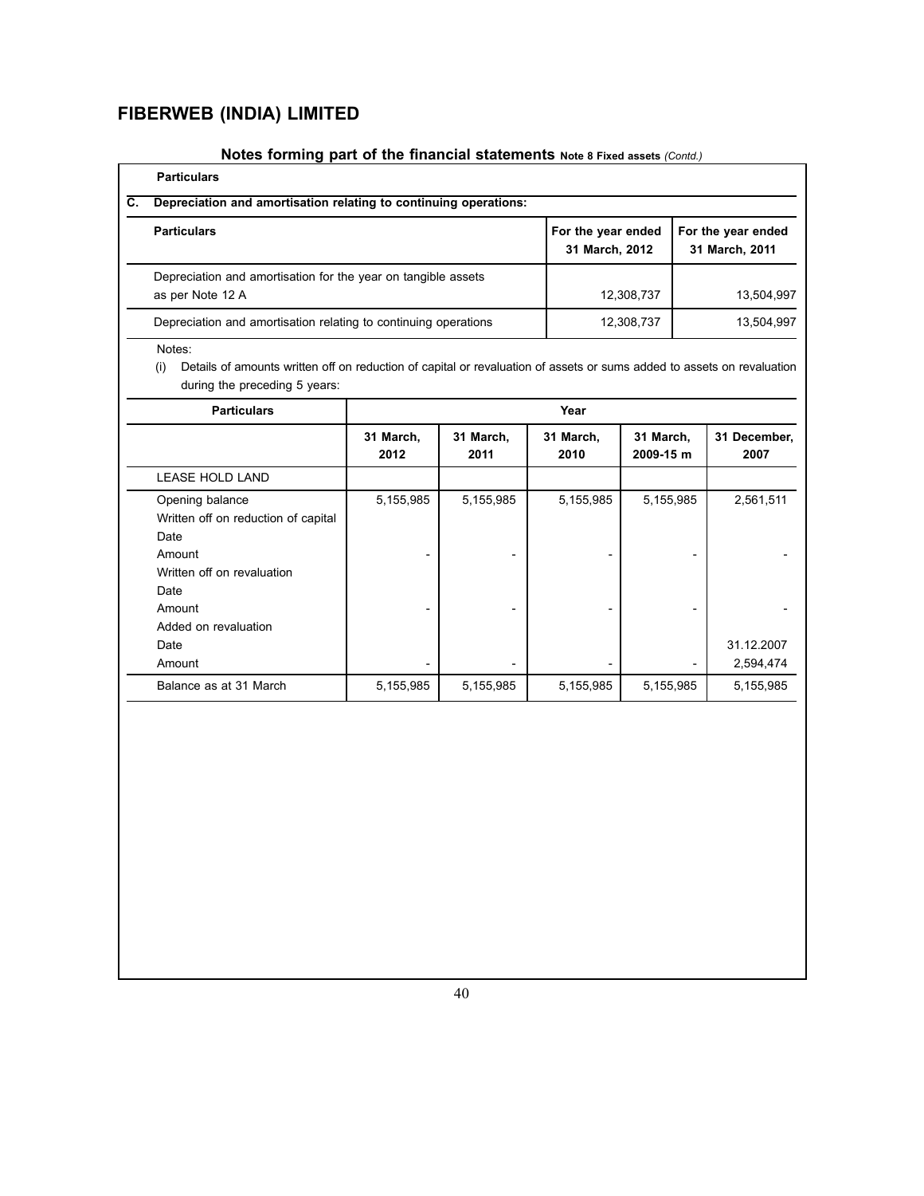# FIBERWEB (INDIA) LIMITED

## Notes forming part of the financial statements Note 8 Fixed assets *(Contd.)*

**Particulars**

**C. Depreciation and amortisation relating to continuing operations:**

| Particulars | For the year ended 31 March, 2012 | For the year ended 31 March, 2011 |
|---|---|---|
| Depreciation and amortisation for the year on tangible assets as per Note 12 A | 12,308,737 | 13,504,997 |
| Depreciation and amortisation relating to continuing operations | 12,308,737 | 13,504,997 |

Notes:

(i) Details of amounts written off on reduction of capital or revaluation of assets or sums added to assets on revaluation during the preceding 5 years:

| Particulars | Year | | | | |
|---|---|---|---|---|---|
| | 31 March, 2012 | 31 March, 2011 | 31 March, 2010 | 31 March, 2009-15 m | 31 December, 2007 |
| LEASE HOLD LAND | | | | | |
| Opening balance | 5,155,985 | 5,155,985 | 5,155,985 | 5,155,985 | 2,561,511 |
| Written off on reduction of capital | | | | | |
| Date | | | | | |
| Amount | - | - | - | - | - |
| Written off on revaluation | | | | | |
| Date | | | | | |
| Amount | - | - | - | - | - |
| Added on revaluation | | | | | |
| Date | | | | | 31.12.2007 |
| Amount | - | - | - | - | 2,594,474 |
| Balance as at 31 March | 5,155,985 | 5,155,985 | 5,155,985 | 5,155,985 | 5,155,985 |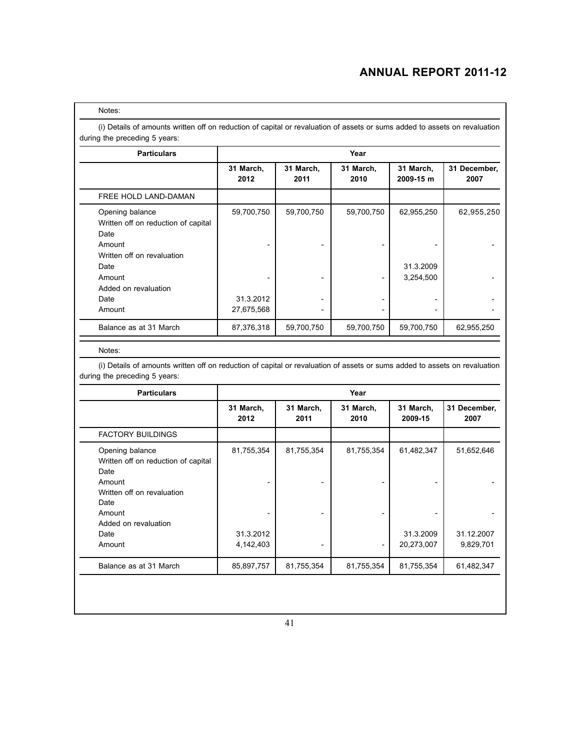Notes:

(i) Details of amounts written off on reduction of capital or revaluation of assets or sums added to assets on revaluation during the preceding 5 years:

| Particulars | Year | | | | |
|---|---|---|---|---|---|
| | 31 March, 2012 | 31 March, 2011 | 31 March, 2010 | 31 March, 2009-15 m | 31 December, 2007 |
| FREE HOLD LAND-DAMAN | | | | | |
| Opening balance | 59,700,750 | 59,700,750 | 59,700,750 | 62,955,250 | 62,955,250 |
| Written off on reduction of capital | | | | | |
| Date | | | | | |
| Amount | - | - | - | - | - |
| Written off on revaluation | | | | | |
| Date | | | | 31.3.2009 | |
| Amount | - | - | - | 3,254,500 | - |
| Added on revaluation | | | | | |
| Date | 31.3.2012 | - | - | - | - |
| Amount | 27,675,568 | - | - | - | - |
| Balance as at 31 March | 87,376,318 | 59,700,750 | 59,700,750 | 59,700,750 | 62,955,250 |

Notes:

(i) Details of amounts written off on reduction of capital or revaluation of assets or sums added to assets on revaluation during the preceding 5 years:

| Particulars | Year | | | | |
|---|---|---|---|---|---|
| | 31 March, 2012 | 31 March, 2011 | 31 March, 2010 | 31 March, 2009-15 | 31 December, 2007 |
| FACTORY BUILDINGS | | | | | |
| Opening balance | 81,755,354 | 81,755,354 | 81,755,354 | 61,482,347 | 51,652,646 |
| Written off on reduction of capital | | | | | |
| Date | | | | | |
| Amount | - | - | - | - | - |
| Written off on revaluation | | | | | |
| Date | | | | | |
| Amount | - | - | - | - | - |
| Added on revaluation | | | | | |
| Date | 31.3.2012 | | | 31.3.2009 | 31.12.2007 |
| Amount | 4,142,403 | - | - | 20,273,007 | 9,829,701 |
| Balance as at 31 March | 85,897,757 | 81,755,354 | 81,755,354 | 81,755,354 | 61,482,347 |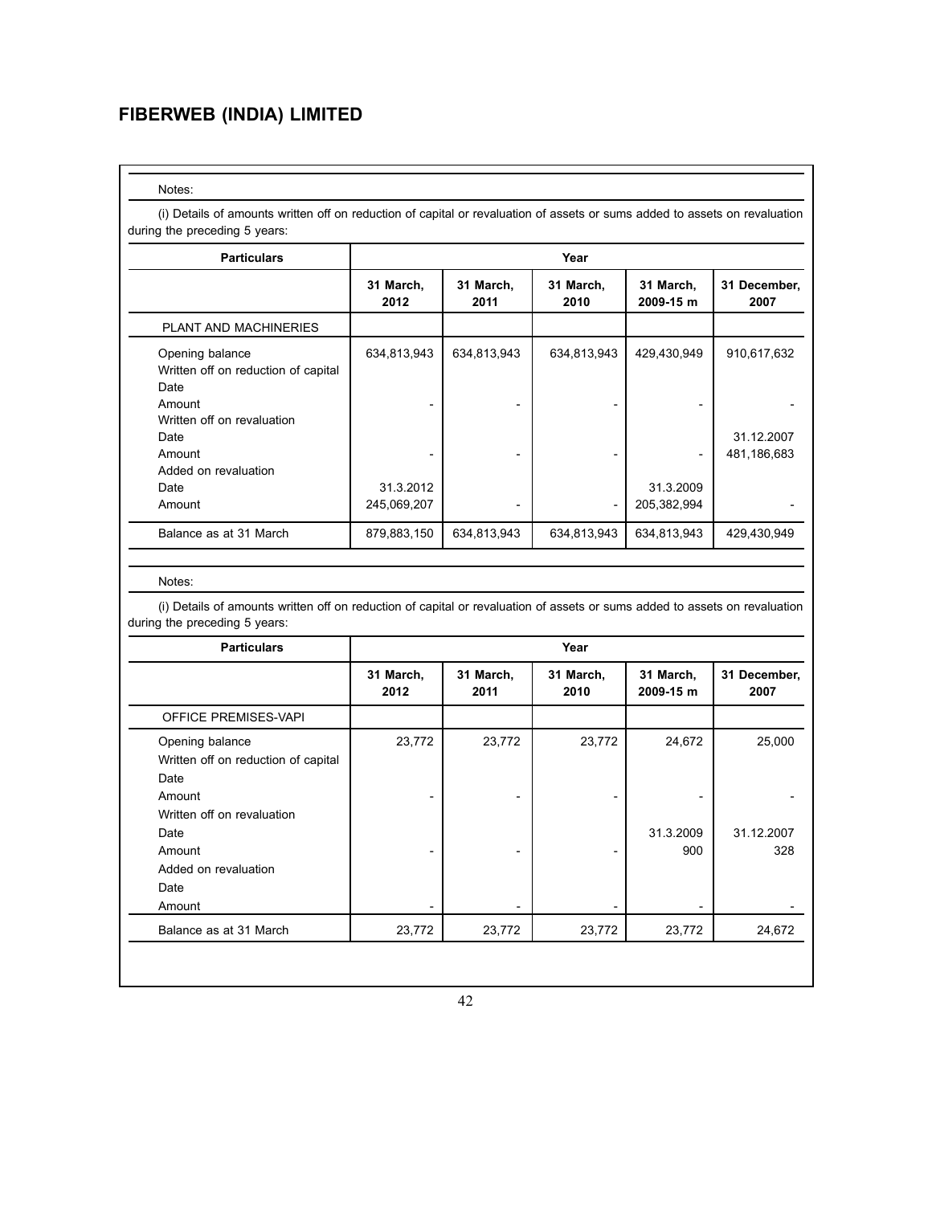Notes:

(i) Details of amounts written off on reduction of capital or revaluation of assets or sums added to assets on revaluation during the preceding 5 years:

| Particulars | Year | | | | |
|---|---|---|---|---|---|
| | 31 March, 2012 | 31 March, 2011 | 31 March, 2010 | 31 March, 2009-15 m | 31 December, 2007 |
| PLANT AND MACHINERIES | | | | | |
| Opening balance | 634,813,943 | 634,813,943 | 634,813,943 | 429,430,949 | 910,617,632 |
| Written off on reduction of capital | | | | | |
| Date | | | | | |
| Amount | - | - | - | - | - |
| Written off on revaluation | | | | | |
| Date | | | | | 31.12.2007 |
| Amount | - | - | - | - | 481,186,683 |
| Added on revaluation | | | | | |
| Date | 31.3.2012 | | | 31.3.2009 | |
| Amount | 245,069,207 | - | - | 205,382,994 | - |
| Balance as at 31 March | 879,883,150 | 634,813,943 | 634,813,943 | 634,813,943 | 429,430,949 |

Notes:

(i) Details of amounts written off on reduction of capital or revaluation of assets or sums added to assets on revaluation during the preceding 5 years:

| Particulars | Year | | | | |
|---|---|---|---|---|---|
| | 31 March, 2012 | 31 March, 2011 | 31 March, 2010 | 31 March, 2009-15 m | 31 December, 2007 |
| OFFICE PREMISES-VAPI | | | | | |
| Opening balance | 23,772 | 23,772 | 23,772 | 24,672 | 25,000 |
| Written off on reduction of capital | | | | | |
| Date | | | | | |
| Amount | - | - | - | - | - |
| Written off on revaluation | | | | | |
| Date | | | | 31.3.2009 | 31.12.2007 |
| Amount | - | - | - | 900 | 328 |
| Added on revaluation | | | | | |
| Date | | | | | |
| Amount | - | - | - | - | - |
| Balance as at 31 March | 23,772 | 23,772 | 23,772 | 23,772 | 24,672 |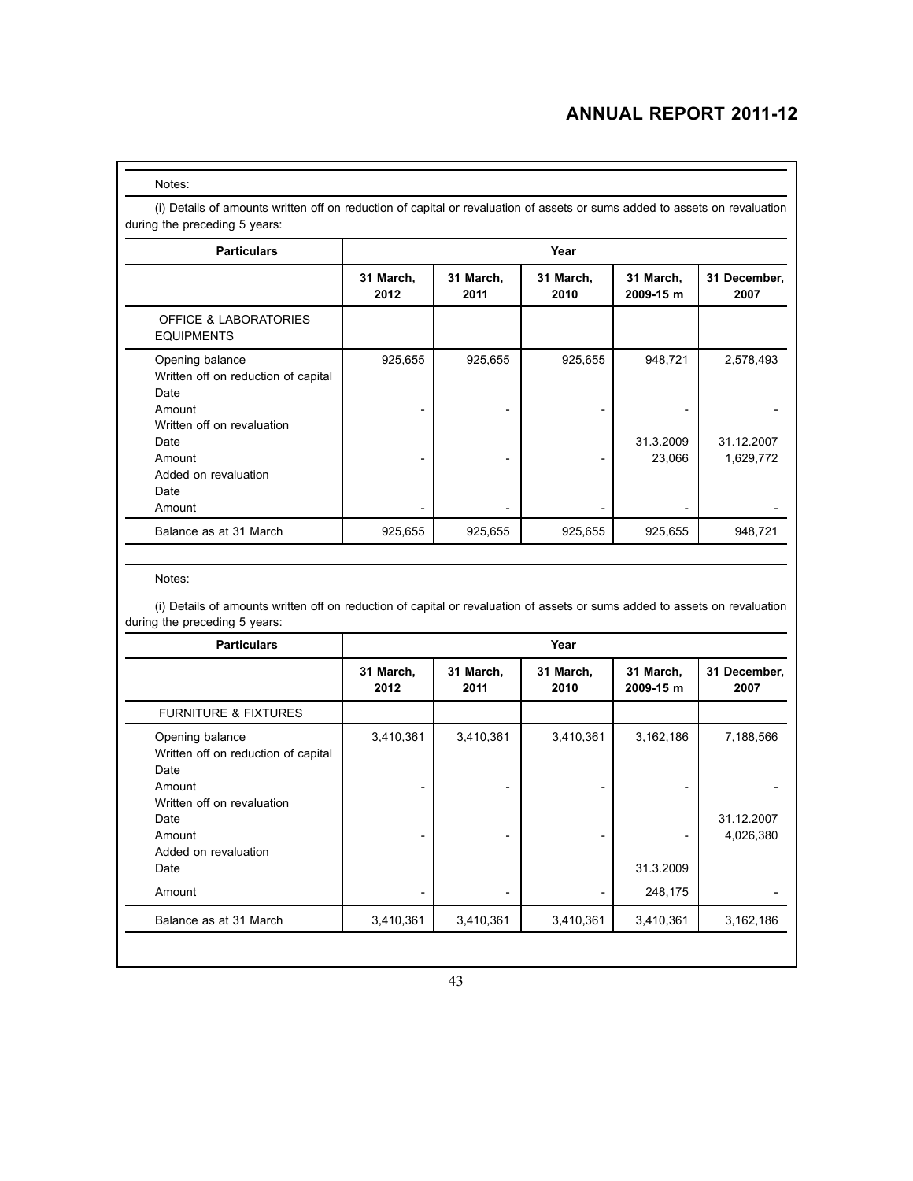Notes:

(i) Details of amounts written off on reduction of capital or revaluation of assets or sums added to assets on revaluation during the preceding 5 years:

| Particulars | Year | | | | |
|---|---|---|---|---|---|
| | 31 March, 2012 | 31 March, 2011 | 31 March, 2010 | 31 March, 2009-15 m | 31 December, 2007 |
| OFFICE & LABORATORIES EQUIPMENTS | | | | | |
| Opening balance | 925,655 | 925,655 | 925,655 | 948,721 | 2,578,493 |
| Written off on reduction of capital | | | | | |
| Date | | | | | |
| Amount | - | - | - | - | - |
| Written off on revaluation | | | | | |
| Date | | | | 31.3.2009 | 31.12.2007 |
| Amount | - | - | - | 23,066 | 1,629,772 |
| Added on revaluation | | | | | |
| Date | | | | | |
| Amount | - | - | - | - | - |
| Balance as at 31 March | 925,655 | 925,655 | 925,655 | 925,655 | 948,721 |

Notes:

(i) Details of amounts written off on reduction of capital or revaluation of assets or sums added to assets on revaluation during the preceding 5 years:

| Particulars | Year | | | | |
|---|---|---|---|---|---|
| | 31 March, 2012 | 31 March, 2011 | 31 March, 2010 | 31 March, 2009-15 m | 31 December, 2007 |
| FURNITURE & FIXTURES | | | | | |
| Opening balance | 3,410,361 | 3,410,361 | 3,410,361 | 3,162,186 | 7,188,566 |
| Written off on reduction of capital | | | | | |
| Date | | | | | |
| Amount | - | - | - | - | - |
| Written off on revaluation | | | | | |
| Date | | | | | 31.12.2007 |
| Amount | - | - | - | - | 4,026,380 |
| Added on revaluation | | | | | |
| Date | | | | 31.3.2009 | |
| Amount | - | - | - | 248,175 | - |
| Balance as at 31 March | 3,410,361 | 3,410,361 | 3,410,361 | 3,410,361 | 3,162,186 |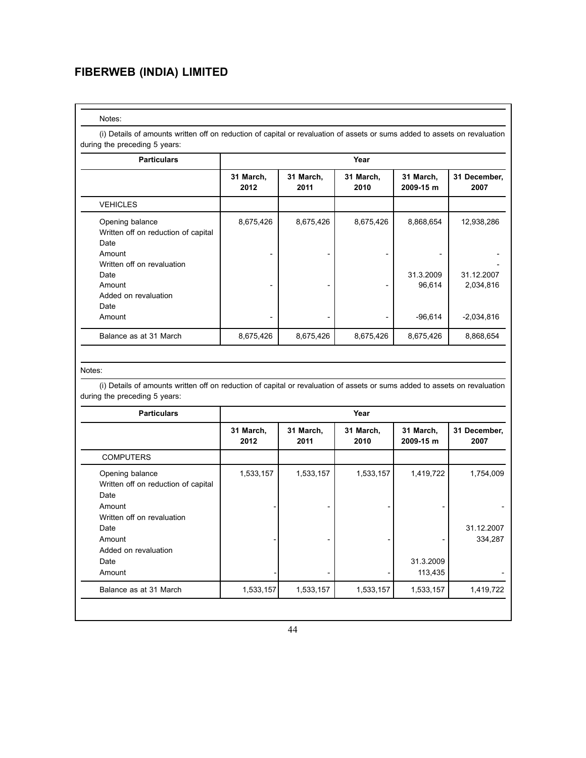## FIBERWEB (INDIA) LIMITED

Notes:

(i) Details of amounts written off on reduction of capital or revaluation of assets or sums added to assets on revaluation during the preceding 5 years:

| Particulars | Year | | | | |
|---|---|---|---|---|---|
| | 31 March, 2012 | 31 March, 2011 | 31 March, 2010 | 31 March, 2009-15 m | 31 December, 2007 |
| VEHICLES | | | | | |
| Opening balance | 8,675,426 | 8,675,426 | 8,675,426 | 8,868,654 | 12,938,286 |
| Written off on reduction of capital | | | | | |
| Date | | | | | |
| Amount | - | - | - | - | - |
| Written off on revaluation | | | | | - |
| Date | | | | 31.3.2009 | 31.12.2007 |
| Amount | - | - | - | 96,614 | 2,034,816 |
| Added on revaluation | | | | | |
| Date | | | | | |
| Amount | - | - | - | -96,614 | -2,034,816 |
| Balance as at 31 March | 8,675,426 | 8,675,426 | 8,675,426 | 8,675,426 | 8,868,654 |

Notes:

(i) Details of amounts written off on reduction of capital or revaluation of assets or sums added to assets on revaluation during the preceding 5 years:

| Particulars | Year | | | | |
|---|---|---|---|---|---|
| | 31 March, 2012 | 31 March, 2011 | 31 March, 2010 | 31 March, 2009-15 m | 31 December, 2007 |
| COMPUTERS | | | | | |
| Opening balance | 1,533,157 | 1,533,157 | 1,533,157 | 1,419,722 | 1,754,009 |
| Written off on reduction of capital | | | | | |
| Date | | | | | |
| Amount | - | - | - | - | - |
| Written off on revaluation | | | | | |
| Date | | | | | 31.12.2007 |
| Amount | - | - | - | - | 334,287 |
| Added on revaluation | | | | | |
| Date | | | | 31.3.2009 | |
| Amount | - | - | - | 113,435 | - |
| Balance as at 31 March | 1,533,157 | 1,533,157 | 1,533,157 | 1,533,157 | 1,419,722 |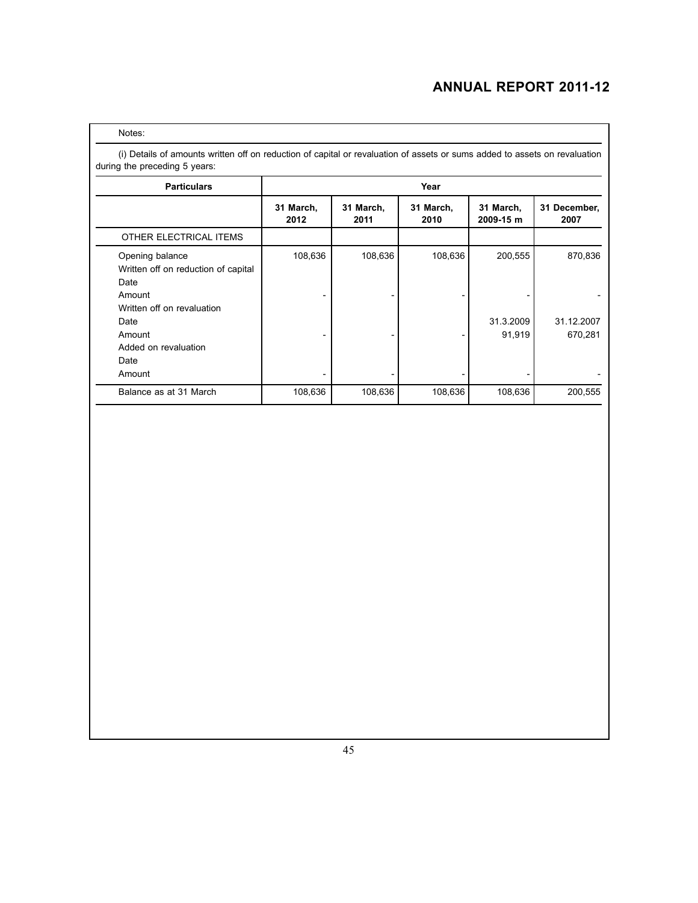Notes:

(i) Details of amounts written off on reduction of capital or revaluation of assets or sums added to assets on revaluation during the preceding 5 years:

| Particulars | Year | | | | |
|---|---|---|---|---|---|
| | 31 March, 2012 | 31 March, 2011 | 31 March, 2010 | 31 March, 2009-15 m | 31 December, 2007 |
| OTHER ELECTRICAL ITEMS | | | | | |
| Opening balance | 108,636 | 108,636 | 108,636 | 200,555 | 870,836 |
| Written off on reduction of capital | | | | | |
| Date | | | | | |
| Amount | - | - | - | - | - |
| Written off on revaluation | | | | | |
| Date | | | | 31.3.2009 | 31.12.2007 |
| Amount | - | - | - | 91,919 | 670,281 |
| Added on revaluation | | | | | |
| Date | | | | | |
| Amount | - | - | - | - | - |
| Balance as at 31 March | 108,636 | 108,636 | 108,636 | 108,636 | 200,555 |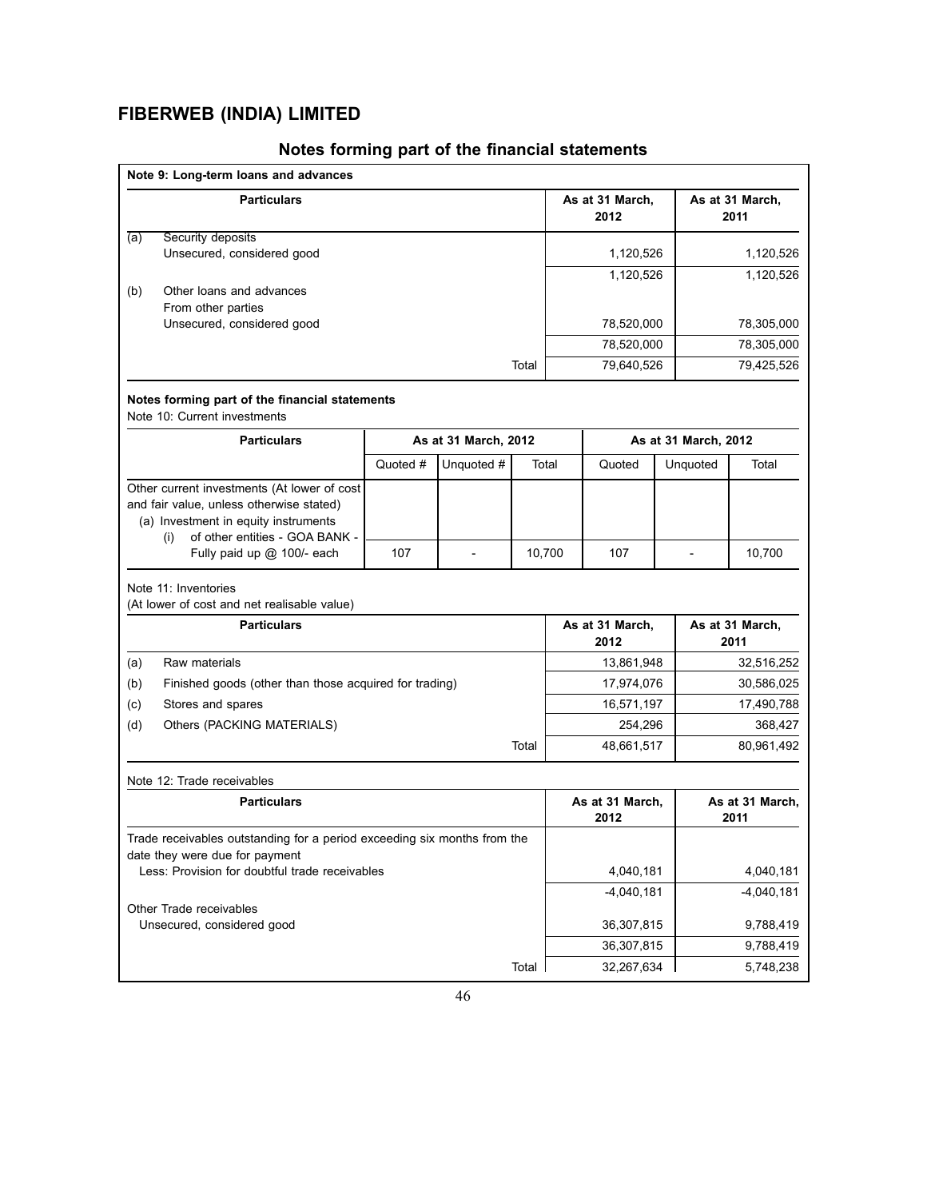# FIBERWEB (INDIA) LIMITED

## Notes forming part of the financial statements

**Note 9: Long-term loans and advances**

| | Particulars | As at 31 March, 2012 | As at 31 March, 2011 |
|---|---|---|---|
| (a) | Security deposits | | |
| | Unsecured, considered good | 1,120,526 | 1,120,526 |
| | | 1,120,526 | 1,120,526 |
| (b) | Other loans and advances | | |
| | From other parties | | |
| | Unsecured, considered good | 78,520,000 | 78,305,000 |
| | | 78,520,000 | 78,305,000 |
| | Total | 79,640,526 | 79,425,526 |

**Notes forming part of the financial statements**

Note 10: Current investments

| Particulars | As at 31 March, 2012 | | | As at 31 March, 2012 | | |
|---|---|---|---|---|---|---|
| | Quoted # | Unquoted # | Total | Quoted | Unquoted | Total |
| Other current investments (At lower of cost and fair value, unless otherwise stated) | | | | | | |
| (a) Investment in equity instruments | | | | | | |
| (i) of other entities - GOA BANK - Fully paid up @ 100/- each | 107 | - | 10,700 | 107 | - | 10,700 |

Note 11: Inventories

(At lower of cost and net realisable value)

| | Particulars | As at 31 March, 2012 | As at 31 March, 2011 |
|---|---|---|---|
| (a) | Raw materials | 13,861,948 | 32,516,252 |
| (b) | Finished goods (other than those acquired for trading) | 17,974,076 | 30,586,025 |
| (c) | Stores and spares | 16,571,197 | 17,490,788 |
| (d) | Others (PACKING MATERIALS) | 254,296 | 368,427 |
| | Total | 48,661,517 | 80,961,492 |

Note 12: Trade receivables

| Particulars | As at 31 March, 2012 | As at 31 March, 2011 |
|---|---|---|
| Trade receivables outstanding for a period exceeding six months from the date they were due for payment | | |
| Less: Provision for doubtful trade receivables | 4,040,181 | 4,040,181 |
| | -4,040,181 | -4,040,181 |
| Other Trade receivables | | |
| Unsecured, considered good | 36,307,815 | 9,788,419 |
| | 36,307,815 | 9,788,419 |
| Total | 32,267,634 | 5,748,238 |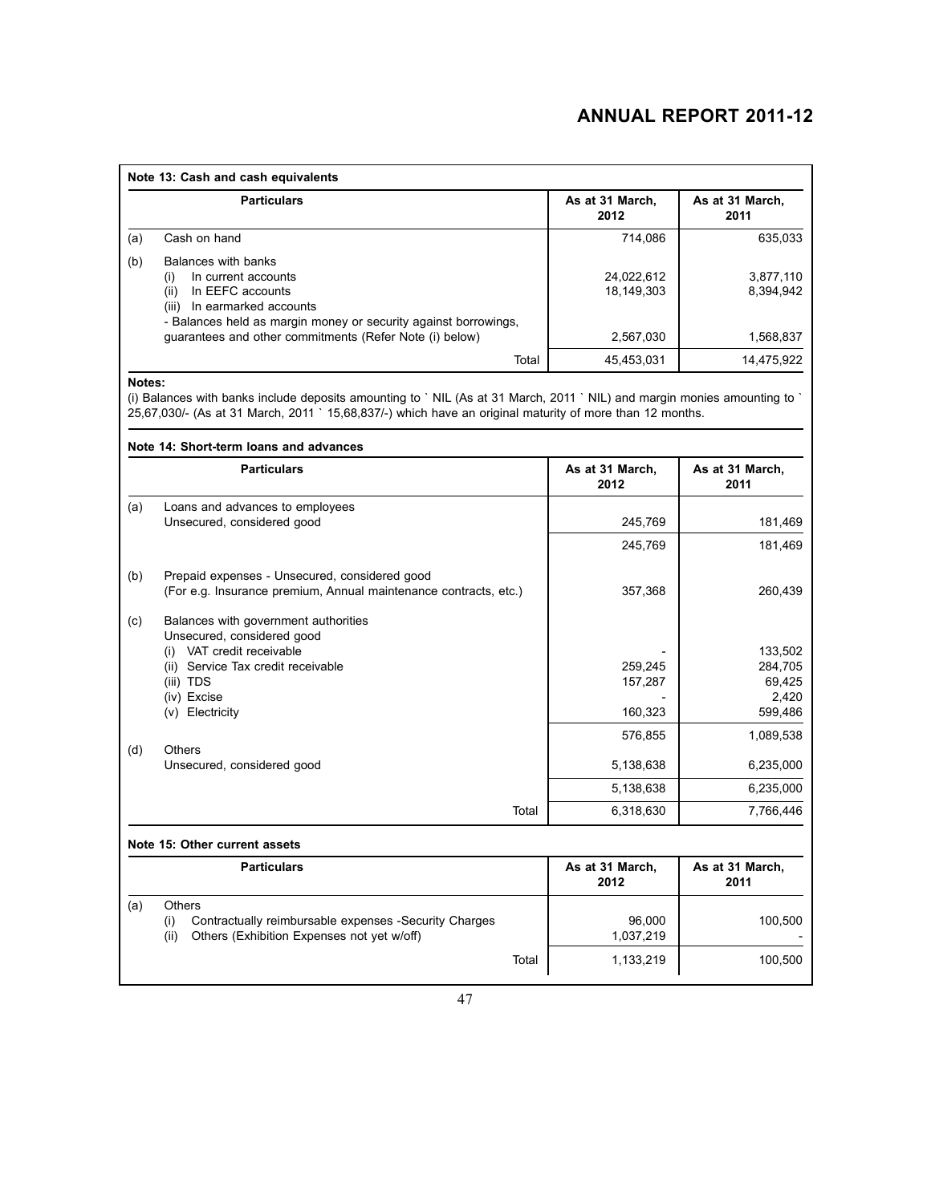### Note 13: Cash and cash equivalents

| | Particulars | As at 31 March, 2012 | As at 31 March, 2011 |
|---|---|---|---|
| (a) | Cash on hand | 714,086 | 635,033 |
| (b) | Balances with banks | | |
| | (i) In current accounts | 24,022,612 | 3,877,110 |
| | (ii) In EEFC accounts | 18,149,303 | 8,394,942 |
| | (iii) In earmarked accounts | | |
| | - Balances held as margin money or security against borrowings, guarantees and other commitments (Refer Note (i) below) | 2,567,030 | 1,568,837 |
| | Total | 45,453,031 | 14,475,922 |

**Notes:**

(i) Balances with banks include deposits amounting to ` NIL (As at 31 March, 2011 ` NIL) and margin monies amounting to ` 25,67,030/- (As at 31 March, 2011 ` 15,68,837/-) which have an original maturity of more than 12 months.

### Note 14: Short-term loans and advances

| | Particulars | As at 31 March, 2012 | As at 31 March, 2011 |
|---|---|---|---|
| (a) | Loans and advances to employees | | |
| | Unsecured, considered good | 245,769 | 181,469 |
| | | 245,769 | 181,469 |
| (b) | Prepaid expenses - Unsecured, considered good (For e.g. Insurance premium, Annual maintenance contracts, etc.) | 357,368 | 260,439 |
| (c) | Balances with government authorities | | |
| | Unsecured, considered good | | |
| | (i) VAT credit receivable | - | 133,502 |
| | (ii) Service Tax credit receivable | 259,245 | 284,705 |
| | (iii) TDS | 157,287 | 69,425 |
| | (iv) Excise | - | 2,420 |
| | (v) Electricity | 160,323 | 599,486 |
| | | 576,855 | 1,089,538 |
| (d) | Others | | |
| | Unsecured, considered good | 5,138,638 | 6,235,000 |
| | | 5,138,638 | 6,235,000 |
| | Total | 6,318,630 | 7,766,446 |

### Note 15: Other current assets

| | Particulars | As at 31 March, 2012 | As at 31 March, 2011 |
|---|---|---|---|
| (a) | Others | | |
| | (i) Contractually reimbursable expenses -Security Charges | 96,000 | 100,500 |
| | (ii) Others (Exhibition Expenses not yet w/off) | 1,037,219 | - |
| | Total | 1,133,219 | 100,500 |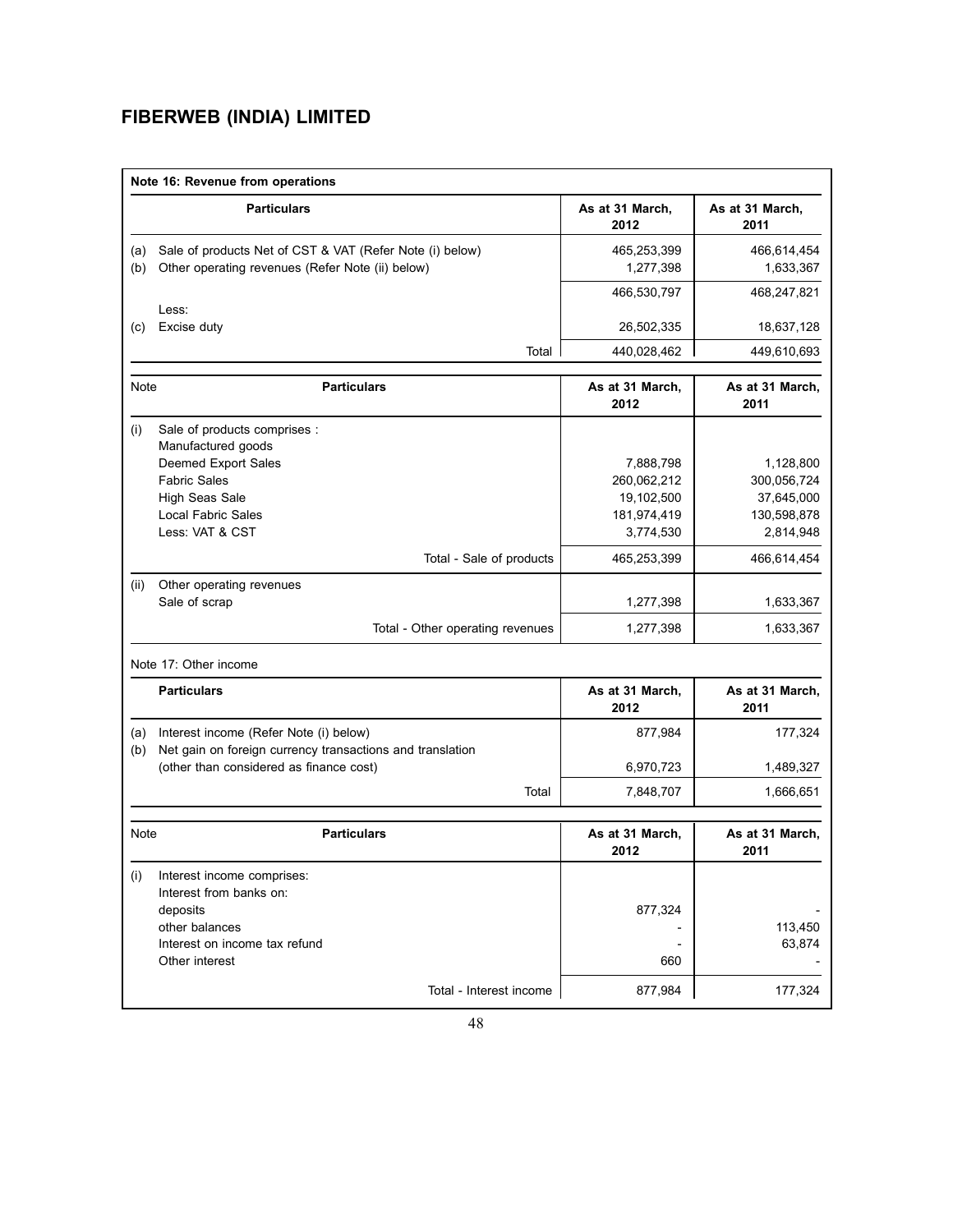# FIBERWEB (INDIA) LIMITED

**Note 16: Revenue from operations**

| | Particulars | As at 31 March, 2012 | As at 31 March, 2011 |
|---|---|---|---|
| (a) | Sale of products Net of CST & VAT (Refer Note (i) below) | 465,253,399 | 466,614,454 |
| (b) | Other operating revenues (Refer Note (ii) below) | 1,277,398 | 1,633,367 |
| | | 466,530,797 | 468,247,821 |
| | Less: | | |
| (c) | Excise duty | 26,502,335 | 18,637,128 |
| | Total | 440,028,462 | 449,610,693 |

| Note | Particulars | As at 31 March, 2012 | As at 31 March, 2011 |
|---|---|---|---|
| (i) | Sale of products comprises : | | |
| | Manufactured goods | | |
| | Deemed Export Sales | 7,888,798 | 1,128,800 |
| | Fabric Sales | 260,062,212 | 300,056,724 |
| | High Seas Sale | 19,102,500 | 37,645,000 |
| | Local Fabric Sales | 181,974,419 | 130,598,878 |
| | Less: VAT & CST | 3,774,530 | 2,814,948 |
| | Total - Sale of products | 465,253,399 | 466,614,454 |
| (ii) | Other operating revenues | | |
| | Sale of scrap | 1,277,398 | 1,633,367 |
| | Total - Other operating revenues | 1,277,398 | 1,633,367 |

Note 17: Other income

| | Particulars | As at 31 March, 2012 | As at 31 March, 2011 |
|---|---|---|---|
| (a) | Interest income (Refer Note (i) below) | 877,984 | 177,324 |
| (b) | Net gain on foreign currency transactions and translation (other than considered as finance cost) | 6,970,723 | 1,489,327 |
| | Total | 7,848,707 | 1,666,651 |

| Note | Particulars | As at 31 March, 2012 | As at 31 March, 2011 |
|---|---|---|---|
| (i) | Interest income comprises: | | |
| | Interest from banks on: | | |
| | deposits | 877,324 | - |
| | other balances | - | 113,450 |
| | Interest on income tax refund | - | 63,874 |
| | Other interest | 660 | - |
| | Total - Interest income | 877,984 | 177,324 |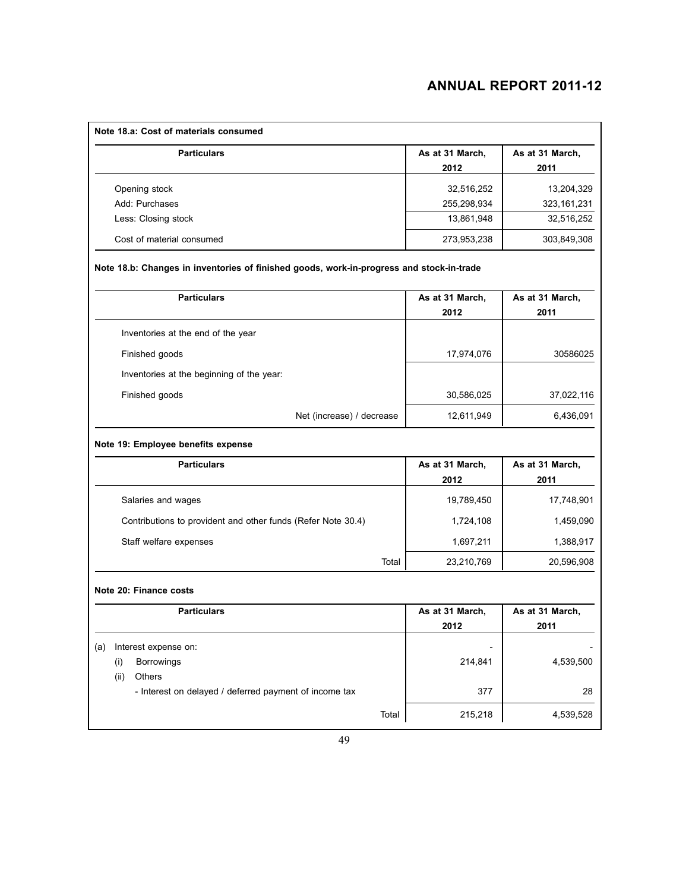**Note 18.a: Cost of materials consumed**

| Particulars | As at 31 March, 2012 | As at 31 March, 2011 |
|---|---|---|
| Opening stock | 32,516,252 | 13,204,329 |
| Add: Purchases | 255,298,934 | 323,161,231 |
| Less: Closing stock | 13,861,948 | 32,516,252 |
| Cost of material consumed | 273,953,238 | 303,849,308 |

**Note 18.b: Changes in inventories of finished goods, work-in-progress and stock-in-trade**

| Particulars | As at 31 March, 2012 | As at 31 March, 2011 |
|---|---|---|
| Inventories at the end of the year | | |
| Finished goods | 17,974,076 | 30586025 |
| Inventories at the beginning of the year: | | |
| Finished goods | 30,586,025 | 37,022,116 |
| Net (increase) / decrease | 12,611,949 | 6,436,091 |

**Note 19: Employee benefits expense**

| Particulars | As at 31 March, 2012 | As at 31 March, 2011 |
|---|---|---|
| Salaries and wages | 19,789,450 | 17,748,901 |
| Contributions to provident and other funds (Refer Note 30.4) | 1,724,108 | 1,459,090 |
| Staff welfare expenses | 1,697,211 | 1,388,917 |
| Total | 23,210,769 | 20,596,908 |

**Note 20: Finance costs**

| Particulars | As at 31 March, 2012 | As at 31 March, 2011 |
|---|---|---|
| (a) Interest expense on: | - | - |
| (i) Borrowings | 214,841 | 4,539,500 |
| (ii) Others | | |
| - Interest on delayed / deferred payment of income tax | 377 | 28 |
| Total | 215,218 | 4,539,528 |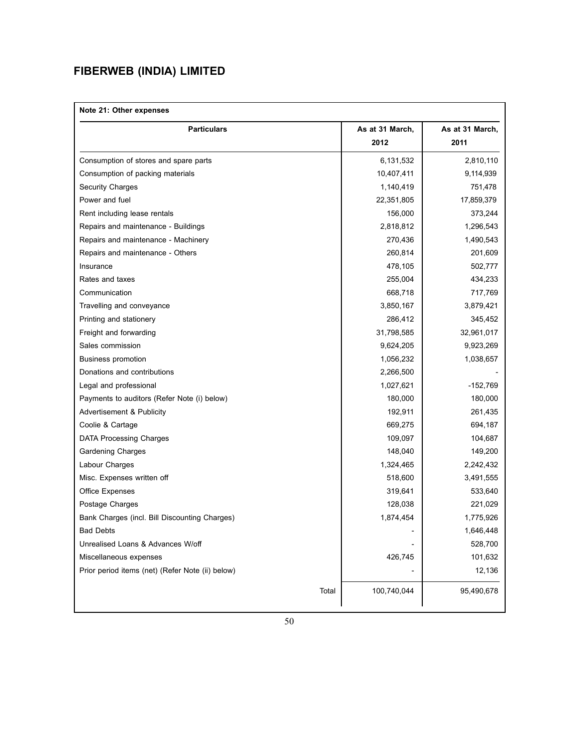# FIBERWEB (INDIA) LIMITED

**Note 21: Other expenses**

| Particulars | As at 31 March, 2012 | As at 31 March, 2011 |
|---|---|---|
| Consumption of stores and spare parts | 6,131,532 | 2,810,110 |
| Consumption of packing materials | 10,407,411 | 9,114,939 |
| Security Charges | 1,140,419 | 751,478 |
| Power and fuel | 22,351,805 | 17,859,379 |
| Rent including lease rentals | 156,000 | 373,244 |
| Repairs and maintenance - Buildings | 2,818,812 | 1,296,543 |
| Repairs and maintenance - Machinery | 270,436 | 1,490,543 |
| Repairs and maintenance - Others | 260,814 | 201,609 |
| Insurance | 478,105 | 502,777 |
| Rates and taxes | 255,004 | 434,233 |
| Communication | 668,718 | 717,769 |
| Travelling and conveyance | 3,850,167 | 3,879,421 |
| Printing and stationery | 286,412 | 345,452 |
| Freight and forwarding | 31,798,585 | 32,961,017 |
| Sales commission | 9,624,205 | 9,923,269 |
| Business promotion | 1,056,232 | 1,038,657 |
| Donations and contributions | 2,266,500 | - |
| Legal and professional | 1,027,621 | -152,769 |
| Payments to auditors (Refer Note (i) below) | 180,000 | 180,000 |
| Advertisement & Publicity | 192,911 | 261,435 |
| Coolie & Cartage | 669,275 | 694,187 |
| DATA Processing Charges | 109,097 | 104,687 |
| Gardening Charges | 148,040 | 149,200 |
| Labour Charges | 1,324,465 | 2,242,432 |
| Misc. Expenses written off | 518,600 | 3,491,555 |
| Office Expenses | 319,641 | 533,640 |
| Postage Charges | 128,038 | 221,029 |
| Bank Charges (incl. Bill Discounting Charges) | 1,874,454 | 1,775,926 |
| Bad Debts | - | 1,646,448 |
| Unrealised Loans & Advances W/off | - | 528,700 |
| Miscellaneous expenses | 426,745 | 101,632 |
| Prior period items (net) (Refer Note (ii) below) | - | 12,136 |
| Total | 100,740,044 | 95,490,678 |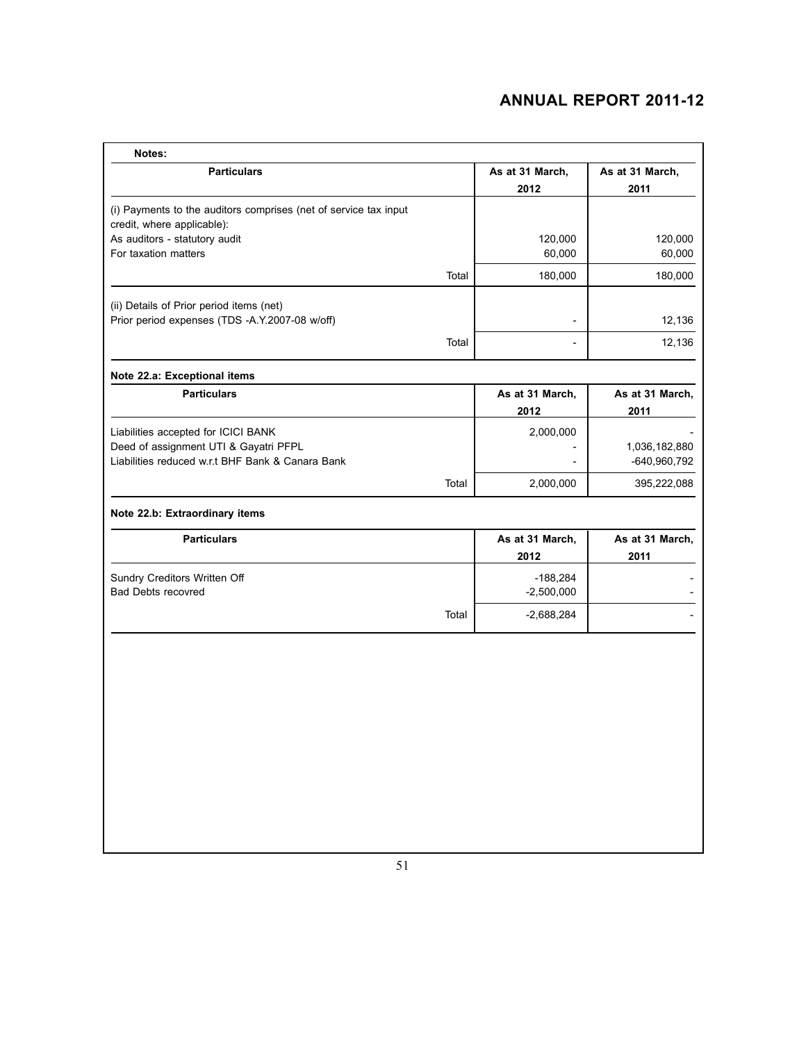**Notes:**

| Particulars | As at 31 March, 2012 | As at 31 March, 2011 |
|---|---|---|
| (i) Payments to the auditors comprises (net of service tax input credit, where applicable): | | |
| As auditors - statutory audit | 120,000 | 120,000 |
| For taxation matters | 60,000 | 60,000 |
| Total | 180,000 | 180,000 |
| (ii) Details of Prior period items (net) | | |
| Prior period expenses (TDS -A.Y.2007-08 w/off) | - | 12,136 |
| Total | - | 12,136 |

**Note 22.a: Exceptional items**

| Particulars | As at 31 March, 2012 | As at 31 March, 2011 |
|---|---|---|
| Liabilities accepted for ICICI BANK | 2,000,000 | - |
| Deed of assignment UTI & Gayatri PFPL | - | 1,036,182,880 |
| Liabilities reduced w.r.t BHF Bank & Canara Bank | - | -640,960,792 |
| Total | 2,000,000 | 395,222,088 |

**Note 22.b: Extraordinary items**

| Particulars | As at 31 March, 2012 | As at 31 March, 2011 |
|---|---|---|
| Sundry Creditors Written Off | -188,284 | - |
| Bad Debts recovred | -2,500,000 | - |
| Total | -2,688,284 | - |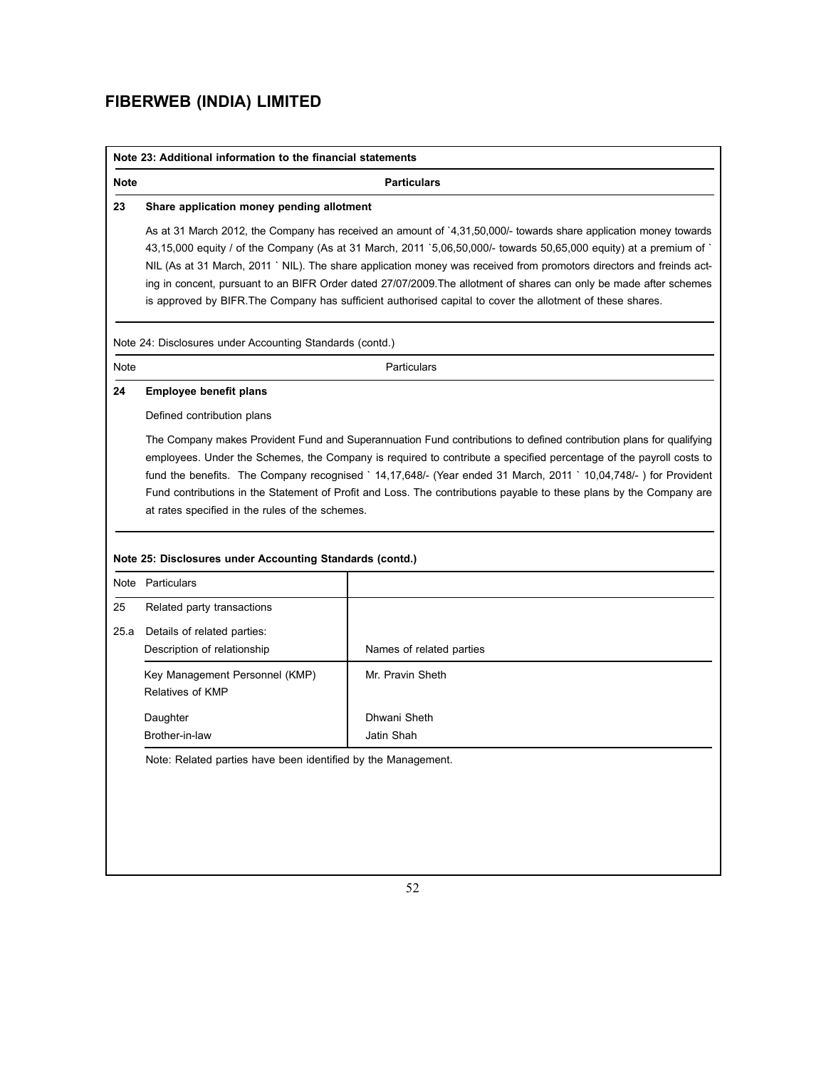## FIBERWEB (INDIA) LIMITED

**Note 23: Additional information to the financial statements**

| **Note** | **Particulars** |
|---|---|
| **23** | **Share application money pending allotment** |
| | As at 31 March 2012, the Company has received an amount of `4,31,50,000/- towards share application money towards 43,15,000 equity / of the Company (As at 31 March, 2011 `5,06,50,000/- towards 50,65,000 equity) at a premium of ` NIL (As at 31 March, 2011 ` NIL). The share application money was received from promotors directors and freinds acting in concent, pursuant to an BIFR Order dated 27/07/2009.The allotment of shares can only be made after schemes is approved by BIFR.The Company has sufficient authorised capital to cover the allotment of these shares. |

Note 24: Disclosures under Accounting Standards (contd.)

| Note | Particulars |
|---|---|
| **24** | **Employee benefit plans** |
| | Defined contribution plans |
| | The Company makes Provident Fund and Superannuation Fund contributions to defined contribution plans for qualifying employees. Under the Schemes, the Company is required to contribute a specified percentage of the payroll costs to fund the benefits. The Company recognised ` 14,17,648/- (Year ended 31 March, 2011 ` 10,04,748/- ) for Provident Fund contributions in the Statement of Profit and Loss. The contributions payable to these plans by the Company are at rates specified in the rules of the schemes. |

**Note 25: Disclosures under Accounting Standards (contd.)**

| Note | Particulars | |
|---|---|---|
| 25 | Related party transactions | |
| 25.a | Details of related parties: | |
| | Description of relationship | Names of related parties |
| | Key Management Personnel (KMP) | Mr. Pravin Sheth |
| | Relatives of KMP | |
| | Daughter | Dhwani Sheth |
| | Brother-in-law | Jatin Shah |

Note: Related parties have been identified by the Management.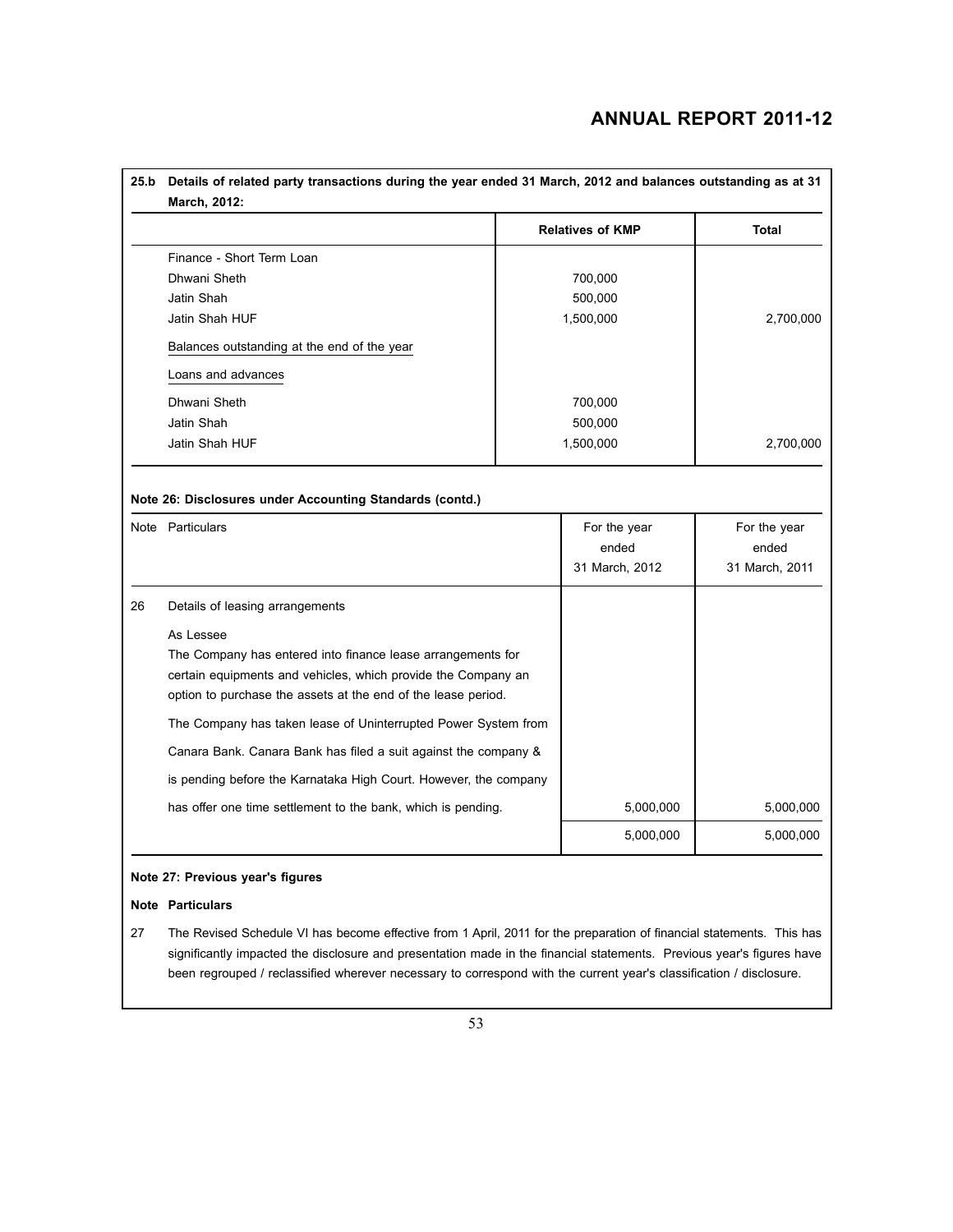**25.b Details of related party transactions during the year ended 31 March, 2012 and balances outstanding as at 31 March, 2012:**

| | Relatives of KMP | Total |
|---|---|---|
| Finance - Short Term Loan | | |
| Dhwani Sheth | 700,000 | |
| Jatin Shah | 500,000 | |
| Jatin Shah HUF | 1,500,000 | 2,700,000 |
| Balances outstanding at the end of the year | | |
| Loans and advances | | |
| Dhwani Sheth | 700,000 | |
| Jatin Shah | 500,000 | |
| Jatin Shah HUF | 1,500,000 | 2,700,000 |

**Note 26: Disclosures under Accounting Standards (contd.)**

| Note | Particulars | For the year ended 31 March, 2012 | For the year ended 31 March, 2011 |
|---|---|---|---|
| 26 | Details of leasing arrangements | | |
| | As Lessee<br>The Company has entered into finance lease arrangements for certain equipments and vehicles, which provide the Company an option to purchase the assets at the end of the lease period. | | |
| | The Company has taken lease of Uninterrupted Power System from Canara Bank. Canara Bank has filed a suit against the company & is pending before the Karnataka High Court. However, the company has offer one time settlement to the bank, which is pending. | 5,000,000 | 5,000,000 |
| | | 5,000,000 | 5,000,000 |

**Note 27: Previous year's figures**

**Note Particulars**

27 The Revised Schedule VI has become effective from 1 April, 2011 for the preparation of financial statements. This has significantly impacted the disclosure and presentation made in the financial statements. Previous year's figures have been regrouped / reclassified wherever necessary to correspond with the current year's classification / disclosure.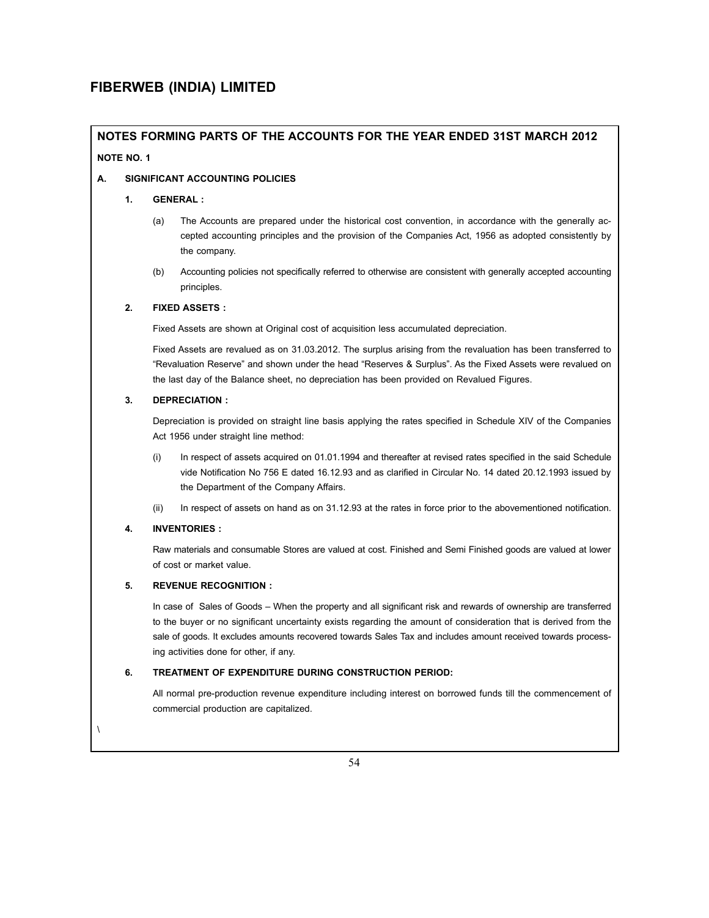# FIBERWEB (INDIA) LIMITED

## NOTES FORMING PARTS OF THE ACCOUNTS FOR THE YEAR ENDED 31ST MARCH 2012

**NOTE NO. 1**

### A. SIGNIFICANT ACCOUNTING POLICIES

**1. GENERAL :**

(a) The Accounts are prepared under the historical cost convention, in accordance with the generally accepted accounting principles and the provision of the Companies Act, 1956 as adopted consistently by the company.

(b) Accounting policies not specifically referred to otherwise are consistent with generally accepted accounting principles.

**2. FIXED ASSETS :**

Fixed Assets are shown at Original cost of acquisition less accumulated depreciation.

Fixed Assets are revalued as on 31.03.2012. The surplus arising from the revaluation has been transferred to "Revaluation Reserve" and shown under the head "Reserves & Surplus". As the Fixed Assets were revalued on the last day of the Balance sheet, no depreciation has been provided on Revalued Figures.

**3. DEPRECIATION :**

Depreciation is provided on straight line basis applying the rates specified in Schedule XIV of the Companies Act 1956 under straight line method:

(i) In respect of assets acquired on 01.01.1994 and thereafter at revised rates specified in the said Schedule vide Notification No 756 E dated 16.12.93 and as clarified in Circular No. 14 dated 20.12.1993 issued by the Department of the Company Affairs.

(ii) In respect of assets on hand as on 31.12.93 at the rates in force prior to the abovementioned notification.

**4. INVENTORIES :**

Raw materials and consumable Stores are valued at cost. Finished and Semi Finished goods are valued at lower of cost or market value.

**5. REVENUE RECOGNITION :**

In case of Sales of Goods – When the property and all significant risk and rewards of ownership are transferred to the buyer or no significant uncertainty exists regarding the amount of consideration that is derived from the sale of goods. It excludes amounts recovered towards Sales Tax and includes amount received towards processing activities done for other, if any.

**6. TREATMENT OF EXPENDITURE DURING CONSTRUCTION PERIOD:**

All normal pre-production revenue expenditure including interest on borrowed funds till the commencement of commercial production are capitalized.

\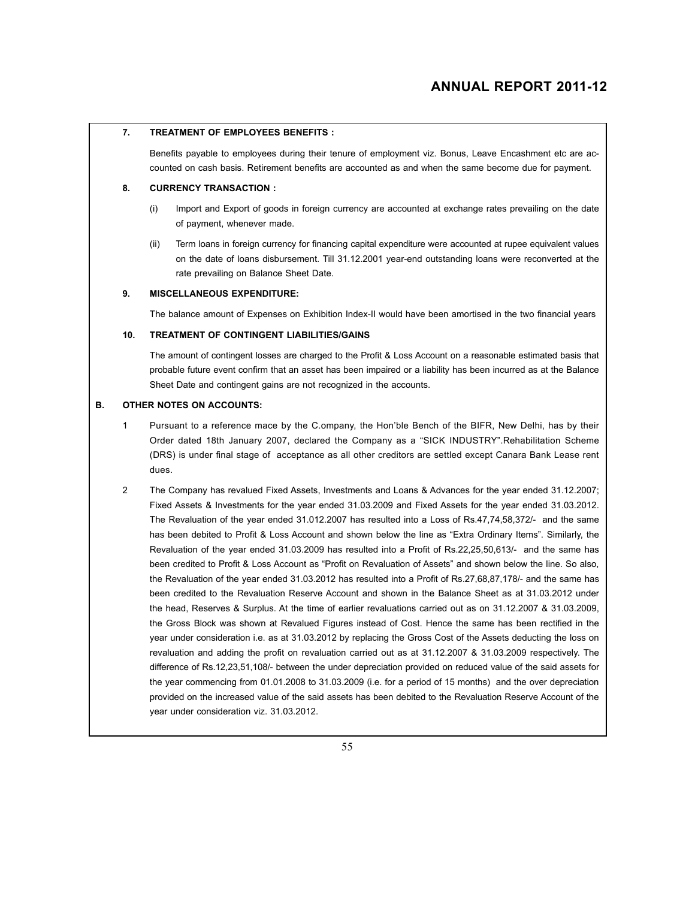### 7. TREATMENT OF EMPLOYEES BENEFITS :

Benefits payable to employees during their tenure of employment viz. Bonus, Leave Encashment etc are accounted on cash basis. Retirement benefits are accounted as and when the same become due for payment.

### 8. CURRENCY TRANSACTION :

(i) Import and Export of goods in foreign currency are accounted at exchange rates prevailing on the date of payment, whenever made.

(ii) Term loans in foreign currency for financing capital expenditure were accounted at rupee equivalent values on the date of loans disbursement. Till 31.12.2001 year-end outstanding loans were reconverted at the rate prevailing on Balance Sheet Date.

### 9. MISCELLANEOUS EXPENDITURE:

The balance amount of Expenses on Exhibition Index-II would have been amortised in the two financial years

### 10. TREATMENT OF CONTINGENT LIABILITIES/GAINS

The amount of contingent losses are charged to the Profit & Loss Account on a reasonable estimated basis that probable future event confirm that an asset has been impaired or a liability has been incurred as at the Balance Sheet Date and contingent gains are not recognized in the accounts.

## B. OTHER NOTES ON ACCOUNTS:

1 Pursuant to a reference mace by the C.ompany, the Hon'ble Bench of the BIFR, New Delhi, has by their Order dated 18th January 2007, declared the Company as a "SICK INDUSTRY".Rehabilitation Scheme (DRS) is under final stage of acceptance as all other creditors are settled except Canara Bank Lease rent dues.

2 The Company has revalued Fixed Assets, Investments and Loans & Advances for the year ended 31.12.2007; Fixed Assets & Investments for the year ended 31.03.2009 and Fixed Assets for the year ended 31.03.2012. The Revaluation of the year ended 31.012.2007 has resulted into a Loss of Rs.47,74,58,372/- and the same has been debited to Profit & Loss Account and shown below the line as "Extra Ordinary Items". Similarly, the Revaluation of the year ended 31.03.2009 has resulted into a Profit of Rs.22,25,50,613/- and the same has been credited to Profit & Loss Account as "Profit on Revaluation of Assets" and shown below the line. So also, the Revaluation of the year ended 31.03.2012 has resulted into a Profit of Rs.27,68,87,178/- and the same has been credited to the Revaluation Reserve Account and shown in the Balance Sheet as at 31.03.2012 under the head, Reserves & Surplus. At the time of earlier revaluations carried out as on 31.12.2007 & 31.03.2009, the Gross Block was shown at Revalued Figures instead of Cost. Hence the same has been rectified in the year under consideration i.e. as at 31.03.2012 by replacing the Gross Cost of the Assets deducting the loss on revaluation and adding the profit on revaluation carried out as at 31.12.2007 & 31.03.2009 respectively. The difference of Rs.12,23,51,108/- between the under depreciation provided on reduced value of the said assets for the year commencing from 01.01.2008 to 31.03.2009 (i.e. for a period of 15 months) and the over depreciation provided on the increased value of the said assets has been debited to the Revaluation Reserve Account of the year under consideration viz. 31.03.2012.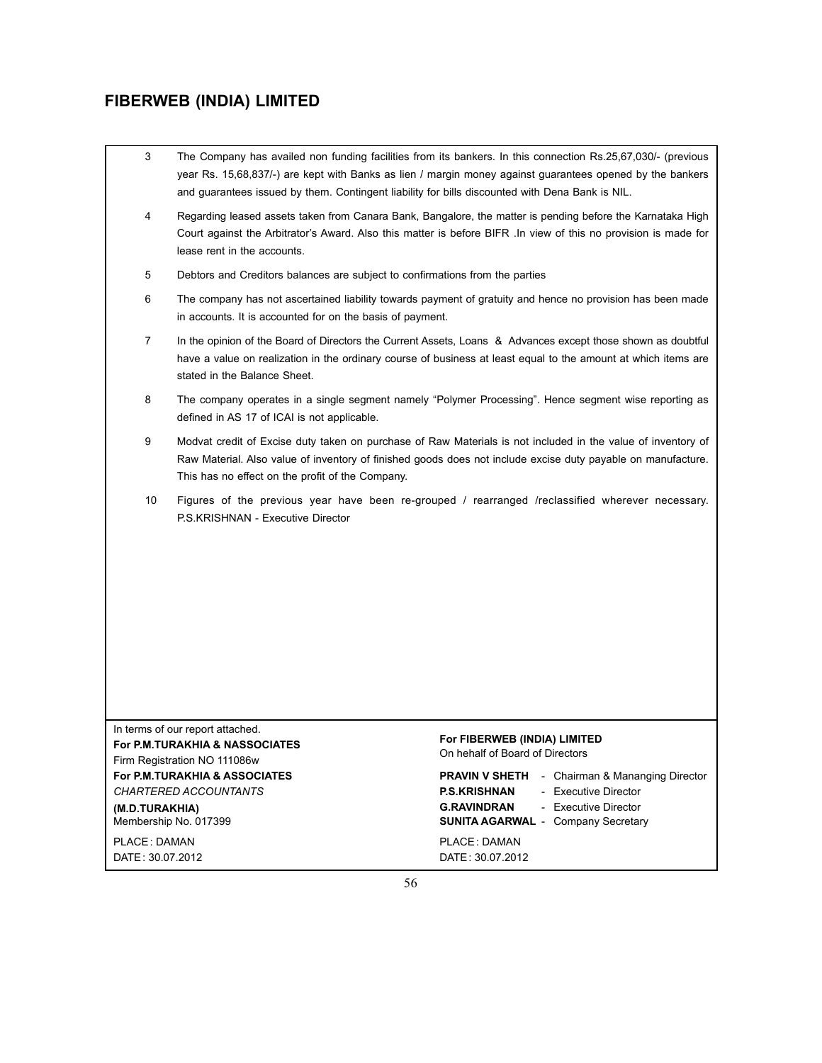3. The Company has availed non funding facilities from its bankers. In this connection Rs.25,67,030/- (previous year Rs. 15,68,837/-) are kept with Banks as lien / margin money against guarantees opened by the bankers and guarantees issued by them. Contingent liability for bills discounted with Dena Bank is NIL.

4. Regarding leased assets taken from Canara Bank, Bangalore, the matter is pending before the Karnataka High Court against the Arbitrator's Award. Also this matter is before BIFR .In view of this no provision is made for lease rent in the accounts.

5. Debtors and Creditors balances are subject to confirmations from the parties

6. The company has not ascertained liability towards payment of gratuity and hence no provision has been made in accounts. It is accounted for on the basis of payment.

7. In the opinion of the Board of Directors the Current Assets, Loans & Advances except those shown as doubtful have a value on realization in the ordinary course of business at least equal to the amount at which items are stated in the Balance Sheet.

8. The company operates in a single segment namely "Polymer Processing". Hence segment wise reporting as defined in AS 17 of ICAI is not applicable.

9. Modvat credit of Excise duty taken on purchase of Raw Materials is not included in the value of inventory of Raw Material. Also value of inventory of finished goods does not include excise duty payable on manufacture. This has no effect on the profit of the Company.

10. Figures of the previous year have been re-grouped / rearranged /reclassified wherever necessary. P.S.KRISHNAN - Executive Director

In terms of our report attached.
**For P.M.TURAKHIA & NASSOCIATES**
Firm Registration NO 111086w
**For P.M.TURAKHIA & ASSOCIATES**
*CHARTERED ACCOUNTANTS*
**(M.D.TURAKHIA)**
Membership No. 017399

PLACE : DAMAN
DATE : 30.07.2012

**For FIBERWEB (INDIA) LIMITED**
On hehalf of Board of Directors

**PRAVIN V SHETH** - Chairman & Mananging Director
**P.S.KRISHNAN** - Executive Director
**G.RAVINDRAN** - Executive Director
**SUNITA AGARWAL** - Company Secretary

PLACE : DAMAN
DATE : 30.07.2012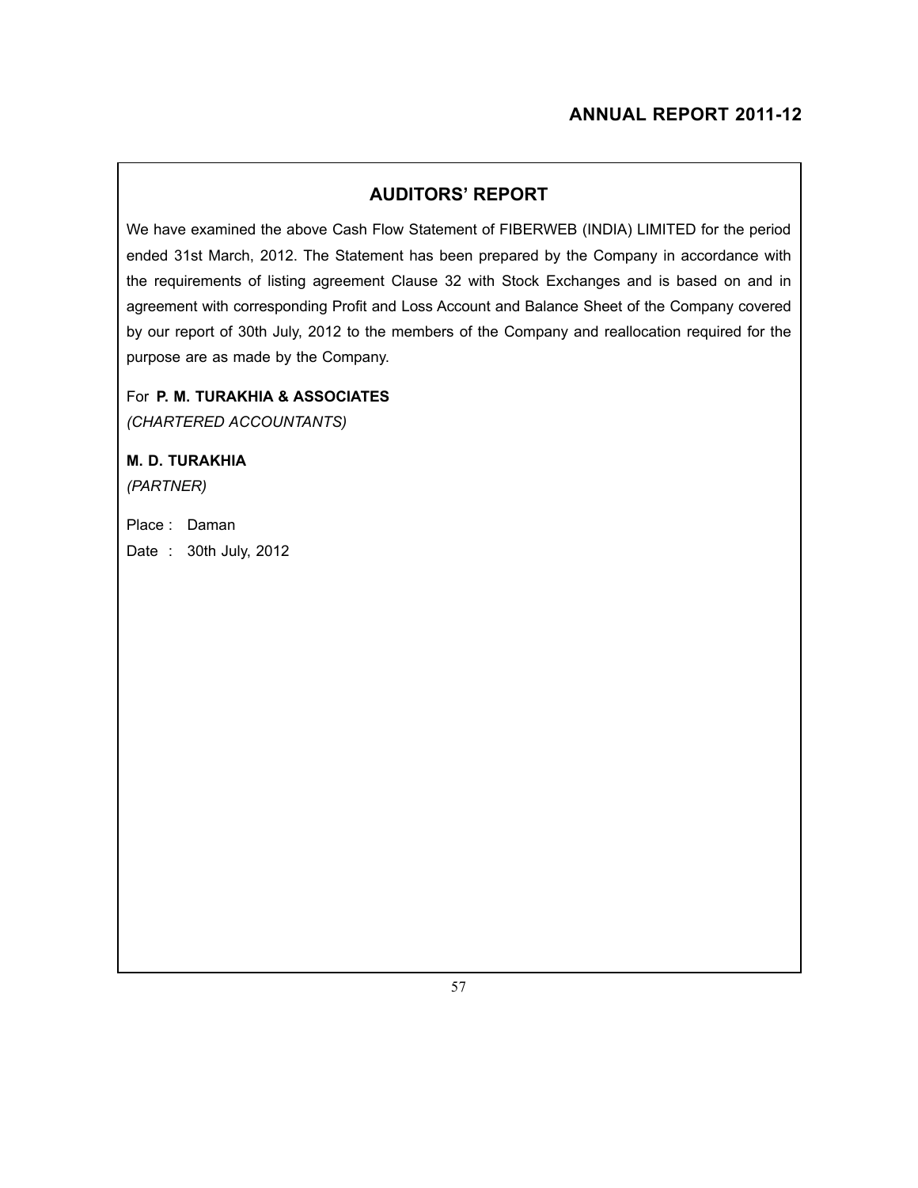## AUDITORS' REPORT

We have examined the above Cash Flow Statement of FIBERWEB (INDIA) LIMITED for the period ended 31st March, 2012. The Statement has been prepared by the Company in accordance with the requirements of listing agreement Clause 32 with Stock Exchanges and is based on and in agreement with corresponding Profit and Loss Account and Balance Sheet of the Company covered by our report of 30th July, 2012 to the members of the Company and reallocation required for the purpose are as made by the Company.

For **P. M. TURAKHIA & ASSOCIATES**
*(CHARTERED ACCOUNTANTS)*

**M. D. TURAKHIA**
*(PARTNER)*

Place : Daman
Date : 30th July, 2012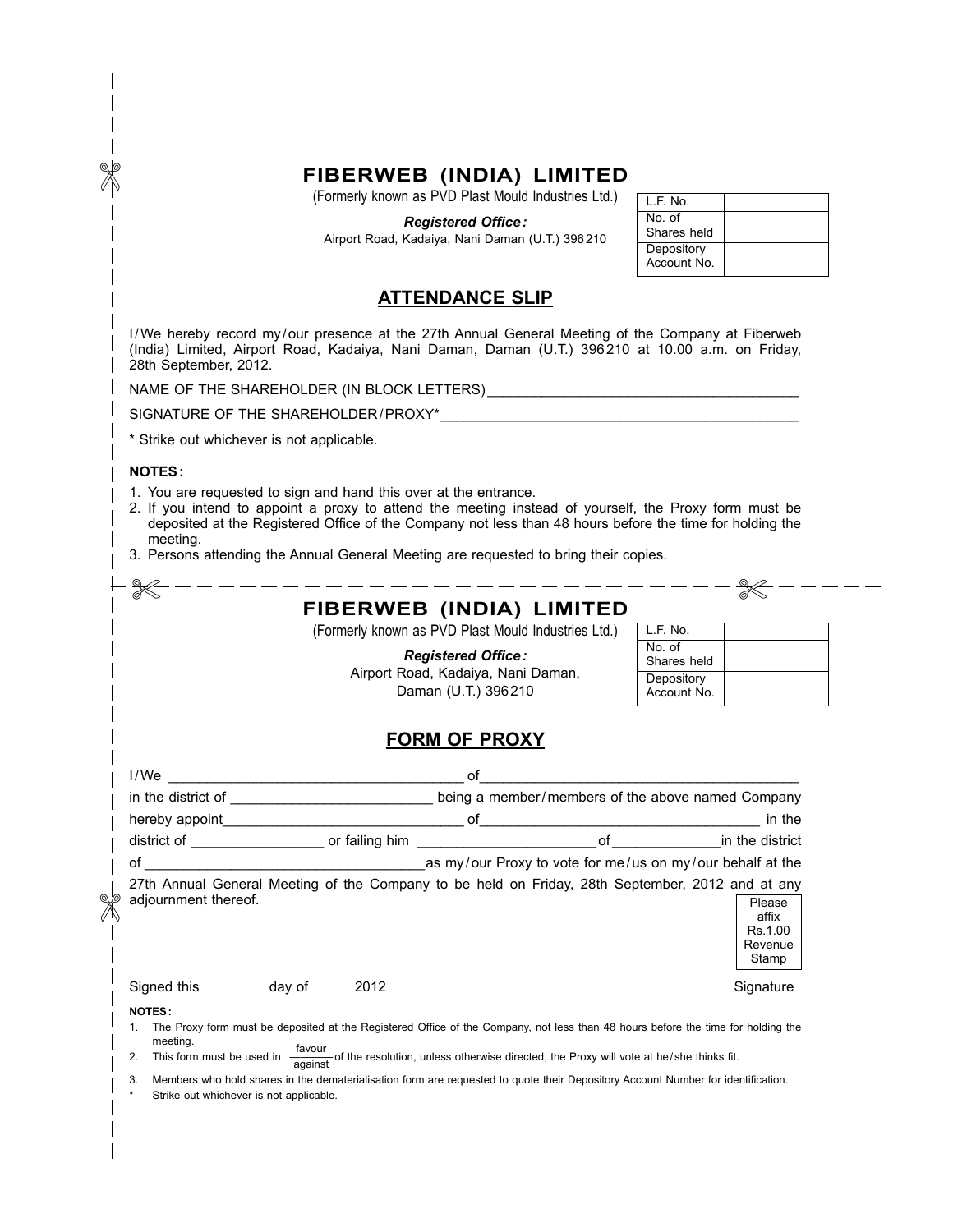# FIBERWEB (INDIA) LIMITED

(Formerly known as PVD Plast Mould Industries Ltd.)

***Registered Office:***

Airport Road, Kadaiya, Nani Daman (U.T.) 396 210

| | |
|---|---|
| L.F. No. | |
| No. of Shares held | |
| Depository Account No. | |

## ATTENDANCE SLIP

I/We hereby record my/our presence at the 27th Annual General Meeting of the Company at Fiberweb (India) Limited, Airport Road, Kadaiya, Nani Daman, Daman (U.T.) 396 210 at 10.00 a.m. on Friday, 28th September, 2012.

NAME OF THE SHAREHOLDER (IN BLOCK LETTERS)________________________________________

SIGNATURE OF THE SHAREHOLDER/PROXY*_____________________________________________

\* Strike out whichever is not applicable.

**NOTES:**

1. You are requested to sign and hand this over at the entrance.
2. If you intend to appoint a proxy to attend the meeting instead of yourself, the Proxy form must be deposited at the Registered Office of the Company not less than 48 hours before the time for holding the meeting.
3. Persons attending the Annual General Meeting are requested to bring their copies.

---

# FIBERWEB (INDIA) LIMITED

(Formerly known as PVD Plast Mould Industries Ltd.)

***Registered Office:***

Airport Road, Kadaiya, Nani Daman, Daman (U.T.) 396 210

| | |
|---|---|
| L.F. No. | |
| No. of Shares held | |
| Depository Account No. | |

## FORM OF PROXY

I/We _____________________________________ of_________________________________________ in the district of __________________________ being a member/members of the above named Company hereby appoint_______________________________ of____________________________________ in the district of _________________ or failing him _______________________of______________in the district of ___________________________________as my/our Proxy to vote for me/us on my/our behalf at the 27th Annual General Meeting of the Company to be held on Friday, 28th September, 2012 and at any adjournment thereof.

Please affix Rs.1.00 Revenue Stamp

Signed this &nbsp;&nbsp;&nbsp;&nbsp; day of &nbsp;&nbsp;&nbsp;&nbsp; 2012 &nbsp;&nbsp;&nbsp;&nbsp; Signature

**NOTES:**

1. The Proxy form must be deposited at the Registered Office of the Company, not less than 48 hours before the time for holding the meeting.
2. This form must be used in favour/against of the resolution, unless otherwise directed, the Proxy will vote at he/she thinks fit.
3. Members who hold shares in the dematerialisation form are requested to quote their Depository Account Number for identification.

\* Strike out whichever is not applicable.